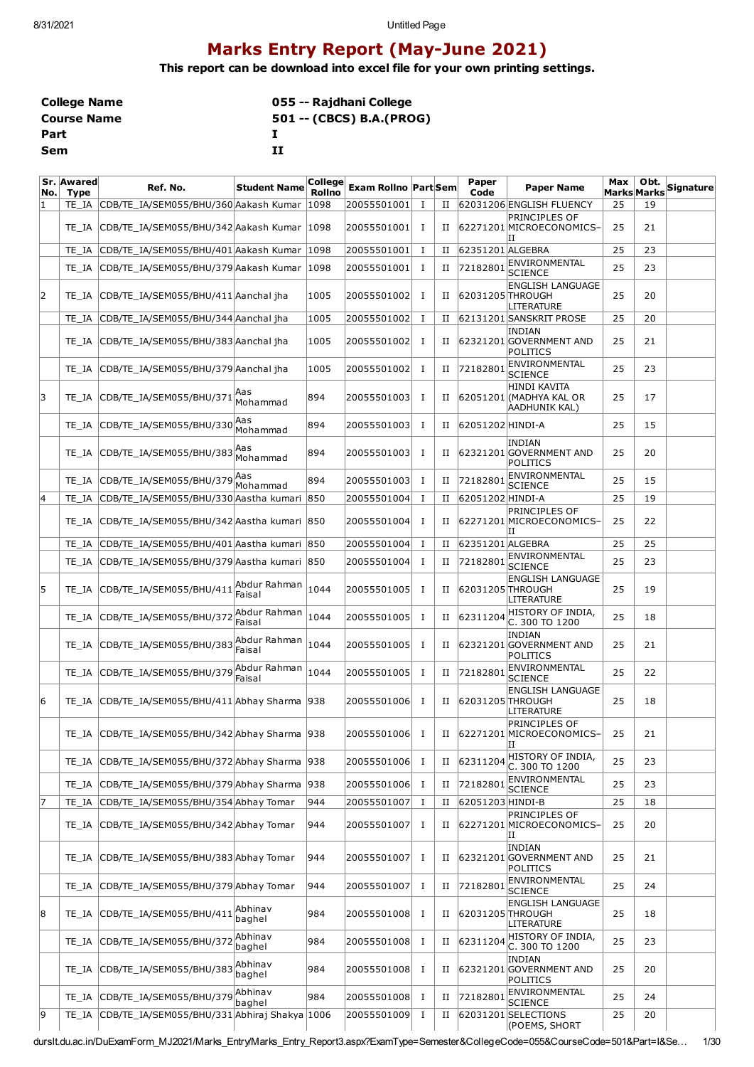# Marks Entry Report (May-June 2021)

**This report can be download into excel file for your own printing settings.**

| | |
|---|---|
| **College Name** | **055 -- Rajdhani College** |
| **Course Name** | **501 -- (CBCS) B.A.(PROG)** |
| **Part** | **I** |
| **Sem** | **II** |

| Sr. No. | Awared Type | Ref. No. | Student Name | College Rollno | Exam Rollno | Part | Sem | Paper Code | Paper Name | Max Marks | Obt. Marks | Signature |
|---|---|---|---|---|---|---|---|---|---|---|---|---|
| 1 | TE_IA | CDB/TE_IA/SEM055/BHU/360 | Aakash Kumar | 1098 | 20055501001 | I | II | 62031206 | ENGLISH FLUENCY | 25 | 19 | |
| | TE_IA | CDB/TE_IA/SEM055/BHU/342 | Aakash Kumar | 1098 | 20055501001 | I | II | 62271201 | PRINCIPLES OF MICROECONOMICS-II | 25 | 21 | |
| | TE_IA | CDB/TE_IA/SEM055/BHU/401 | Aakash Kumar | 1098 | 20055501001 | I | II | 62351201 | ALGEBRA | 25 | 23 | |
| | TE_IA | CDB/TE_IA/SEM055/BHU/379 | Aakash Kumar | 1098 | 20055501001 | I | II | 72182801 | ENVIRONMENTAL SCIENCE | 25 | 23 | |
| 2 | TE_IA | CDB/TE_IA/SEM055/BHU/411 | Aanchal jha | 1005 | 20055501002 | I | II | 62031205 | ENGLISH LANGUAGE THROUGH LITERATURE | 25 | 20 | |
| | TE_IA | CDB/TE_IA/SEM055/BHU/344 | Aanchal jha | 1005 | 20055501002 | I | II | 62131201 | SANSKRIT PROSE | 25 | 20 | |
| | TE_IA | CDB/TE_IA/SEM055/BHU/383 | Aanchal jha | 1005 | 20055501002 | I | II | 62321201 | INDIAN GOVERNMENT AND POLITICS | 25 | 21 | |
| | TE_IA | CDB/TE_IA/SEM055/BHU/379 | Aanchal jha | 1005 | 20055501002 | I | II | 72182801 | ENVIRONMENTAL SCIENCE | 25 | 23 | |
| 3 | TE_IA | CDB/TE_IA/SEM055/BHU/371 | Aas Mohammad | 894 | 20055501003 | I | II | 62051201 | HINDI KAVITA (MADHYA KAL OR AADHUNIK KAL) | 25 | 17 | |
| | TE_IA | CDB/TE_IA/SEM055/BHU/330 | Aas Mohammad | 894 | 20055501003 | I | II | 62051202 | HINDI-A | 25 | 15 | |
| | TE_IA | CDB/TE_IA/SEM055/BHU/383 | Aas Mohammad | 894 | 20055501003 | I | II | 62321201 | INDIAN GOVERNMENT AND POLITICS | 25 | 20 | |
| | TE_IA | CDB/TE_IA/SEM055/BHU/379 | Aas Mohammad | 894 | 20055501003 | I | II | 72182801 | ENVIRONMENTAL SCIENCE | 25 | 15 | |
| 4 | TE_IA | CDB/TE_IA/SEM055/BHU/330 | Aastha kumari | 850 | 20055501004 | I | II | 62051202 | HINDI-A | 25 | 19 | |
| | TE_IA | CDB/TE_IA/SEM055/BHU/342 | Aastha kumari | 850 | 20055501004 | I | II | 62271201 | PRINCIPLES OF MICROECONOMICS-II | 25 | 22 | |
| | TE_IA | CDB/TE_IA/SEM055/BHU/401 | Aastha kumari | 850 | 20055501004 | I | II | 62351201 | ALGEBRA | 25 | 25 | |
| | TE_IA | CDB/TE_IA/SEM055/BHU/379 | Aastha kumari | 850 | 20055501004 | I | II | 72182801 | ENVIRONMENTAL SCIENCE | 25 | 23 | |
| 5 | TE_IA | CDB/TE_IA/SEM055/BHU/411 | Abdur Rahman Faisal | 1044 | 20055501005 | I | II | 62031205 | ENGLISH LANGUAGE THROUGH LITERATURE | 25 | 19 | |
| | TE_IA | CDB/TE_IA/SEM055/BHU/372 | Abdur Rahman Faisal | 1044 | 20055501005 | I | II | 62311204 | HISTORY OF INDIA, C. 300 TO 1200 | 25 | 18 | |
| | TE_IA | CDB/TE_IA/SEM055/BHU/383 | Abdur Rahman Faisal | 1044 | 20055501005 | I | II | 62321201 | INDIAN GOVERNMENT AND POLITICS | 25 | 21 | |
| | TE_IA | CDB/TE_IA/SEM055/BHU/379 | Abdur Rahman Faisal | 1044 | 20055501005 | I | II | 72182801 | ENVIRONMENTAL SCIENCE | 25 | 22 | |
| 6 | TE_IA | CDB/TE_IA/SEM055/BHU/411 | Abhay Sharma | 938 | 20055501006 | I | II | 62031205 | ENGLISH LANGUAGE THROUGH LITERATURE | 25 | 18 | |
| | TE_IA | CDB/TE_IA/SEM055/BHU/342 | Abhay Sharma | 938 | 20055501006 | I | II | 62271201 | PRINCIPLES OF MICROECONOMICS-II | 25 | 21 | |
| | TE_IA | CDB/TE_IA/SEM055/BHU/372 | Abhay Sharma | 938 | 20055501006 | I | II | 62311204 | HISTORY OF INDIA, C. 300 TO 1200 | 25 | 23 | |
| | TE_IA | CDB/TE_IA/SEM055/BHU/379 | Abhay Sharma | 938 | 20055501006 | I | II | 72182801 | ENVIRONMENTAL SCIENCE | 25 | 23 | |
| 7 | TE_IA | CDB/TE_IA/SEM055/BHU/354 | Abhay Tomar | 944 | 20055501007 | I | II | 62051203 | HINDI-B | 25 | 18 | |
| | TE_IA | CDB/TE_IA/SEM055/BHU/342 | Abhay Tomar | 944 | 20055501007 | I | II | 62271201 | PRINCIPLES OF MICROECONOMICS-II | 25 | 20 | |
| | TE_IA | CDB/TE_IA/SEM055/BHU/383 | Abhay Tomar | 944 | 20055501007 | I | II | 62321201 | INDIAN GOVERNMENT AND POLITICS | 25 | 21 | |
| | TE_IA | CDB/TE_IA/SEM055/BHU/379 | Abhay Tomar | 944 | 20055501007 | I | II | 72182801 | ENVIRONMENTAL SCIENCE | 25 | 24 | |
| 8 | TE_IA | CDB/TE_IA/SEM055/BHU/411 | Abhinav baghel | 984 | 20055501008 | I | II | 62031205 | ENGLISH LANGUAGE THROUGH LITERATURE | 25 | 18 | |
| | TE_IA | CDB/TE_IA/SEM055/BHU/372 | Abhinav baghel | 984 | 20055501008 | I | II | 62311204 | HISTORY OF INDIA, C. 300 TO 1200 | 25 | 23 | |
| | TE_IA | CDB/TE_IA/SEM055/BHU/383 | Abhinav baghel | 984 | 20055501008 | I | II | 62321201 | INDIAN GOVERNMENT AND POLITICS | 25 | 20 | |
| | TE_IA | CDB/TE_IA/SEM055/BHU/379 | Abhinav baghel | 984 | 20055501008 | I | II | 72182801 | ENVIRONMENTAL SCIENCE | 25 | 24 | |
| 9 | TE_IA | CDB/TE_IA/SEM055/BHU/331 | Abhiraj Shakya | 1006 | 20055501009 | I | II | 62031201 | SELECTIONS (POEMS, SHORT | 25 | 20 | |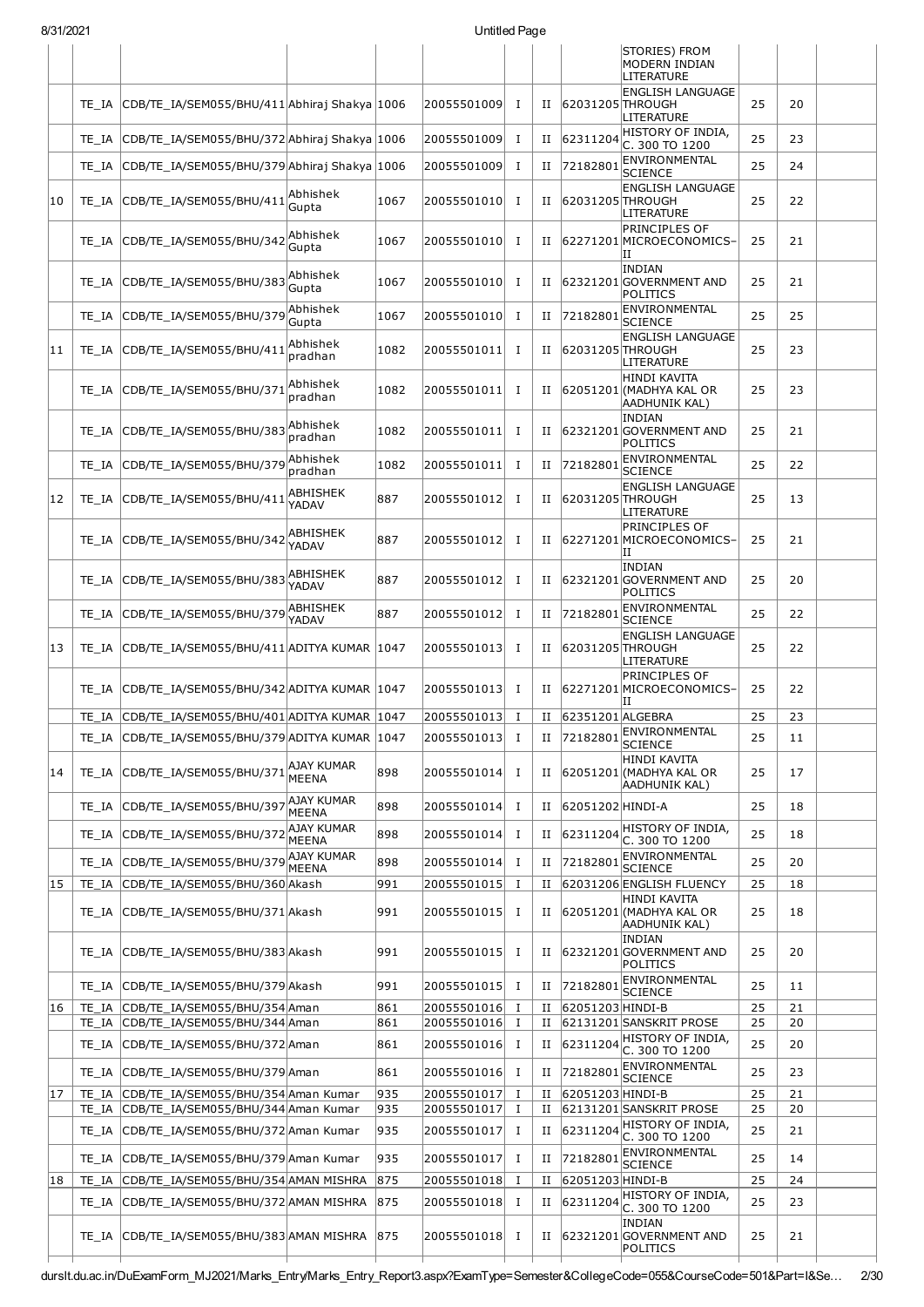| | | | | | | | | | | | | |
|---|---|---|---|---|---|---|---|---|---|---|---|---|
| | | | | | | | | | STORIES) FROM MODERN INDIAN LITERATURE | | | |
| | TE_IA | CDB/TE_IA/SEM055/BHU/411 | Abhiraj Shakya | 1006 | 20055501009 | I | II | 62031205 | ENGLISH LANGUAGE THROUGH LITERATURE | 25 | 20 | |
| | TE_IA | CDB/TE_IA/SEM055/BHU/372 | Abhiraj Shakya | 1006 | 20055501009 | I | II | 62311204 | HISTORY OF INDIA, C. 300 TO 1200 | 25 | 23 | |
| | TE_IA | CDB/TE_IA/SEM055/BHU/379 | Abhiraj Shakya | 1006 | 20055501009 | I | II | 72182801 | ENVIRONMENTAL SCIENCE | 25 | 24 | |
| 10 | TE_IA | CDB/TE_IA/SEM055/BHU/411 | Abhishek Gupta | 1067 | 20055501010 | I | II | 62031205 | ENGLISH LANGUAGE THROUGH LITERATURE | 25 | 22 | |
| | TE_IA | CDB/TE_IA/SEM055/BHU/342 | Abhishek Gupta | 1067 | 20055501010 | I | II | 62271201 | PRINCIPLES OF MICROECONOMICS-II | 25 | 21 | |
| | TE_IA | CDB/TE_IA/SEM055/BHU/383 | Abhishek Gupta | 1067 | 20055501010 | I | II | 62321201 | INDIAN GOVERNMENT AND POLITICS | 25 | 21 | |
| | TE_IA | CDB/TE_IA/SEM055/BHU/379 | Abhishek Gupta | 1067 | 20055501010 | I | II | 72182801 | ENVIRONMENTAL SCIENCE | 25 | 25 | |
| 11 | TE_IA | CDB/TE_IA/SEM055/BHU/411 | Abhishek pradhan | 1082 | 20055501011 | I | II | 62031205 | ENGLISH LANGUAGE THROUGH LITERATURE | 25 | 23 | |
| | TE_IA | CDB/TE_IA/SEM055/BHU/371 | Abhishek pradhan | 1082 | 20055501011 | I | II | 62051201 | HINDI KAVITA (MADHYA KAL OR AADHUNIK KAL) | 25 | 23 | |
| | TE_IA | CDB/TE_IA/SEM055/BHU/383 | Abhishek pradhan | 1082 | 20055501011 | I | II | 62321201 | INDIAN GOVERNMENT AND POLITICS | 25 | 21 | |
| | TE_IA | CDB/TE_IA/SEM055/BHU/379 | Abhishek pradhan | 1082 | 20055501011 | I | II | 72182801 | ENVIRONMENTAL SCIENCE | 25 | 22 | |
| 12 | TE_IA | CDB/TE_IA/SEM055/BHU/411 | ABHISHEK YADAV | 887 | 20055501012 | I | II | 62031205 | ENGLISH LANGUAGE THROUGH LITERATURE | 25 | 13 | |
| | TE_IA | CDB/TE_IA/SEM055/BHU/342 | ABHISHEK YADAV | 887 | 20055501012 | I | II | 62271201 | PRINCIPLES OF MICROECONOMICS-II | 25 | 21 | |
| | TE_IA | CDB/TE_IA/SEM055/BHU/383 | ABHISHEK YADAV | 887 | 20055501012 | I | II | 62321201 | INDIAN GOVERNMENT AND POLITICS | 25 | 20 | |
| | TE_IA | CDB/TE_IA/SEM055/BHU/379 | ABHISHEK YADAV | 887 | 20055501012 | I | II | 72182801 | ENVIRONMENTAL SCIENCE | 25 | 22 | |
| 13 | TE_IA | CDB/TE_IA/SEM055/BHU/411 | ADITYA KUMAR | 1047 | 20055501013 | I | II | 62031205 | ENGLISH LANGUAGE THROUGH LITERATURE | 25 | 22 | |
| | TE_IA | CDB/TE_IA/SEM055/BHU/342 | ADITYA KUMAR | 1047 | 20055501013 | I | II | 62271201 | PRINCIPLES OF MICROECONOMICS-II | 25 | 22 | |
| | TE_IA | CDB/TE_IA/SEM055/BHU/401 | ADITYA KUMAR | 1047 | 20055501013 | I | II | 62351201 | ALGEBRA | 25 | 23 | |
| | TE_IA | CDB/TE_IA/SEM055/BHU/379 | ADITYA KUMAR | 1047 | 20055501013 | I | II | 72182801 | ENVIRONMENTAL SCIENCE | 25 | 11 | |
| 14 | TE_IA | CDB/TE_IA/SEM055/BHU/371 | AJAY KUMAR MEENA | 898 | 20055501014 | I | II | 62051201 | HINDI KAVITA (MADHYA KAL OR AADHUNIK KAL) | 25 | 17 | |
| | TE_IA | CDB/TE_IA/SEM055/BHU/397 | AJAY KUMAR MEENA | 898 | 20055501014 | I | II | 62051202 | HINDI-A | 25 | 18 | |
| | TE_IA | CDB/TE_IA/SEM055/BHU/372 | AJAY KUMAR MEENA | 898 | 20055501014 | I | II | 62311204 | HISTORY OF INDIA, C. 300 TO 1200 | 25 | 18 | |
| | TE_IA | CDB/TE_IA/SEM055/BHU/379 | AJAY KUMAR MEENA | 898 | 20055501014 | I | II | 72182801 | ENVIRONMENTAL SCIENCE | 25 | 20 | |
| 15 | TE_IA | CDB/TE_IA/SEM055/BHU/360 | Akash | 991 | 20055501015 | I | II | 62031206 | ENGLISH FLUENCY | 25 | 18 | |
| | TE_IA | CDB/TE_IA/SEM055/BHU/371 | Akash | 991 | 20055501015 | I | II | 62051201 | HINDI KAVITA (MADHYA KAL OR AADHUNIK KAL) | 25 | 18 | |
| | TE_IA | CDB/TE_IA/SEM055/BHU/383 | Akash | 991 | 20055501015 | I | II | 62321201 | INDIAN GOVERNMENT AND POLITICS | 25 | 20 | |
| | TE_IA | CDB/TE_IA/SEM055/BHU/379 | Akash | 991 | 20055501015 | I | II | 72182801 | ENVIRONMENTAL SCIENCE | 25 | 11 | |
| 16 | TE_IA | CDB/TE_IA/SEM055/BHU/354 | Aman | 861 | 20055501016 | I | II | 62051203 | HINDI-B | 25 | 21 | |
| | TE_IA | CDB/TE_IA/SEM055/BHU/344 | Aman | 861 | 20055501016 | I | II | 62131201 | SANSKRIT PROSE | 25 | 20 | |
| | TE_IA | CDB/TE_IA/SEM055/BHU/372 | Aman | 861 | 20055501016 | I | II | 62311204 | HISTORY OF INDIA, C. 300 TO 1200 | 25 | 20 | |
| | TE_IA | CDB/TE_IA/SEM055/BHU/379 | Aman | 861 | 20055501016 | I | II | 72182801 | ENVIRONMENTAL SCIENCE | 25 | 23 | |
| 17 | TE_IA | CDB/TE_IA/SEM055/BHU/354 | Aman Kumar | 935 | 20055501017 | I | II | 62051203 | HINDI-B | 25 | 21 | |
| | TE_IA | CDB/TE_IA/SEM055/BHU/344 | Aman Kumar | 935 | 20055501017 | I | II | 62131201 | SANSKRIT PROSE | 25 | 20 | |
| | TE_IA | CDB/TE_IA/SEM055/BHU/372 | Aman Kumar | 935 | 20055501017 | I | II | 62311204 | HISTORY OF INDIA, C. 300 TO 1200 | 25 | 21 | |
| | TE_IA | CDB/TE_IA/SEM055/BHU/379 | Aman Kumar | 935 | 20055501017 | I | II | 72182801 | ENVIRONMENTAL SCIENCE | 25 | 14 | |
| 18 | TE_IA | CDB/TE_IA/SEM055/BHU/354 | AMAN MISHRA | 875 | 20055501018 | I | II | 62051203 | HINDI-B | 25 | 24 | |
| | TE_IA | CDB/TE_IA/SEM055/BHU/372 | AMAN MISHRA | 875 | 20055501018 | I | II | 62311204 | HISTORY OF INDIA, C. 300 TO 1200 | 25 | 23 | |
| | TE_IA | CDB/TE_IA/SEM055/BHU/383 | AMAN MISHRA | 875 | 20055501018 | I | II | 62321201 | INDIAN GOVERNMENT AND POLITICS | 25 | 21 | |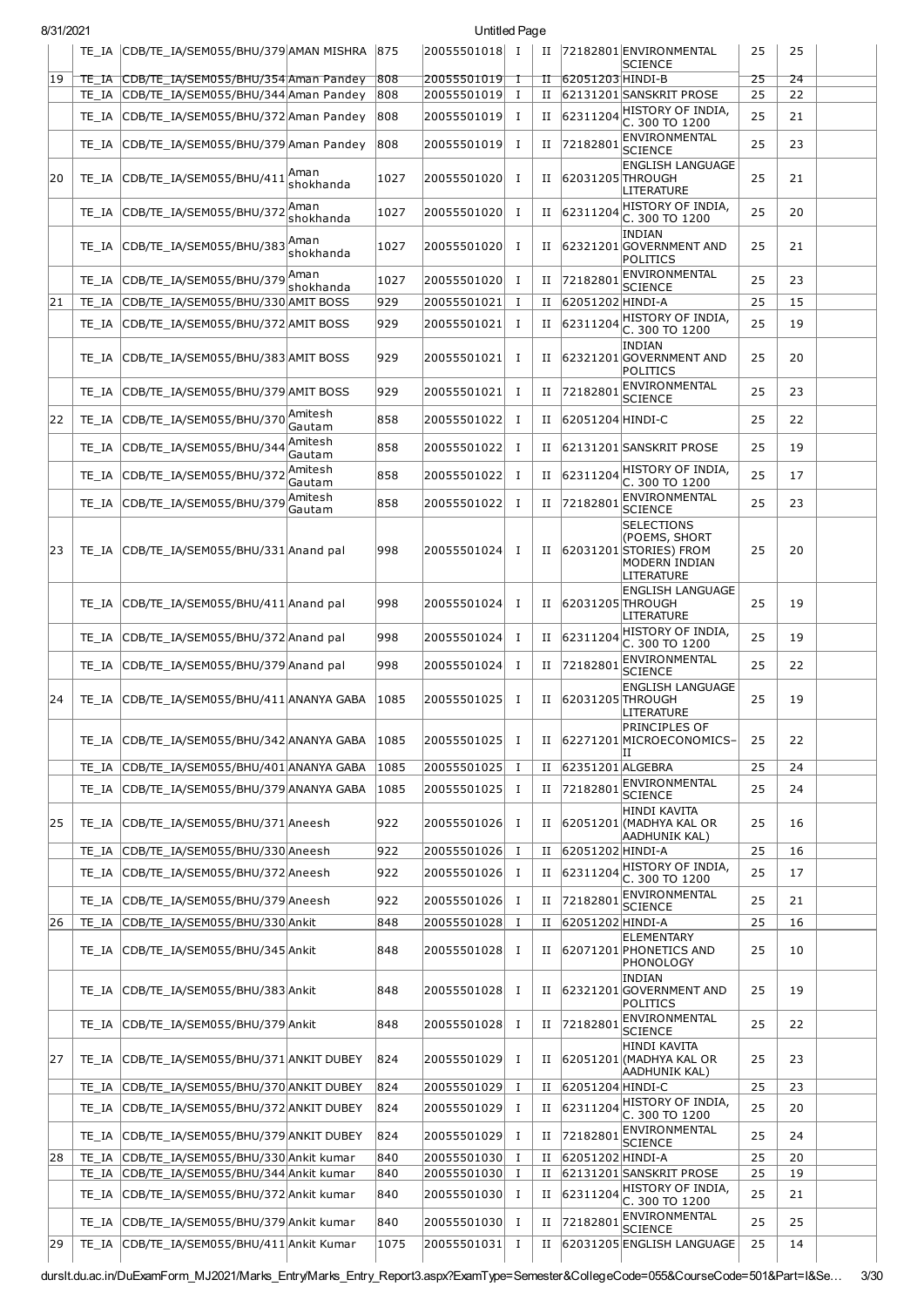| | TE_IA | CDB/TE_IA/SEM055/BHU/379 | AMAN MISHRA | 875 | 20055501018 | I | II | 72182801 | ENVIRONMENTAL SCIENCE | 25 | 25 | |
|---|---|---|---|---|---|---|---|---|---|---|---|---|
| 19 | TE_IA | CDB/TE_IA/SEM055/BHU/354 | Aman Pandey | 808 | 20055501019 | I | II | 62051203 | HINDI-B | 25 | 24 | |
| | TE_IA | CDB/TE_IA/SEM055/BHU/344 | Aman Pandey | 808 | 20055501019 | I | II | 62131201 | SANSKRIT PROSE | 25 | 22 | |
| | TE_IA | CDB/TE_IA/SEM055/BHU/372 | Aman Pandey | 808 | 20055501019 | I | II | 62311204 | HISTORY OF INDIA, C. 300 TO 1200 | 25 | 21 | |
| | TE_IA | CDB/TE_IA/SEM055/BHU/379 | Aman Pandey | 808 | 20055501019 | I | II | 72182801 | ENVIRONMENTAL SCIENCE | 25 | 23 | |
| 20 | TE_IA | CDB/TE_IA/SEM055/BHU/411 | Aman shokhanda | 1027 | 20055501020 | I | II | 62031205 | ENGLISH LANGUAGE THROUGH LITERATURE | 25 | 21 | |
| | TE_IA | CDB/TE_IA/SEM055/BHU/372 | Aman shokhanda | 1027 | 20055501020 | I | II | 62311204 | HISTORY OF INDIA, C. 300 TO 1200 | 25 | 20 | |
| | TE_IA | CDB/TE_IA/SEM055/BHU/383 | Aman shokhanda | 1027 | 20055501020 | I | II | 62321201 | INDIAN GOVERNMENT AND POLITICS | 25 | 21 | |
| | TE_IA | CDB/TE_IA/SEM055/BHU/379 | Aman shokhanda | 1027 | 20055501020 | I | II | 72182801 | ENVIRONMENTAL SCIENCE | 25 | 23 | |
| 21 | TE_IA | CDB/TE_IA/SEM055/BHU/330 | AMIT BOSS | 929 | 20055501021 | I | II | 62051202 | HINDI-A | 25 | 15 | |
| | TE_IA | CDB/TE_IA/SEM055/BHU/372 | AMIT BOSS | 929 | 20055501021 | I | II | 62311204 | HISTORY OF INDIA, C. 300 TO 1200 | 25 | 19 | |
| | TE_IA | CDB/TE_IA/SEM055/BHU/383 | AMIT BOSS | 929 | 20055501021 | I | II | 62321201 | INDIAN GOVERNMENT AND POLITICS | 25 | 20 | |
| | TE_IA | CDB/TE_IA/SEM055/BHU/379 | AMIT BOSS | 929 | 20055501021 | I | II | 72182801 | ENVIRONMENTAL SCIENCE | 25 | 23 | |
| 22 | TE_IA | CDB/TE_IA/SEM055/BHU/370 | Amitesh Gautam | 858 | 20055501022 | I | II | 62051204 | HINDI-C | 25 | 22 | |
| | TE_IA | CDB/TE_IA/SEM055/BHU/344 | Amitesh Gautam | 858 | 20055501022 | I | II | 62131201 | SANSKRIT PROSE | 25 | 19 | |
| | TE_IA | CDB/TE_IA/SEM055/BHU/372 | Amitesh Gautam | 858 | 20055501022 | I | II | 62311204 | HISTORY OF INDIA, C. 300 TO 1200 | 25 | 17 | |
| | TE_IA | CDB/TE_IA/SEM055/BHU/379 | Amitesh Gautam | 858 | 20055501022 | I | II | 72182801 | ENVIRONMENTAL SCIENCE | 25 | 23 | |
| 23 | TE_IA | CDB/TE_IA/SEM055/BHU/331 | Anand pal | 998 | 20055501024 | I | II | 62031201 | SELECTIONS (POEMS, SHORT STORIES) FROM MODERN INDIAN LITERATURE | 25 | 20 | |
| | TE_IA | CDB/TE_IA/SEM055/BHU/411 | Anand pal | 998 | 20055501024 | I | II | 62031205 | ENGLISH LANGUAGE THROUGH LITERATURE | 25 | 19 | |
| | TE_IA | CDB/TE_IA/SEM055/BHU/372 | Anand pal | 998 | 20055501024 | I | II | 62311204 | HISTORY OF INDIA, C. 300 TO 1200 | 25 | 19 | |
| | TE_IA | CDB/TE_IA/SEM055/BHU/379 | Anand pal | 998 | 20055501024 | I | II | 72182801 | ENVIRONMENTAL SCIENCE | 25 | 22 | |
| 24 | TE_IA | CDB/TE_IA/SEM055/BHU/411 | ANANYA GABA | 1085 | 20055501025 | I | II | 62031205 | ENGLISH LANGUAGE THROUGH LITERATURE | 25 | 19 | |
| | TE_IA | CDB/TE_IA/SEM055/BHU/342 | ANANYA GABA | 1085 | 20055501025 | I | II | 62271201 | PRINCIPLES OF MICROECONOMICS-II | 25 | 22 | |
| | TE_IA | CDB/TE_IA/SEM055/BHU/401 | ANANYA GABA | 1085 | 20055501025 | I | II | 62351201 | ALGEBRA | 25 | 24 | |
| | TE_IA | CDB/TE_IA/SEM055/BHU/379 | ANANYA GABA | 1085 | 20055501025 | I | II | 72182801 | ENVIRONMENTAL SCIENCE | 25 | 24 | |
| 25 | TE_IA | CDB/TE_IA/SEM055/BHU/371 | Aneesh | 922 | 20055501026 | I | II | 62051201 | HINDI KAVITA (MADHYA KAL OR AADHUNIK KAL) | 25 | 16 | |
| | TE_IA | CDB/TE_IA/SEM055/BHU/330 | Aneesh | 922 | 20055501026 | I | II | 62051202 | HINDI-A | 25 | 16 | |
| | TE_IA | CDB/TE_IA/SEM055/BHU/372 | Aneesh | 922 | 20055501026 | I | II | 62311204 | HISTORY OF INDIA, C. 300 TO 1200 | 25 | 17 | |
| | TE_IA | CDB/TE_IA/SEM055/BHU/379 | Aneesh | 922 | 20055501026 | I | II | 72182801 | ENVIRONMENTAL SCIENCE | 25 | 21 | |
| 26 | TE_IA | CDB/TE_IA/SEM055/BHU/330 | Ankit | 848 | 20055501028 | I | II | 62051202 | HINDI-A | 25 | 16 | |
| | TE_IA | CDB/TE_IA/SEM055/BHU/345 | Ankit | 848 | 20055501028 | I | II | 62071201 | ELEMENTARY PHONETICS AND PHONOLOGY | 25 | 10 | |
| | TE_IA | CDB/TE_IA/SEM055/BHU/383 | Ankit | 848 | 20055501028 | I | II | 62321201 | INDIAN GOVERNMENT AND POLITICS | 25 | 19 | |
| | TE_IA | CDB/TE_IA/SEM055/BHU/379 | Ankit | 848 | 20055501028 | I | II | 72182801 | ENVIRONMENTAL SCIENCE | 25 | 22 | |
| 27 | TE_IA | CDB/TE_IA/SEM055/BHU/371 | ANKIT DUBEY | 824 | 20055501029 | I | II | 62051201 | HINDI KAVITA (MADHYA KAL OR AADHUNIK KAL) | 25 | 23 | |
| | TE_IA | CDB/TE_IA/SEM055/BHU/370 | ANKIT DUBEY | 824 | 20055501029 | I | II | 62051204 | HINDI-C | 25 | 23 | |
| | TE_IA | CDB/TE_IA/SEM055/BHU/372 | ANKIT DUBEY | 824 | 20055501029 | I | II | 62311204 | HISTORY OF INDIA, C. 300 TO 1200 | 25 | 20 | |
| | TE_IA | CDB/TE_IA/SEM055/BHU/379 | ANKIT DUBEY | 824 | 20055501029 | I | II | 72182801 | ENVIRONMENTAL SCIENCE | 25 | 24 | |
| 28 | TE_IA | CDB/TE_IA/SEM055/BHU/330 | Ankit kumar | 840 | 20055501030 | I | II | 62051202 | HINDI-A | 25 | 20 | |
| | TE_IA | CDB/TE_IA/SEM055/BHU/344 | Ankit kumar | 840 | 20055501030 | I | II | 62131201 | SANSKRIT PROSE | 25 | 19 | |
| | TE_IA | CDB/TE_IA/SEM055/BHU/372 | Ankit kumar | 840 | 20055501030 | I | II | 62311204 | HISTORY OF INDIA, C. 300 TO 1200 | 25 | 21 | |
| | TE_IA | CDB/TE_IA/SEM055/BHU/379 | Ankit kumar | 840 | 20055501030 | I | II | 72182801 | ENVIRONMENTAL SCIENCE | 25 | 25 | |
| 29 | TE_IA | CDB/TE_IA/SEM055/BHU/411 | Ankit Kumar | 1075 | 20055501031 | I | II | 62031205 | ENGLISH LANGUAGE | 25 | 14 | |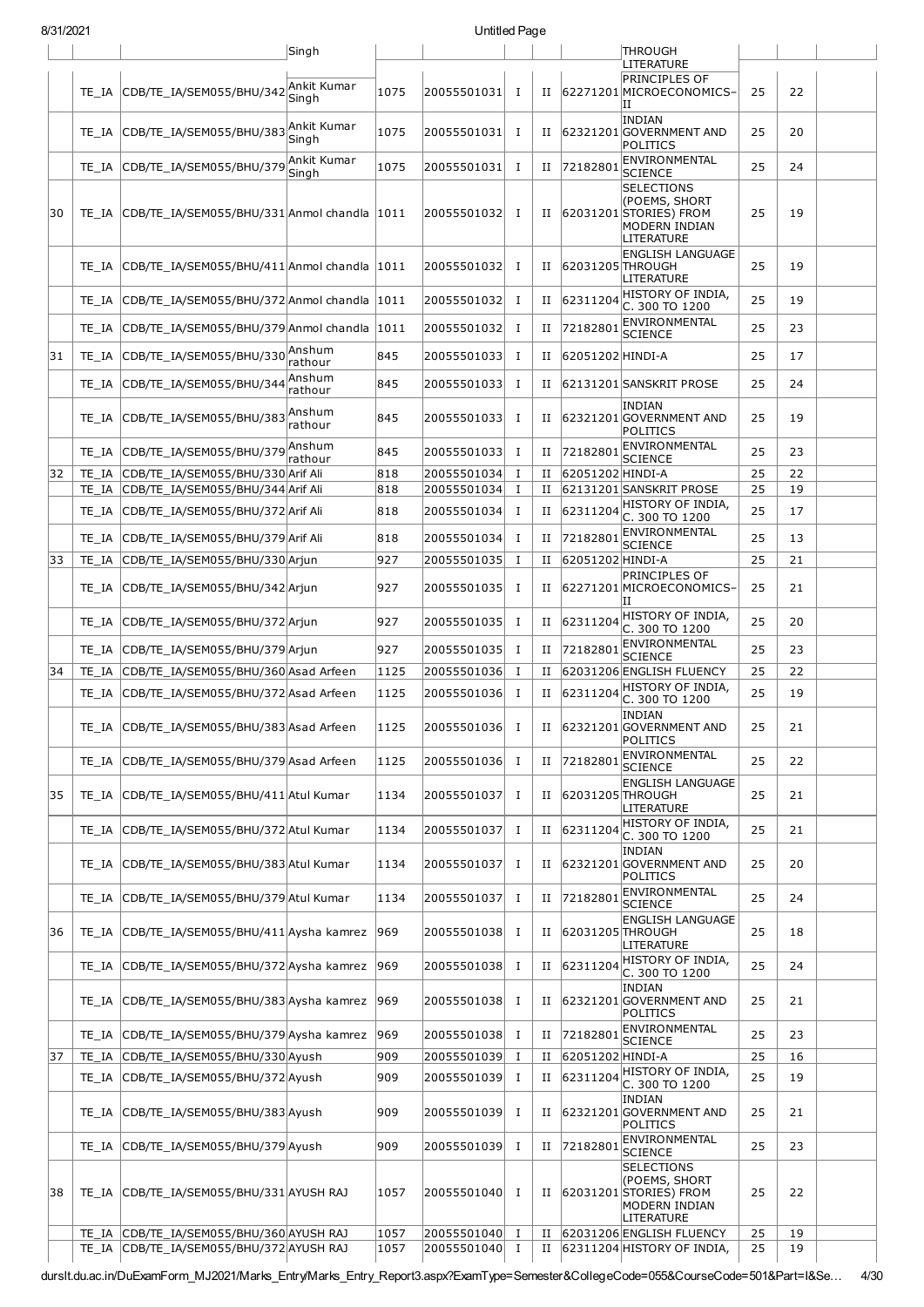| | | | Singh | | | | | | THROUGH LITERATURE | | | |
|---|---|---|---|---|---|---|---|---|---|---|---|---|
| | TE_IA | CDB/TE_IA/SEM055/BHU/342 | Ankit Kumar Singh | 1075 | 20055501031 | I | II | 62271201 | PRINCIPLES OF MICROECONOMICS–II | 25 | 22 | |
| | TE_IA | CDB/TE_IA/SEM055/BHU/383 | Ankit Kumar Singh | 1075 | 20055501031 | I | II | 62321201 | INDIAN GOVERNMENT AND POLITICS | 25 | 20 | |
| | TE_IA | CDB/TE_IA/SEM055/BHU/379 | Ankit Kumar Singh | 1075 | 20055501031 | I | II | 72182801 | ENVIRONMENTAL SCIENCE | 25 | 24 | |
| 30 | TE_IA | CDB/TE_IA/SEM055/BHU/331 | Anmol chandla | 1011 | 20055501032 | I | II | 62031201 | SELECTIONS (POEMS, SHORT STORIES) FROM MODERN INDIAN LITERATURE | 25 | 19 | |
| | TE_IA | CDB/TE_IA/SEM055/BHU/411 | Anmol chandla | 1011 | 20055501032 | I | II | 62031205 | ENGLISH LANGUAGE THROUGH LITERATURE | 25 | 19 | |
| | TE_IA | CDB/TE_IA/SEM055/BHU/372 | Anmol chandla | 1011 | 20055501032 | I | II | 62311204 | HISTORY OF INDIA, C. 300 TO 1200 | 25 | 19 | |
| | TE_IA | CDB/TE_IA/SEM055/BHU/379 | Anmol chandla | 1011 | 20055501032 | I | II | 72182801 | ENVIRONMENTAL SCIENCE | 25 | 23 | |
| 31 | TE_IA | CDB/TE_IA/SEM055/BHU/330 | Anshum rathour | 845 | 20055501033 | I | II | 62051202 | HINDI-A | 25 | 17 | |
| | TE_IA | CDB/TE_IA/SEM055/BHU/344 | Anshum rathour | 845 | 20055501033 | I | II | 62131201 | SANSKRIT PROSE | 25 | 24 | |
| | TE_IA | CDB/TE_IA/SEM055/BHU/383 | Anshum rathour | 845 | 20055501033 | I | II | 62321201 | INDIAN GOVERNMENT AND POLITICS | 25 | 19 | |
| | TE_IA | CDB/TE_IA/SEM055/BHU/379 | Anshum rathour | 845 | 20055501033 | I | II | 72182801 | ENVIRONMENTAL SCIENCE | 25 | 23 | |
| 32 | TE_IA | CDB/TE_IA/SEM055/BHU/330 | Arif Ali | 818 | 20055501034 | I | II | 62051202 | HINDI-A | 25 | 22 | |
| | TE_IA | CDB/TE_IA/SEM055/BHU/344 | Arif Ali | 818 | 20055501034 | I | II | 62131201 | SANSKRIT PROSE | 25 | 19 | |
| | TE_IA | CDB/TE_IA/SEM055/BHU/372 | Arif Ali | 818 | 20055501034 | I | II | 62311204 | HISTORY OF INDIA, C. 300 TO 1200 | 25 | 17 | |
| | TE_IA | CDB/TE_IA/SEM055/BHU/379 | Arif Ali | 818 | 20055501034 | I | II | 72182801 | ENVIRONMENTAL SCIENCE | 25 | 13 | |
| 33 | TE_IA | CDB/TE_IA/SEM055/BHU/330 | Arjun | 927 | 20055501035 | I | II | 62051202 | HINDI-A | 25 | 21 | |
| | TE_IA | CDB/TE_IA/SEM055/BHU/342 | Arjun | 927 | 20055501035 | I | II | 62271201 | PRINCIPLES OF MICROECONOMICS–II | 25 | 21 | |
| | TE_IA | CDB/TE_IA/SEM055/BHU/372 | Arjun | 927 | 20055501035 | I | II | 62311204 | HISTORY OF INDIA, C. 300 TO 1200 | 25 | 20 | |
| | TE_IA | CDB/TE_IA/SEM055/BHU/379 | Arjun | 927 | 20055501035 | I | II | 72182801 | ENVIRONMENTAL SCIENCE | 25 | 23 | |
| 34 | TE_IA | CDB/TE_IA/SEM055/BHU/360 | Asad Arfeen | 1125 | 20055501036 | I | II | 62031206 | ENGLISH FLUENCY | 25 | 22 | |
| | TE_IA | CDB/TE_IA/SEM055/BHU/372 | Asad Arfeen | 1125 | 20055501036 | I | II | 62311204 | HISTORY OF INDIA, C. 300 TO 1200 | 25 | 19 | |
| | TE_IA | CDB/TE_IA/SEM055/BHU/383 | Asad Arfeen | 1125 | 20055501036 | I | II | 62321201 | INDIAN GOVERNMENT AND POLITICS | 25 | 21 | |
| | TE_IA | CDB/TE_IA/SEM055/BHU/379 | Asad Arfeen | 1125 | 20055501036 | I | II | 72182801 | ENVIRONMENTAL SCIENCE | 25 | 22 | |
| 35 | TE_IA | CDB/TE_IA/SEM055/BHU/411 | Atul Kumar | 1134 | 20055501037 | I | II | 62031205 | ENGLISH LANGUAGE THROUGH LITERATURE | 25 | 21 | |
| | TE_IA | CDB/TE_IA/SEM055/BHU/372 | Atul Kumar | 1134 | 20055501037 | I | II | 62311204 | HISTORY OF INDIA, C. 300 TO 1200 | 25 | 21 | |
| | TE_IA | CDB/TE_IA/SEM055/BHU/383 | Atul Kumar | 1134 | 20055501037 | I | II | 62321201 | INDIAN GOVERNMENT AND POLITICS | 25 | 20 | |
| | TE_IA | CDB/TE_IA/SEM055/BHU/379 | Atul Kumar | 1134 | 20055501037 | I | II | 72182801 | ENVIRONMENTAL SCIENCE | 25 | 24 | |
| 36 | TE_IA | CDB/TE_IA/SEM055/BHU/411 | Aysha kamrez | 969 | 20055501038 | I | II | 62031205 | ENGLISH LANGUAGE THROUGH LITERATURE | 25 | 18 | |
| | TE_IA | CDB/TE_IA/SEM055/BHU/372 | Aysha kamrez | 969 | 20055501038 | I | II | 62311204 | HISTORY OF INDIA, C. 300 TO 1200 | 25 | 24 | |
| | TE_IA | CDB/TE_IA/SEM055/BHU/383 | Aysha kamrez | 969 | 20055501038 | I | II | 62321201 | INDIAN GOVERNMENT AND POLITICS | 25 | 21 | |
| | TE_IA | CDB/TE_IA/SEM055/BHU/379 | Aysha kamrez | 969 | 20055501038 | I | II | 72182801 | ENVIRONMENTAL SCIENCE | 25 | 23 | |
| 37 | TE_IA | CDB/TE_IA/SEM055/BHU/330 | Ayush | 909 | 20055501039 | I | II | 62051202 | HINDI-A | 25 | 16 | |
| | TE_IA | CDB/TE_IA/SEM055/BHU/372 | Ayush | 909 | 20055501039 | I | II | 62311204 | HISTORY OF INDIA, C. 300 TO 1200 | 25 | 19 | |
| | TE_IA | CDB/TE_IA/SEM055/BHU/383 | Ayush | 909 | 20055501039 | I | II | 62321201 | INDIAN GOVERNMENT AND POLITICS | 25 | 21 | |
| | TE_IA | CDB/TE_IA/SEM055/BHU/379 | Ayush | 909 | 20055501039 | I | II | 72182801 | ENVIRONMENTAL SCIENCE | 25 | 23 | |
| 38 | TE_IA | CDB/TE_IA/SEM055/BHU/331 | AYUSH RAJ | 1057 | 20055501040 | I | II | 62031201 | SELECTIONS (POEMS, SHORT STORIES) FROM MODERN INDIAN LITERATURE | 25 | 22 | |
| | TE_IA | CDB/TE_IA/SEM055/BHU/360 | AYUSH RAJ | 1057 | 20055501040 | I | II | 62031206 | ENGLISH FLUENCY | 25 | 19 | |
| | TE_IA | CDB/TE_IA/SEM055/BHU/372 | AYUSH RAJ | 1057 | 20055501040 | I | II | 62311204 | HISTORY OF INDIA, | 25 | 19 | |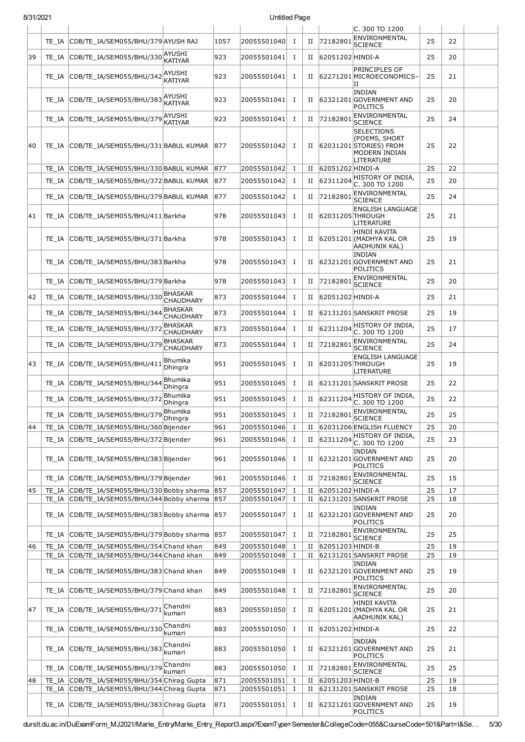| | | | | | | | | | | | | |
|---|---|---|---|---|---|---|---|---|---|---|---|---|
| | | | | | | | | | C. 300 TO 1200 | | | |
| | TE_IA | CDB/TE_IA/SEM055/BHU/379 | AYUSH RAJ | 1057 | 20055501040 | I | II | 72182801 | ENVIRONMENTAL SCIENCE | 25 | 22 | |
| 39 | TE_IA | CDB/TE_IA/SEM055/BHU/330 | AYUSHI KATIYAR | 923 | 20055501041 | I | II | 62051202 | HINDI-A | 25 | 20 | |
| | TE_IA | CDB/TE_IA/SEM055/BHU/342 | AYUSHI KATIYAR | 923 | 20055501041 | I | II | 62271201 | PRINCIPLES OF MICROECONOMICS-II | 25 | 21 | |
| | TE_IA | CDB/TE_IA/SEM055/BHU/383 | AYUSHI KATIYAR | 923 | 20055501041 | I | II | 62321201 | INDIAN GOVERNMENT AND POLITICS | 25 | 20 | |
| | TE_IA | CDB/TE_IA/SEM055/BHU/379 | AYUSHI KATIYAR | 923 | 20055501041 | I | II | 72182801 | ENVIRONMENTAL SCIENCE | 25 | 24 | |
| 40 | TE_IA | CDB/TE_IA/SEM055/BHU/331 | BABUL KUMAR | 877 | 20055501042 | I | II | 62031201 | SELECTIONS (POEMS, SHORT STORIES) FROM MODERN INDIAN LITERATURE | 25 | 22 | |
| | TE_IA | CDB/TE_IA/SEM055/BHU/330 | BABUL KUMAR | 877 | 20055501042 | I | II | 62051202 | HINDI-A | 25 | 22 | |
| | TE_IA | CDB/TE_IA/SEM055/BHU/372 | BABUL KUMAR | 877 | 20055501042 | I | II | 62311204 | HISTORY OF INDIA, C. 300 TO 1200 | 25 | 20 | |
| | TE_IA | CDB/TE_IA/SEM055/BHU/379 | BABUL KUMAR | 877 | 20055501042 | I | II | 72182801 | ENVIRONMENTAL SCIENCE | 25 | 24 | |
| 41 | TE_IA | CDB/TE_IA/SEM055/BHU/411 | Barkha | 978 | 20055501043 | I | II | 62031205 | ENGLISH LANGUAGE THROUGH LITERATURE | 25 | 21 | |
| | TE_IA | CDB/TE_IA/SEM055/BHU/371 | Barkha | 978 | 20055501043 | I | II | 62051201 | HINDI KAVITA (MADHYA KAL OR AADHUNIK KAL) | 25 | 19 | |
| | TE_IA | CDB/TE_IA/SEM055/BHU/383 | Barkha | 978 | 20055501043 | I | II | 62321201 | INDIAN GOVERNMENT AND POLITICS | 25 | 21 | |
| | TE_IA | CDB/TE_IA/SEM055/BHU/379 | Barkha | 978 | 20055501043 | I | II | 72182801 | ENVIRONMENTAL SCIENCE | 25 | 20 | |
| 42 | TE_IA | CDB/TE_IA/SEM055/BHU/330 | BHASKAR CHAUDHARY | 873 | 20055501044 | I | II | 62051202 | HINDI-A | 25 | 21 | |
| | TE_IA | CDB/TE_IA/SEM055/BHU/344 | BHASKAR CHAUDHARY | 873 | 20055501044 | I | II | 62131201 | SANSKRIT PROSE | 25 | 19 | |
| | TE_IA | CDB/TE_IA/SEM055/BHU/372 | BHASKAR CHAUDHARY | 873 | 20055501044 | I | II | 62311204 | HISTORY OF INDIA, C. 300 TO 1200 | 25 | 17 | |
| | TE_IA | CDB/TE_IA/SEM055/BHU/379 | BHASKAR CHAUDHARY | 873 | 20055501044 | I | II | 72182801 | ENVIRONMENTAL SCIENCE | 25 | 24 | |
| 43 | TE_IA | CDB/TE_IA/SEM055/BHU/411 | Bhumika Dhingra | 951 | 20055501045 | I | II | 62031205 | ENGLISH LANGUAGE THROUGH LITERATURE | 25 | 19 | |
| | TE_IA | CDB/TE_IA/SEM055/BHU/344 | Bhumika Dhingra | 951 | 20055501045 | I | II | 62131201 | SANSKRIT PROSE | 25 | 22 | |
| | TE_IA | CDB/TE_IA/SEM055/BHU/372 | Bhumika Dhingra | 951 | 20055501045 | I | II | 62311204 | HISTORY OF INDIA, C. 300 TO 1200 | 25 | 22 | |
| | TE_IA | CDB/TE_IA/SEM055/BHU/379 | Bhumika Dhingra | 951 | 20055501045 | I | II | 72182801 | ENVIRONMENTAL SCIENCE | 25 | 25 | |
| 44 | TE_IA | CDB/TE_IA/SEM055/BHU/360 | Bijender | 961 | 20055501046 | I | II | 62031206 | ENGLISH FLUENCY | 25 | 20 | |
| | TE_IA | CDB/TE_IA/SEM055/BHU/372 | Bijender | 961 | 20055501046 | I | II | 62311204 | HISTORY OF INDIA, C. 300 TO 1200 | 25 | 23 | |
| | TE_IA | CDB/TE_IA/SEM055/BHU/383 | Bijender | 961 | 20055501046 | I | II | 62321201 | INDIAN GOVERNMENT AND POLITICS | 25 | 20 | |
| | TE_IA | CDB/TE_IA/SEM055/BHU/379 | Bijender | 961 | 20055501046 | I | II | 72182801 | ENVIRONMENTAL SCIENCE | 25 | 15 | |
| 45 | TE_IA | CDB/TE_IA/SEM055/BHU/330 | Bobby sharma | 857 | 20055501047 | I | II | 62051202 | HINDI-A | 25 | 17 | |
| | TE_IA | CDB/TE_IA/SEM055/BHU/344 | Bobby sharma | 857 | 20055501047 | I | II | 62131201 | SANSKRIT PROSE | 25 | 18 | |
| | TE_IA | CDB/TE_IA/SEM055/BHU/383 | Bobby sharma | 857 | 20055501047 | I | II | 62321201 | INDIAN GOVERNMENT AND POLITICS | 25 | 20 | |
| | TE_IA | CDB/TE_IA/SEM055/BHU/379 | Bobby sharma | 857 | 20055501047 | I | II | 72182801 | ENVIRONMENTAL SCIENCE | 25 | 25 | |
| 46 | TE_IA | CDB/TE_IA/SEM055/BHU/354 | Chand khan | 849 | 20055501048 | I | II | 62051203 | HINDI-B | 25 | 19 | |
| | TE_IA | CDB/TE_IA/SEM055/BHU/344 | Chand khan | 849 | 20055501048 | I | II | 62131201 | SANSKRIT PROSE | 25 | 19 | |
| | TE_IA | CDB/TE_IA/SEM055/BHU/383 | Chand khan | 849 | 20055501048 | I | II | 62321201 | INDIAN GOVERNMENT AND POLITICS | 25 | 19 | |
| | TE_IA | CDB/TE_IA/SEM055/BHU/379 | Chand khan | 849 | 20055501048 | I | II | 72182801 | ENVIRONMENTAL SCIENCE | 25 | 20 | |
| 47 | TE_IA | CDB/TE_IA/SEM055/BHU/371 | Chandni kumari | 883 | 20055501050 | I | II | 62051201 | HINDI KAVITA (MADHYA KAL OR AADHUNIK KAL) | 25 | 21 | |
| | TE_IA | CDB/TE_IA/SEM055/BHU/330 | Chandni kumari | 883 | 20055501050 | I | II | 62051202 | HINDI-A | 25 | 22 | |
| | TE_IA | CDB/TE_IA/SEM055/BHU/383 | Chandni kumari | 883 | 20055501050 | I | II | 62321201 | INDIAN GOVERNMENT AND POLITICS | 25 | 21 | |
| | TE_IA | CDB/TE_IA/SEM055/BHU/379 | Chandni kumari | 883 | 20055501050 | I | II | 72182801 | ENVIRONMENTAL SCIENCE | 25 | 25 | |
| 48 | TE_IA | CDB/TE_IA/SEM055/BHU/354 | Chirag Gupta | 871 | 20055501051 | I | II | 62051203 | HINDI-B | 25 | 19 | |
| | TE_IA | CDB/TE_IA/SEM055/BHU/344 | Chirag Gupta | 871 | 20055501051 | I | II | 62131201 | SANSKRIT PROSE | 25 | 18 | |
| | TE_IA | CDB/TE_IA/SEM055/BHU/383 | Chirag Gupta | 871 | 20055501051 | I | II | 62321201 | INDIAN GOVERNMENT AND POLITICS | 25 | 19 | |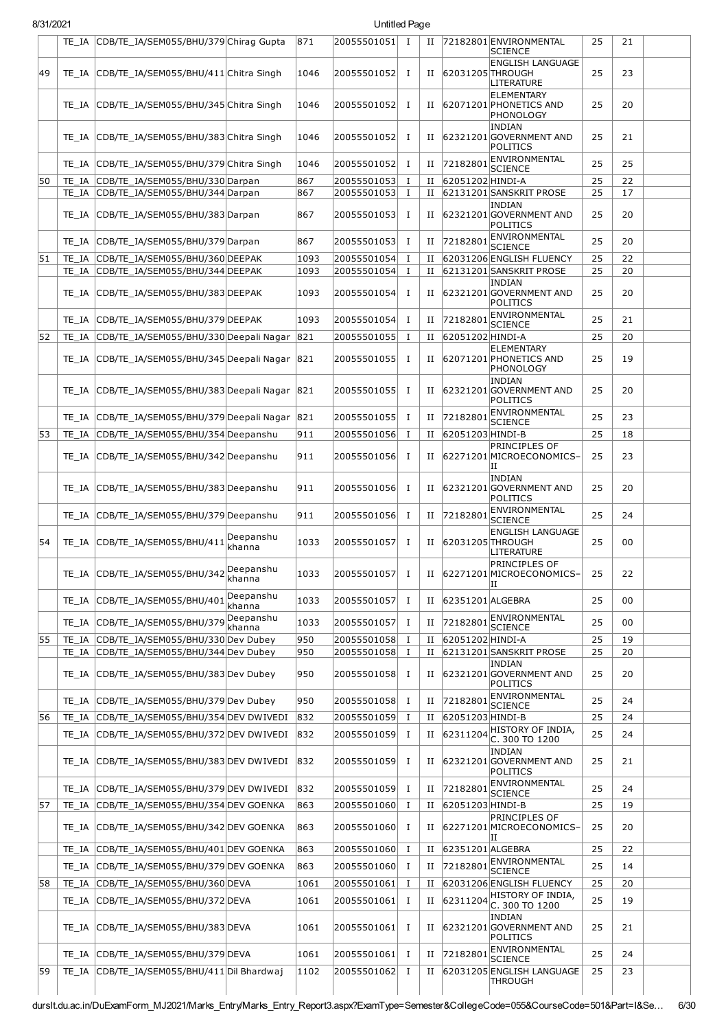| | TE_IA | CDB/TE_IA/SEM055/BHU/379 | Chirag Gupta | 871 | 20055501051 | I | II | 72182801 | ENVIRONMENTAL SCIENCE | 25 | 21 | |
|---|---|---|---|---|---|---|---|---|---|---|---|---|
| 49 | TE_IA | CDB/TE_IA/SEM055/BHU/411 | Chitra Singh | 1046 | 20055501052 | I | II | 62031205 | ENGLISH LANGUAGE THROUGH LITERATURE | 25 | 23 | |
| | TE_IA | CDB/TE_IA/SEM055/BHU/345 | Chitra Singh | 1046 | 20055501052 | I | II | 62071201 | ELEMENTARY PHONETICS AND PHONOLOGY | 25 | 20 | |
| | TE_IA | CDB/TE_IA/SEM055/BHU/383 | Chitra Singh | 1046 | 20055501052 | I | II | 62321201 | INDIAN GOVERNMENT AND POLITICS | 25 | 21 | |
| | TE_IA | CDB/TE_IA/SEM055/BHU/379 | Chitra Singh | 1046 | 20055501052 | I | II | 72182801 | ENVIRONMENTAL SCIENCE | 25 | 25 | |
| 50 | TE_IA | CDB/TE_IA/SEM055/BHU/330 | Darpan | 867 | 20055501053 | I | II | 62051202 | HINDI-A | 25 | 22 | |
| | TE_IA | CDB/TE_IA/SEM055/BHU/344 | Darpan | 867 | 20055501053 | I | II | 62131201 | SANSKRIT PROSE | 25 | 17 | |
| | TE_IA | CDB/TE_IA/SEM055/BHU/383 | Darpan | 867 | 20055501053 | I | II | 62321201 | INDIAN GOVERNMENT AND POLITICS | 25 | 20 | |
| | TE_IA | CDB/TE_IA/SEM055/BHU/379 | Darpan | 867 | 20055501053 | I | II | 72182801 | ENVIRONMENTAL SCIENCE | 25 | 20 | |
| 51 | TE_IA | CDB/TE_IA/SEM055/BHU/360 | DEEPAK | 1093 | 20055501054 | I | II | 62031206 | ENGLISH FLUENCY | 25 | 22 | |
| | TE_IA | CDB/TE_IA/SEM055/BHU/344 | DEEPAK | 1093 | 20055501054 | I | II | 62131201 | SANSKRIT PROSE | 25 | 20 | |
| | TE_IA | CDB/TE_IA/SEM055/BHU/383 | DEEPAK | 1093 | 20055501054 | I | II | 62321201 | INDIAN GOVERNMENT AND POLITICS | 25 | 20 | |
| | TE_IA | CDB/TE_IA/SEM055/BHU/379 | DEEPAK | 1093 | 20055501054 | I | II | 72182801 | ENVIRONMENTAL SCIENCE | 25 | 21 | |
| 52 | TE_IA | CDB/TE_IA/SEM055/BHU/330 | Deepali Nagar | 821 | 20055501055 | I | II | 62051202 | HINDI-A | 25 | 20 | |
| | TE_IA | CDB/TE_IA/SEM055/BHU/345 | Deepali Nagar | 821 | 20055501055 | I | II | 62071201 | ELEMENTARY PHONETICS AND PHONOLOGY | 25 | 19 | |
| | TE_IA | CDB/TE_IA/SEM055/BHU/383 | Deepali Nagar | 821 | 20055501055 | I | II | 62321201 | INDIAN GOVERNMENT AND POLITICS | 25 | 20 | |
| | TE_IA | CDB/TE_IA/SEM055/BHU/379 | Deepali Nagar | 821 | 20055501055 | I | II | 72182801 | ENVIRONMENTAL SCIENCE | 25 | 23 | |
| 53 | TE_IA | CDB/TE_IA/SEM055/BHU/354 | Deepanshu | 911 | 20055501056 | I | II | 62051203 | HINDI-B | 25 | 18 | |
| | TE_IA | CDB/TE_IA/SEM055/BHU/342 | Deepanshu | 911 | 20055501056 | I | II | 62271201 | PRINCIPLES OF MICROECONOMICS-II | 25 | 23 | |
| | TE_IA | CDB/TE_IA/SEM055/BHU/383 | Deepanshu | 911 | 20055501056 | I | II | 62321201 | INDIAN GOVERNMENT AND POLITICS | 25 | 20 | |
| | TE_IA | CDB/TE_IA/SEM055/BHU/379 | Deepanshu | 911 | 20055501056 | I | II | 72182801 | ENVIRONMENTAL SCIENCE | 25 | 24 | |
| 54 | TE_IA | CDB/TE_IA/SEM055/BHU/411 | Deepanshu khanna | 1033 | 20055501057 | I | II | 62031205 | ENGLISH LANGUAGE THROUGH LITERATURE | 25 | 00 | |
| | TE_IA | CDB/TE_IA/SEM055/BHU/342 | Deepanshu khanna | 1033 | 20055501057 | I | II | 62271201 | PRINCIPLES OF MICROECONOMICS-II | 25 | 22 | |
| | TE_IA | CDB/TE_IA/SEM055/BHU/401 | Deepanshu khanna | 1033 | 20055501057 | I | II | 62351201 | ALGEBRA | 25 | 00 | |
| | TE_IA | CDB/TE_IA/SEM055/BHU/379 | Deepanshu khanna | 1033 | 20055501057 | I | II | 72182801 | ENVIRONMENTAL SCIENCE | 25 | 00 | |
| 55 | TE_IA | CDB/TE_IA/SEM055/BHU/330 | Dev Dubey | 950 | 20055501058 | I | II | 62051202 | HINDI-A | 25 | 19 | |
| | TE_IA | CDB/TE_IA/SEM055/BHU/344 | Dev Dubey | 950 | 20055501058 | I | II | 62131201 | SANSKRIT PROSE | 25 | 20 | |
| | TE_IA | CDB/TE_IA/SEM055/BHU/383 | Dev Dubey | 950 | 20055501058 | I | II | 62321201 | INDIAN GOVERNMENT AND POLITICS | 25 | 20 | |
| | TE_IA | CDB/TE_IA/SEM055/BHU/379 | Dev Dubey | 950 | 20055501058 | I | II | 72182801 | ENVIRONMENTAL SCIENCE | 25 | 24 | |
| 56 | TE_IA | CDB/TE_IA/SEM055/BHU/354 | DEV DWIVEDI | 832 | 20055501059 | I | II | 62051203 | HINDI-B | 25 | 24 | |
| | TE_IA | CDB/TE_IA/SEM055/BHU/372 | DEV DWIVEDI | 832 | 20055501059 | I | II | 62311204 | HISTORY OF INDIA, C. 300 TO 1200 | 25 | 24 | |
| | TE_IA | CDB/TE_IA/SEM055/BHU/383 | DEV DWIVEDI | 832 | 20055501059 | I | II | 62321201 | INDIAN GOVERNMENT AND POLITICS | 25 | 21 | |
| | TE_IA | CDB/TE_IA/SEM055/BHU/379 | DEV DWIVEDI | 832 | 20055501059 | I | II | 72182801 | ENVIRONMENTAL SCIENCE | 25 | 24 | |
| 57 | TE_IA | CDB/TE_IA/SEM055/BHU/354 | DEV GOENKA | 863 | 20055501060 | I | II | 62051203 | HINDI-B | 25 | 19 | |
| | TE_IA | CDB/TE_IA/SEM055/BHU/342 | DEV GOENKA | 863 | 20055501060 | I | II | 62271201 | PRINCIPLES OF MICROECONOMICS-II | 25 | 20 | |
| | TE_IA | CDB/TE_IA/SEM055/BHU/401 | DEV GOENKA | 863 | 20055501060 | I | II | 62351201 | ALGEBRA | 25 | 22 | |
| | TE_IA | CDB/TE_IA/SEM055/BHU/379 | DEV GOENKA | 863 | 20055501060 | I | II | 72182801 | ENVIRONMENTAL SCIENCE | 25 | 14 | |
| 58 | TE_IA | CDB/TE_IA/SEM055/BHU/360 | DEVA | 1061 | 20055501061 | I | II | 62031206 | ENGLISH FLUENCY | 25 | 20 | |
| | TE_IA | CDB/TE_IA/SEM055/BHU/372 | DEVA | 1061 | 20055501061 | I | II | 62311204 | HISTORY OF INDIA, C. 300 TO 1200 | 25 | 19 | |
| | TE_IA | CDB/TE_IA/SEM055/BHU/383 | DEVA | 1061 | 20055501061 | I | II | 62321201 | INDIAN GOVERNMENT AND POLITICS | 25 | 21 | |
| | TE_IA | CDB/TE_IA/SEM055/BHU/379 | DEVA | 1061 | 20055501061 | I | II | 72182801 | ENVIRONMENTAL SCIENCE | 25 | 24 | |
| 59 | TE_IA | CDB/TE_IA/SEM055/BHU/411 | Dil Bhardwaj | 1102 | 20055501062 | I | II | 62031205 | ENGLISH LANGUAGE THROUGH | 25 | 23 | |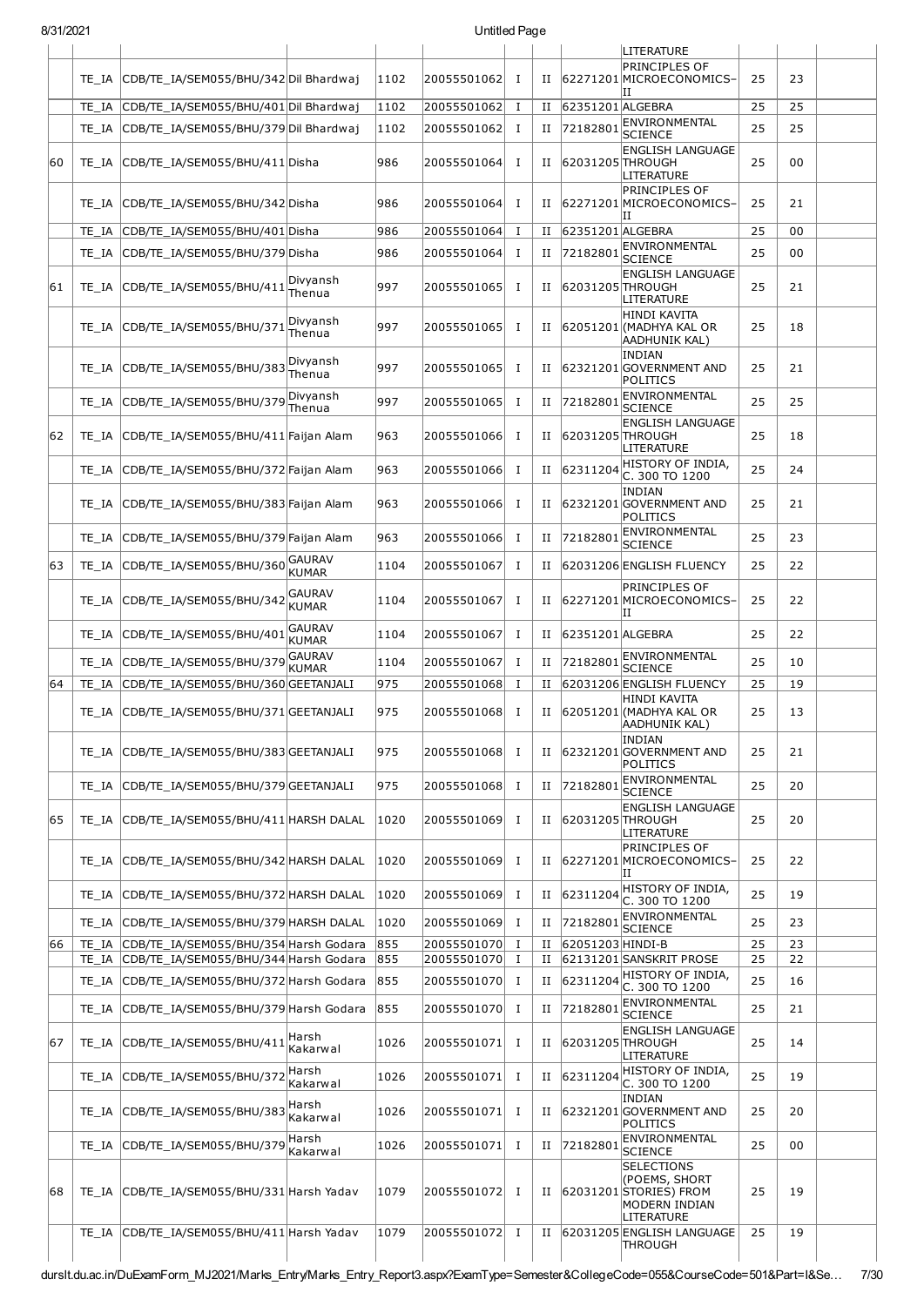| | | | | | | | | | | | |
|---|---|---|---|---|---|---|---|---|---|---|---|
| | | | | | | | | LITERATURE | | | |
| | TE_IA | CDB/TE_IA/SEM055/BHU/342 | Dil Bhardwaj | 1102 | 20055501062 | I | II | 62271201 | PRINCIPLES OF MICROECONOMICS–II | 25 | 23 |
| | TE_IA | CDB/TE_IA/SEM055/BHU/401 | Dil Bhardwaj | 1102 | 20055501062 | I | II | 62351201 | ALGEBRA | 25 | 25 |
| | TE_IA | CDB/TE_IA/SEM055/BHU/379 | Dil Bhardwaj | 1102 | 20055501062 | I | II | 72182801 | ENVIRONMENTAL SCIENCE | 25 | 25 |
| 60 | TE_IA | CDB/TE_IA/SEM055/BHU/411 | Disha | 986 | 20055501064 | I | II | 62031205 | ENGLISH LANGUAGE THROUGH LITERATURE | 25 | 00 |
| | TE_IA | CDB/TE_IA/SEM055/BHU/342 | Disha | 986 | 20055501064 | I | II | 62271201 | PRINCIPLES OF MICROECONOMICS–II | 25 | 21 |
| | TE_IA | CDB/TE_IA/SEM055/BHU/401 | Disha | 986 | 20055501064 | I | II | 62351201 | ALGEBRA | 25 | 00 |
| | TE_IA | CDB/TE_IA/SEM055/BHU/379 | Disha | 986 | 20055501064 | I | II | 72182801 | ENVIRONMENTAL SCIENCE | 25 | 00 |
| 61 | TE_IA | CDB/TE_IA/SEM055/BHU/411 | Divyansh Thenua | 997 | 20055501065 | I | II | 62031205 | ENGLISH LANGUAGE THROUGH LITERATURE | 25 | 21 |
| | TE_IA | CDB/TE_IA/SEM055/BHU/371 | Divyansh Thenua | 997 | 20055501065 | I | II | 62051201 | HINDI KAVITA (MADHYA KAL OR AADHUNIK KAL) | 25 | 18 |
| | TE_IA | CDB/TE_IA/SEM055/BHU/383 | Divyansh Thenua | 997 | 20055501065 | I | II | 62321201 | INDIAN GOVERNMENT AND POLITICS | 25 | 21 |
| | TE_IA | CDB/TE_IA/SEM055/BHU/379 | Divyansh Thenua | 997 | 20055501065 | I | II | 72182801 | ENVIRONMENTAL SCIENCE | 25 | 25 |
| 62 | TE_IA | CDB/TE_IA/SEM055/BHU/411 | Faijan Alam | 963 | 20055501066 | I | II | 62031205 | ENGLISH LANGUAGE THROUGH LITERATURE | 25 | 18 |
| | TE_IA | CDB/TE_IA/SEM055/BHU/372 | Faijan Alam | 963 | 20055501066 | I | II | 62311204 | HISTORY OF INDIA, C. 300 TO 1200 | 25 | 24 |
| | TE_IA | CDB/TE_IA/SEM055/BHU/383 | Faijan Alam | 963 | 20055501066 | I | II | 62321201 | INDIAN GOVERNMENT AND POLITICS | 25 | 21 |
| | TE_IA | CDB/TE_IA/SEM055/BHU/379 | Faijan Alam | 963 | 20055501066 | I | II | 72182801 | ENVIRONMENTAL SCIENCE | 25 | 23 |
| 63 | TE_IA | CDB/TE_IA/SEM055/BHU/360 | GAURAV KUMAR | 1104 | 20055501067 | I | II | 62031206 | ENGLISH FLUENCY | 25 | 22 |
| | TE_IA | CDB/TE_IA/SEM055/BHU/342 | GAURAV KUMAR | 1104 | 20055501067 | I | II | 62271201 | PRINCIPLES OF MICROECONOMICS–II | 25 | 22 |
| | TE_IA | CDB/TE_IA/SEM055/BHU/401 | GAURAV KUMAR | 1104 | 20055501067 | I | II | 62351201 | ALGEBRA | 25 | 22 |
| | TE_IA | CDB/TE_IA/SEM055/BHU/379 | GAURAV KUMAR | 1104 | 20055501067 | I | II | 72182801 | ENVIRONMENTAL SCIENCE | 25 | 10 |
| 64 | TE_IA | CDB/TE_IA/SEM055/BHU/360 | GEETANJALI | 975 | 20055501068 | I | II | 62031206 | ENGLISH FLUENCY | 25 | 19 |
| | TE_IA | CDB/TE_IA/SEM055/BHU/371 | GEETANJALI | 975 | 20055501068 | I | II | 62051201 | HINDI KAVITA (MADHYA KAL OR AADHUNIK KAL) | 25 | 13 |
| | TE_IA | CDB/TE_IA/SEM055/BHU/383 | GEETANJALI | 975 | 20055501068 | I | II | 62321201 | INDIAN GOVERNMENT AND POLITICS | 25 | 21 |
| | TE_IA | CDB/TE_IA/SEM055/BHU/379 | GEETANJALI | 975 | 20055501068 | I | II | 72182801 | ENVIRONMENTAL SCIENCE | 25 | 20 |
| 65 | TE_IA | CDB/TE_IA/SEM055/BHU/411 | HARSH DALAL | 1020 | 20055501069 | I | II | 62031205 | ENGLISH LANGUAGE THROUGH LITERATURE | 25 | 20 |
| | TE_IA | CDB/TE_IA/SEM055/BHU/342 | HARSH DALAL | 1020 | 20055501069 | I | II | 62271201 | PRINCIPLES OF MICROECONOMICS–II | 25 | 22 |
| | TE_IA | CDB/TE_IA/SEM055/BHU/372 | HARSH DALAL | 1020 | 20055501069 | I | II | 62311204 | HISTORY OF INDIA, C. 300 TO 1200 | 25 | 19 |
| | TE_IA | CDB/TE_IA/SEM055/BHU/379 | HARSH DALAL | 1020 | 20055501069 | I | II | 72182801 | ENVIRONMENTAL SCIENCE | 25 | 23 |
| 66 | TE_IA | CDB/TE_IA/SEM055/BHU/354 | Harsh Godara | 855 | 20055501070 | I | II | 62051203 | HINDI-B | 25 | 23 |
| | TE_IA | CDB/TE_IA/SEM055/BHU/344 | Harsh Godara | 855 | 20055501070 | I | II | 62131201 | SANSKRIT PROSE | 25 | 22 |
| | TE_IA | CDB/TE_IA/SEM055/BHU/372 | Harsh Godara | 855 | 20055501070 | I | II | 62311204 | HISTORY OF INDIA, C. 300 TO 1200 | 25 | 16 |
| | TE_IA | CDB/TE_IA/SEM055/BHU/379 | Harsh Godara | 855 | 20055501070 | I | II | 72182801 | ENVIRONMENTAL SCIENCE | 25 | 21 |
| 67 | TE_IA | CDB/TE_IA/SEM055/BHU/411 | Harsh Kakarwal | 1026 | 20055501071 | I | II | 62031205 | ENGLISH LANGUAGE THROUGH LITERATURE | 25 | 14 |
| | TE_IA | CDB/TE_IA/SEM055/BHU/372 | Harsh Kakarwal | 1026 | 20055501071 | I | II | 62311204 | HISTORY OF INDIA, C. 300 TO 1200 | 25 | 19 |
| | TE_IA | CDB/TE_IA/SEM055/BHU/383 | Harsh Kakarwal | 1026 | 20055501071 | I | II | 62321201 | INDIAN GOVERNMENT AND POLITICS | 25 | 20 |
| | TE_IA | CDB/TE_IA/SEM055/BHU/379 | Harsh Kakarwal | 1026 | 20055501071 | I | II | 72182801 | ENVIRONMENTAL SCIENCE | 25 | 00 |
| 68 | TE_IA | CDB/TE_IA/SEM055/BHU/331 | Harsh Yadav | 1079 | 20055501072 | I | II | 62031201 | SELECTIONS (POEMS, SHORT STORIES) FROM MODERN INDIAN LITERATURE | 25 | 19 |
| | TE_IA | CDB/TE_IA/SEM055/BHU/411 | Harsh Yadav | 1079 | 20055501072 | I | II | 62031205 | ENGLISH LANGUAGE THROUGH | 25 | 19 |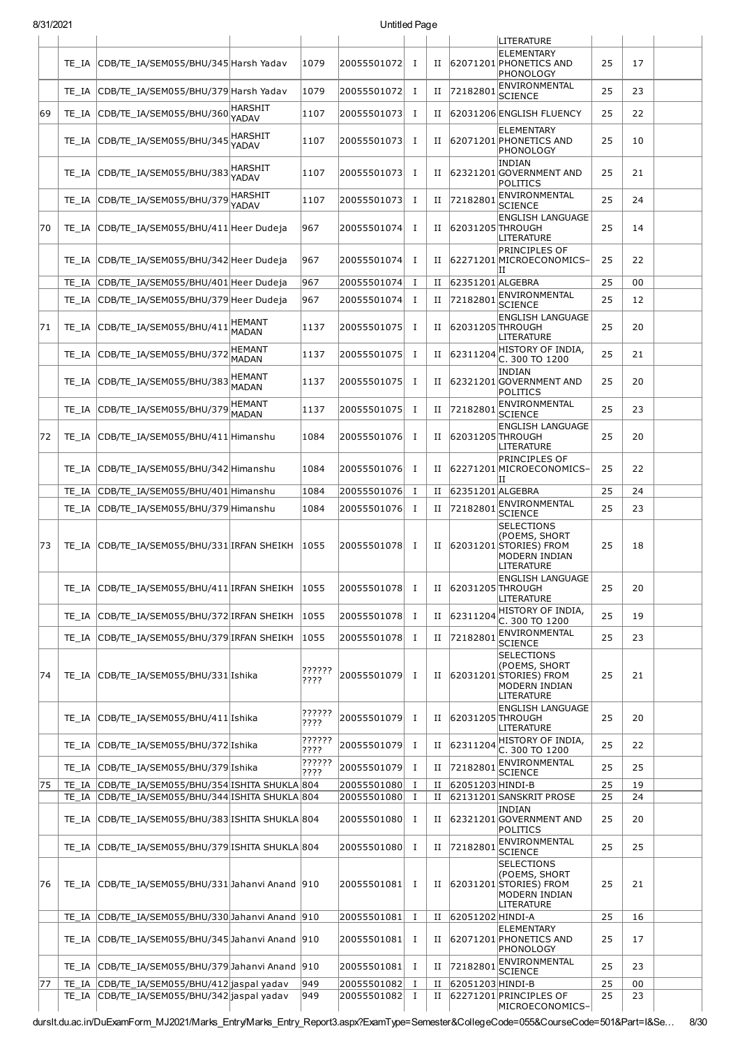| | | | | | | | | | | | | |
|---|---|---|---|---|---|---|---|---|---|---|---|---|
| | | | | | | | | | LITERATURE | | | |
| | TE_IA | CDB/TE_IA/SEM055/BHU/345 | Harsh Yadav | 1079 | 20055501072 | I | II | 62071201 | ELEMENTARY PHONETICS AND PHONOLOGY | 25 | 17 | |
| | TE_IA | CDB/TE_IA/SEM055/BHU/379 | Harsh Yadav | 1079 | 20055501072 | I | II | 72182801 | ENVIRONMENTAL SCIENCE | 25 | 23 | |
| 69 | TE_IA | CDB/TE_IA/SEM055/BHU/360 | HARSHIT YADAV | 1107 | 20055501073 | I | II | 62031206 | ENGLISH FLUENCY | 25 | 22 | |
| | TE_IA | CDB/TE_IA/SEM055/BHU/345 | HARSHIT YADAV | 1107 | 20055501073 | I | II | 62071201 | ELEMENTARY PHONETICS AND PHONOLOGY | 25 | 10 | |
| | TE_IA | CDB/TE_IA/SEM055/BHU/383 | HARSHIT YADAV | 1107 | 20055501073 | I | II | 62321201 | INDIAN GOVERNMENT AND POLITICS | 25 | 21 | |
| | TE_IA | CDB/TE_IA/SEM055/BHU/379 | HARSHIT YADAV | 1107 | 20055501073 | I | II | 72182801 | ENVIRONMENTAL SCIENCE | 25 | 24 | |
| 70 | TE_IA | CDB/TE_IA/SEM055/BHU/411 | Heer Dudeja | 967 | 20055501074 | I | II | 62031205 | ENGLISH LANGUAGE THROUGH LITERATURE | 25 | 14 | |
| | TE_IA | CDB/TE_IA/SEM055/BHU/342 | Heer Dudeja | 967 | 20055501074 | I | II | 62271201 | PRINCIPLES OF MICROECONOMICS–II | 25 | 22 | |
| | TE_IA | CDB/TE_IA/SEM055/BHU/401 | Heer Dudeja | 967 | 20055501074 | I | II | 62351201 | ALGEBRA | 25 | 00 | |
| | TE_IA | CDB/TE_IA/SEM055/BHU/379 | Heer Dudeja | 967 | 20055501074 | I | II | 72182801 | ENVIRONMENTAL SCIENCE | 25 | 12 | |
| 71 | TE_IA | CDB/TE_IA/SEM055/BHU/411 | HEMANT MADAN | 1137 | 20055501075 | I | II | 62031205 | ENGLISH LANGUAGE THROUGH LITERATURE | 25 | 20 | |
| | TE_IA | CDB/TE_IA/SEM055/BHU/372 | HEMANT MADAN | 1137 | 20055501075 | I | II | 62311204 | HISTORY OF INDIA, C. 300 TO 1200 | 25 | 21 | |
| | TE_IA | CDB/TE_IA/SEM055/BHU/383 | HEMANT MADAN | 1137 | 20055501075 | I | II | 62321201 | INDIAN GOVERNMENT AND POLITICS | 25 | 20 | |
| | TE_IA | CDB/TE_IA/SEM055/BHU/379 | HEMANT MADAN | 1137 | 20055501075 | I | II | 72182801 | ENVIRONMENTAL SCIENCE | 25 | 23 | |
| 72 | TE_IA | CDB/TE_IA/SEM055/BHU/411 | Himanshu | 1084 | 20055501076 | I | II | 62031205 | ENGLISH LANGUAGE THROUGH LITERATURE | 25 | 20 | |
| | TE_IA | CDB/TE_IA/SEM055/BHU/342 | Himanshu | 1084 | 20055501076 | I | II | 62271201 | PRINCIPLES OF MICROECONOMICS–II | 25 | 22 | |
| | TE_IA | CDB/TE_IA/SEM055/BHU/401 | Himanshu | 1084 | 20055501076 | I | II | 62351201 | ALGEBRA | 25 | 24 | |
| | TE_IA | CDB/TE_IA/SEM055/BHU/379 | Himanshu | 1084 | 20055501076 | I | II | 72182801 | ENVIRONMENTAL SCIENCE | 25 | 23 | |
| 73 | TE_IA | CDB/TE_IA/SEM055/BHU/331 | IRFAN SHEIKH | 1055 | 20055501078 | I | II | 62031201 | SELECTIONS (POEMS, SHORT STORIES) FROM MODERN INDIAN LITERATURE | 25 | 18 | |
| | TE_IA | CDB/TE_IA/SEM055/BHU/411 | IRFAN SHEIKH | 1055 | 20055501078 | I | II | 62031205 | ENGLISH LANGUAGE THROUGH LITERATURE | 25 | 20 | |
| | TE_IA | CDB/TE_IA/SEM055/BHU/372 | IRFAN SHEIKH | 1055 | 20055501078 | I | II | 62311204 | HISTORY OF INDIA, C. 300 TO 1200 | 25 | 19 | |
| | TE_IA | CDB/TE_IA/SEM055/BHU/379 | IRFAN SHEIKH | 1055 | 20055501078 | I | II | 72182801 | ENVIRONMENTAL SCIENCE | 25 | 23 | |
| 74 | TE_IA | CDB/TE_IA/SEM055/BHU/331 | Ishika | ?????? ???? | 20055501079 | I | II | 62031201 | SELECTIONS (POEMS, SHORT STORIES) FROM MODERN INDIAN LITERATURE | 25 | 21 | |
| | TE_IA | CDB/TE_IA/SEM055/BHU/411 | Ishika | ?????? ???? | 20055501079 | I | II | 62031205 | ENGLISH LANGUAGE THROUGH LITERATURE | 25 | 20 | |
| | TE_IA | CDB/TE_IA/SEM055/BHU/372 | Ishika | ?????? ???? | 20055501079 | I | II | 62311204 | HISTORY OF INDIA, C. 300 TO 1200 | 25 | 22 | |
| | TE_IA | CDB/TE_IA/SEM055/BHU/379 | Ishika | ?????? ???? | 20055501079 | I | II | 72182801 | ENVIRONMENTAL SCIENCE | 25 | 25 | |
| 75 | TE_IA | CDB/TE_IA/SEM055/BHU/354 | ISHITA SHUKLA | 804 | 20055501080 | I | II | 62051203 | HINDI-B | 25 | 19 | |
| | TE_IA | CDB/TE_IA/SEM055/BHU/344 | ISHITA SHUKLA | 804 | 20055501080 | I | II | 62131201 | SANSKRIT PROSE | 25 | 24 | |
| | TE_IA | CDB/TE_IA/SEM055/BHU/383 | ISHITA SHUKLA | 804 | 20055501080 | I | II | 62321201 | INDIAN GOVERNMENT AND POLITICS | 25 | 20 | |
| | TE_IA | CDB/TE_IA/SEM055/BHU/379 | ISHITA SHUKLA | 804 | 20055501080 | I | II | 72182801 | ENVIRONMENTAL SCIENCE | 25 | 25 | |
| 76 | TE_IA | CDB/TE_IA/SEM055/BHU/331 | Jahanvi Anand | 910 | 20055501081 | I | II | 62031201 | SELECTIONS (POEMS, SHORT STORIES) FROM MODERN INDIAN LITERATURE | 25 | 21 | |
| | TE_IA | CDB/TE_IA/SEM055/BHU/330 | Jahanvi Anand | 910 | 20055501081 | I | II | 62051202 | HINDI-A | 25 | 16 | |
| | TE_IA | CDB/TE_IA/SEM055/BHU/345 | Jahanvi Anand | 910 | 20055501081 | I | II | 62071201 | ELEMENTARY PHONETICS AND PHONOLOGY | 25 | 17 | |
| | TE_IA | CDB/TE_IA/SEM055/BHU/379 | Jahanvi Anand | 910 | 20055501081 | I | II | 72182801 | ENVIRONMENTAL SCIENCE | 25 | 23 | |
| 77 | TE_IA | CDB/TE_IA/SEM055/BHU/412 | jaspal yadav | 949 | 20055501082 | I | II | 62051203 | HINDI-B | 25 | 00 | |
| | TE_IA | CDB/TE_IA/SEM055/BHU/342 | jaspal yadav | 949 | 20055501082 | I | II | 62271201 | PRINCIPLES OF MICROECONOMICS– | 25 | 23 | |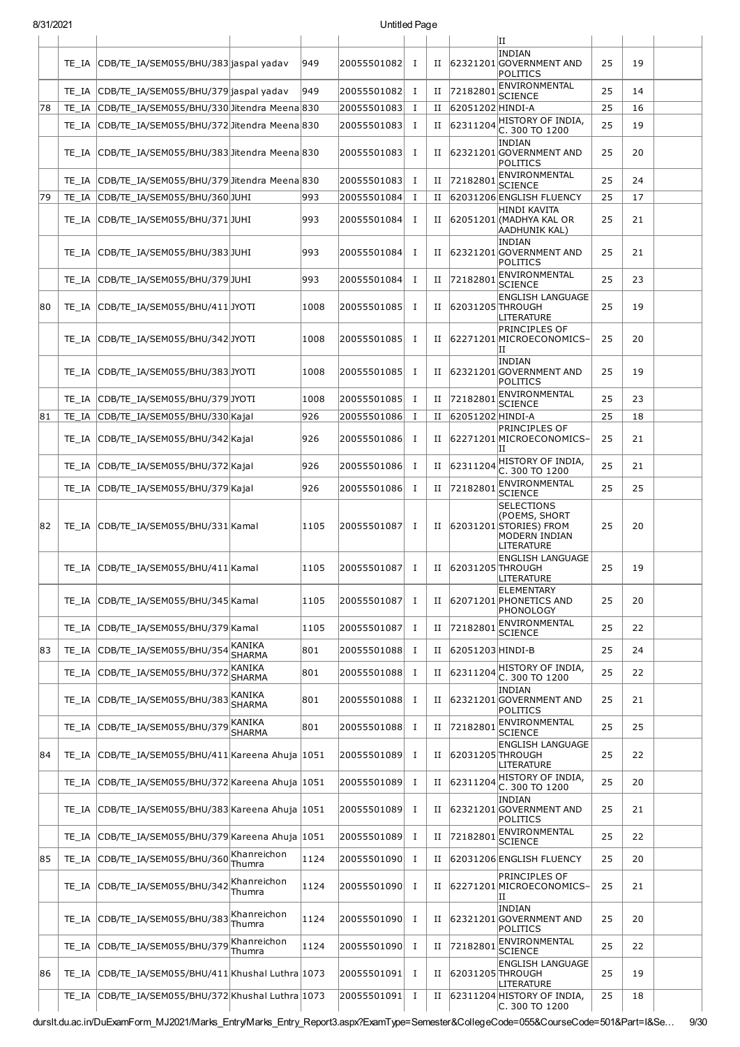| | | | | | | | | | | | |
|---|---|---|---|---|---|---|---|---|---|---|---|
| | | | | | | | | II | | | |
| | TE_IA | CDB/TE_IA/SEM055/BHU/383 | jaspal yadav | 949 | 20055501082 | I | II | 62321201 INDIAN GOVERNMENT AND POLITICS | 25 | 19 | |
| | TE_IA | CDB/TE_IA/SEM055/BHU/379 | jaspal yadav | 949 | 20055501082 | I | II | 72182801 ENVIRONMENTAL SCIENCE | 25 | 14 | |
| 78 | TE_IA | CDB/TE_IA/SEM055/BHU/330 | Jitendra Meena | 830 | 20055501083 | I | II | 62051202 HINDI-A | 25 | 16 | |
| | TE_IA | CDB/TE_IA/SEM055/BHU/372 | Jitendra Meena | 830 | 20055501083 | I | II | 62311204 HISTORY OF INDIA, C. 300 TO 1200 | 25 | 19 | |
| | TE_IA | CDB/TE_IA/SEM055/BHU/383 | Jitendra Meena | 830 | 20055501083 | I | II | 62321201 INDIAN GOVERNMENT AND POLITICS | 25 | 20 | |
| | TE_IA | CDB/TE_IA/SEM055/BHU/379 | Jitendra Meena | 830 | 20055501083 | I | II | 72182801 ENVIRONMENTAL SCIENCE | 25 | 24 | |
| 79 | TE_IA | CDB/TE_IA/SEM055/BHU/360 | JUHI | 993 | 20055501084 | I | II | 62031206 ENGLISH FLUENCY | 25 | 17 | |
| | TE_IA | CDB/TE_IA/SEM055/BHU/371 | JUHI | 993 | 20055501084 | I | II | 62051201 HINDI KAVITA (MADHYA KAL OR AADHUNIK KAL) | 25 | 21 | |
| | TE_IA | CDB/TE_IA/SEM055/BHU/383 | JUHI | 993 | 20055501084 | I | II | 62321201 INDIAN GOVERNMENT AND POLITICS | 25 | 21 | |
| | TE_IA | CDB/TE_IA/SEM055/BHU/379 | JUHI | 993 | 20055501084 | I | II | 72182801 ENVIRONMENTAL SCIENCE | 25 | 23 | |
| 80 | TE_IA | CDB/TE_IA/SEM055/BHU/411 | JYOTI | 1008 | 20055501085 | I | II | 62031205 ENGLISH LANGUAGE THROUGH LITERATURE | 25 | 19 | |
| | TE_IA | CDB/TE_IA/SEM055/BHU/342 | JYOTI | 1008 | 20055501085 | I | II | 62271201 PRINCIPLES OF MICROECONOMICS-II | 25 | 20 | |
| | TE_IA | CDB/TE_IA/SEM055/BHU/383 | JYOTI | 1008 | 20055501085 | I | II | 62321201 INDIAN GOVERNMENT AND POLITICS | 25 | 19 | |
| | TE_IA | CDB/TE_IA/SEM055/BHU/379 | JYOTI | 1008 | 20055501085 | I | II | 72182801 ENVIRONMENTAL SCIENCE | 25 | 23 | |
| 81 | TE_IA | CDB/TE_IA/SEM055/BHU/330 | Kajal | 926 | 20055501086 | I | II | 62051202 HINDI-A | 25 | 18 | |
| | TE_IA | CDB/TE_IA/SEM055/BHU/342 | Kajal | 926 | 20055501086 | I | II | 62271201 PRINCIPLES OF MICROECONOMICS-II | 25 | 21 | |
| | TE_IA | CDB/TE_IA/SEM055/BHU/372 | Kajal | 926 | 20055501086 | I | II | 62311204 HISTORY OF INDIA, C. 300 TO 1200 | 25 | 21 | |
| | TE_IA | CDB/TE_IA/SEM055/BHU/379 | Kajal | 926 | 20055501086 | I | II | 72182801 ENVIRONMENTAL SCIENCE | 25 | 25 | |
| 82 | TE_IA | CDB/TE_IA/SEM055/BHU/331 | Kamal | 1105 | 20055501087 | I | II | 62031201 SELECTIONS (POEMS, SHORT STORIES) FROM MODERN INDIAN LITERATURE | 25 | 20 | |
| | TE_IA | CDB/TE_IA/SEM055/BHU/411 | Kamal | 1105 | 20055501087 | I | II | 62031205 ENGLISH LANGUAGE THROUGH LITERATURE | 25 | 19 | |
| | TE_IA | CDB/TE_IA/SEM055/BHU/345 | Kamal | 1105 | 20055501087 | I | II | 62071201 ELEMENTARY PHONETICS AND PHONOLOGY | 25 | 20 | |
| | TE_IA | CDB/TE_IA/SEM055/BHU/379 | Kamal | 1105 | 20055501087 | I | II | 72182801 ENVIRONMENTAL SCIENCE | 25 | 22 | |
| 83 | TE_IA | CDB/TE_IA/SEM055/BHU/354 | KANIKA SHARMA | 801 | 20055501088 | I | II | 62051203 HINDI-B | 25 | 24 | |
| | TE_IA | CDB/TE_IA/SEM055/BHU/372 | KANIKA SHARMA | 801 | 20055501088 | I | II | 62311204 HISTORY OF INDIA, C. 300 TO 1200 | 25 | 22 | |
| | TE_IA | CDB/TE_IA/SEM055/BHU/383 | KANIKA SHARMA | 801 | 20055501088 | I | II | 62321201 INDIAN GOVERNMENT AND POLITICS | 25 | 21 | |
| | TE_IA | CDB/TE_IA/SEM055/BHU/379 | KANIKA SHARMA | 801 | 20055501088 | I | II | 72182801 ENVIRONMENTAL SCIENCE | 25 | 25 | |
| 84 | TE_IA | CDB/TE_IA/SEM055/BHU/411 | Kareena Ahuja | 1051 | 20055501089 | I | II | 62031205 ENGLISH LANGUAGE THROUGH LITERATURE | 25 | 22 | |
| | TE_IA | CDB/TE_IA/SEM055/BHU/372 | Kareena Ahuja | 1051 | 20055501089 | I | II | 62311204 HISTORY OF INDIA, C. 300 TO 1200 | 25 | 20 | |
| | TE_IA | CDB/TE_IA/SEM055/BHU/383 | Kareena Ahuja | 1051 | 20055501089 | I | II | 62321201 INDIAN GOVERNMENT AND POLITICS | 25 | 21 | |
| | TE_IA | CDB/TE_IA/SEM055/BHU/379 | Kareena Ahuja | 1051 | 20055501089 | I | II | 72182801 ENVIRONMENTAL SCIENCE | 25 | 22 | |
| 85 | TE_IA | CDB/TE_IA/SEM055/BHU/360 | Khanreichon Thumra | 1124 | 20055501090 | I | II | 62031206 ENGLISH FLUENCY | 25 | 20 | |
| | TE_IA | CDB/TE_IA/SEM055/BHU/342 | Khanreichon Thumra | 1124 | 20055501090 | I | II | 62271201 PRINCIPLES OF MICROECONOMICS-II | 25 | 21 | |
| | TE_IA | CDB/TE_IA/SEM055/BHU/383 | Khanreichon Thumra | 1124 | 20055501090 | I | II | 62321201 INDIAN GOVERNMENT AND POLITICS | 25 | 20 | |
| | TE_IA | CDB/TE_IA/SEM055/BHU/379 | Khanreichon Thumra | 1124 | 20055501090 | I | II | 72182801 ENVIRONMENTAL SCIENCE | 25 | 22 | |
| 86 | TE_IA | CDB/TE_IA/SEM055/BHU/411 | Khushal Luthra | 1073 | 20055501091 | I | II | 62031205 ENGLISH LANGUAGE THROUGH LITERATURE | 25 | 19 | |
| | TE_IA | CDB/TE_IA/SEM055/BHU/372 | Khushal Luthra | 1073 | 20055501091 | I | II | 62311204 HISTORY OF INDIA, C. 300 TO 1200 | 25 | 18 | |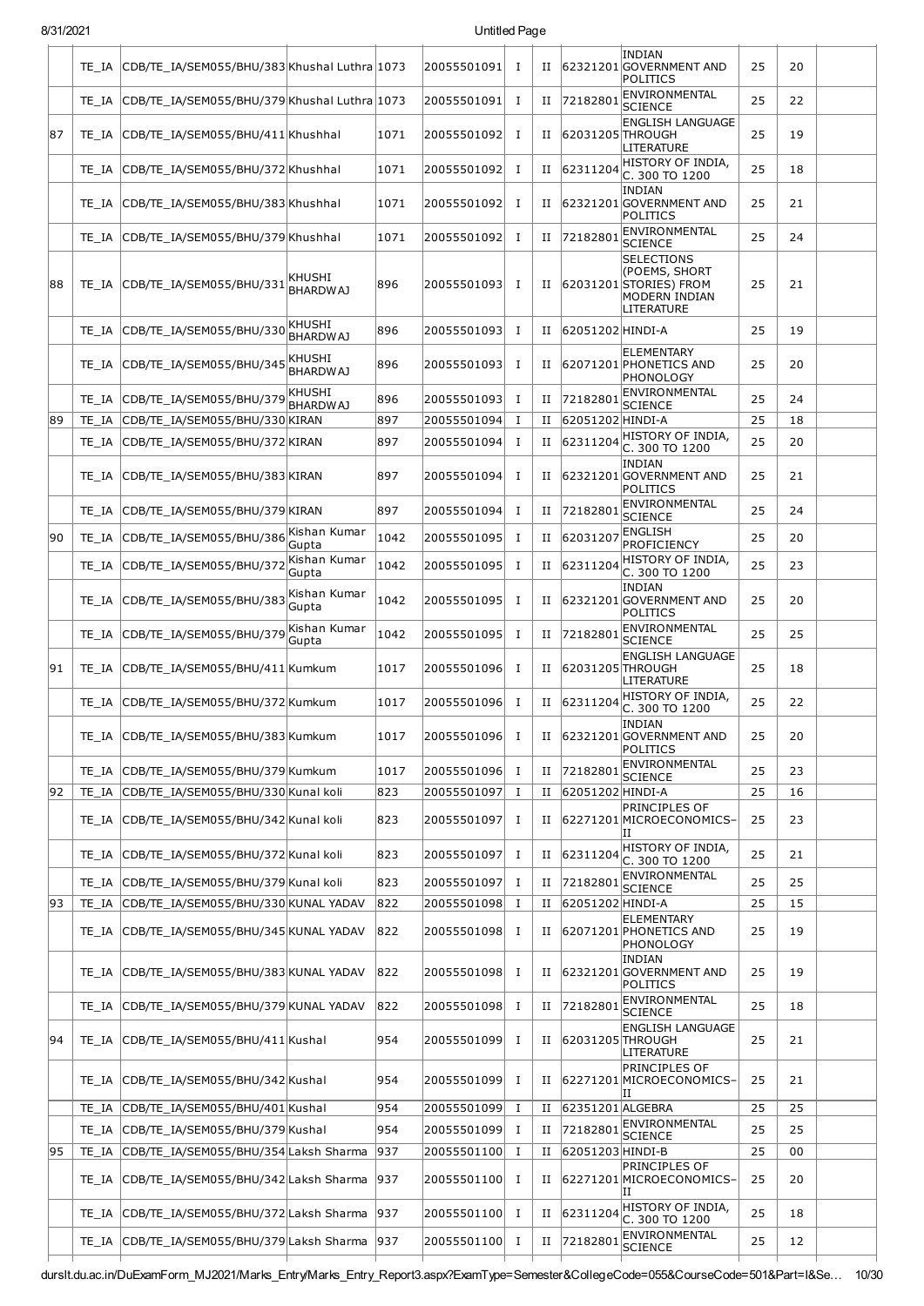| | | | | | | | | | | | | |
|---|---|---|---|---|---|---|---|---|---|---|---|---|
| | TE_IA | CDB/TE_IA/SEM055/BHU/383 | Khushal Luthra | 1073 | 20055501091 | I | II | 62321201 | INDIAN GOVERNMENT AND POLITICS | 25 | 20 | |
| | TE_IA | CDB/TE_IA/SEM055/BHU/379 | Khushal Luthra | 1073 | 20055501091 | I | II | 72182801 | ENVIRONMENTAL SCIENCE | 25 | 22 | |
| 87 | TE_IA | CDB/TE_IA/SEM055/BHU/411 | Khushhal | 1071 | 20055501092 | I | II | 62031205 | ENGLISH LANGUAGE THROUGH LITERATURE | 25 | 19 | |
| | TE_IA | CDB/TE_IA/SEM055/BHU/372 | Khushhal | 1071 | 20055501092 | I | II | 62311204 | HISTORY OF INDIA, C. 300 TO 1200 | 25 | 18 | |
| | TE_IA | CDB/TE_IA/SEM055/BHU/383 | Khushhal | 1071 | 20055501092 | I | II | 62321201 | INDIAN GOVERNMENT AND POLITICS | 25 | 21 | |
| | TE_IA | CDB/TE_IA/SEM055/BHU/379 | Khushhal | 1071 | 20055501092 | I | II | 72182801 | ENVIRONMENTAL SCIENCE | 25 | 24 | |
| 88 | TE_IA | CDB/TE_IA/SEM055/BHU/331 | KHUSHI BHARDWAJ | 896 | 20055501093 | I | II | 62031201 | SELECTIONS (POEMS, SHORT STORIES) FROM MODERN INDIAN LITERATURE | 25 | 21 | |
| | TE_IA | CDB/TE_IA/SEM055/BHU/330 | KHUSHI BHARDWAJ | 896 | 20055501093 | I | II | 62051202 | HINDI-A | 25 | 19 | |
| | TE_IA | CDB/TE_IA/SEM055/BHU/345 | KHUSHI BHARDWAJ | 896 | 20055501093 | I | II | 62071201 | ELEMENTARY PHONETICS AND PHONOLOGY | 25 | 20 | |
| | TE_IA | CDB/TE_IA/SEM055/BHU/379 | KHUSHI BHARDWAJ | 896 | 20055501093 | I | II | 72182801 | ENVIRONMENTAL SCIENCE | 25 | 24 | |
| 89 | TE_IA | CDB/TE_IA/SEM055/BHU/330 | KIRAN | 897 | 20055501094 | I | II | 62051202 | HINDI-A | 25 | 18 | |
| | TE_IA | CDB/TE_IA/SEM055/BHU/372 | KIRAN | 897 | 20055501094 | I | II | 62311204 | HISTORY OF INDIA, C. 300 TO 1200 | 25 | 20 | |
| | TE_IA | CDB/TE_IA/SEM055/BHU/383 | KIRAN | 897 | 20055501094 | I | II | 62321201 | INDIAN GOVERNMENT AND POLITICS | 25 | 21 | |
| | TE_IA | CDB/TE_IA/SEM055/BHU/379 | KIRAN | 897 | 20055501094 | I | II | 72182801 | ENVIRONMENTAL SCIENCE | 25 | 24 | |
| 90 | TE_IA | CDB/TE_IA/SEM055/BHU/386 | Kishan Kumar Gupta | 1042 | 20055501095 | I | II | 62031207 | ENGLISH PROFICIENCY | 25 | 20 | |
| | TE_IA | CDB/TE_IA/SEM055/BHU/372 | Kishan Kumar Gupta | 1042 | 20055501095 | I | II | 62311204 | HISTORY OF INDIA, C. 300 TO 1200 | 25 | 23 | |
| | TE_IA | CDB/TE_IA/SEM055/BHU/383 | Kishan Kumar Gupta | 1042 | 20055501095 | I | II | 62321201 | INDIAN GOVERNMENT AND POLITICS | 25 | 20 | |
| | TE_IA | CDB/TE_IA/SEM055/BHU/379 | Kishan Kumar Gupta | 1042 | 20055501095 | I | II | 72182801 | ENVIRONMENTAL SCIENCE | 25 | 25 | |
| 91 | TE_IA | CDB/TE_IA/SEM055/BHU/411 | Kumkum | 1017 | 20055501096 | I | II | 62031205 | ENGLISH LANGUAGE THROUGH LITERATURE | 25 | 18 | |
| | TE_IA | CDB/TE_IA/SEM055/BHU/372 | Kumkum | 1017 | 20055501096 | I | II | 62311204 | HISTORY OF INDIA, C. 300 TO 1200 | 25 | 22 | |
| | TE_IA | CDB/TE_IA/SEM055/BHU/383 | Kumkum | 1017 | 20055501096 | I | II | 62321201 | INDIAN GOVERNMENT AND POLITICS | 25 | 20 | |
| | TE_IA | CDB/TE_IA/SEM055/BHU/379 | Kumkum | 1017 | 20055501096 | I | II | 72182801 | ENVIRONMENTAL SCIENCE | 25 | 23 | |
| 92 | TE_IA | CDB/TE_IA/SEM055/BHU/330 | Kunal koli | 823 | 20055501097 | I | II | 62051202 | HINDI-A | 25 | 16 | |
| | TE_IA | CDB/TE_IA/SEM055/BHU/342 | Kunal koli | 823 | 20055501097 | I | II | 62271201 | PRINCIPLES OF MICROECONOMICS–II | 25 | 23 | |
| | TE_IA | CDB/TE_IA/SEM055/BHU/372 | Kunal koli | 823 | 20055501097 | I | II | 62311204 | HISTORY OF INDIA, C. 300 TO 1200 | 25 | 21 | |
| | TE_IA | CDB/TE_IA/SEM055/BHU/379 | Kunal koli | 823 | 20055501097 | I | II | 72182801 | ENVIRONMENTAL SCIENCE | 25 | 25 | |
| 93 | TE_IA | CDB/TE_IA/SEM055/BHU/330 | KUNAL YADAV | 822 | 20055501098 | I | II | 62051202 | HINDI-A | 25 | 15 | |
| | TE_IA | CDB/TE_IA/SEM055/BHU/345 | KUNAL YADAV | 822 | 20055501098 | I | II | 62071201 | ELEMENTARY PHONETICS AND PHONOLOGY | 25 | 19 | |
| | TE_IA | CDB/TE_IA/SEM055/BHU/383 | KUNAL YADAV | 822 | 20055501098 | I | II | 62321201 | INDIAN GOVERNMENT AND POLITICS | 25 | 19 | |
| | TE_IA | CDB/TE_IA/SEM055/BHU/379 | KUNAL YADAV | 822 | 20055501098 | I | II | 72182801 | ENVIRONMENTAL SCIENCE | 25 | 18 | |
| 94 | TE_IA | CDB/TE_IA/SEM055/BHU/411 | Kushal | 954 | 20055501099 | I | II | 62031205 | ENGLISH LANGUAGE THROUGH LITERATURE | 25 | 21 | |
| | TE_IA | CDB/TE_IA/SEM055/BHU/342 | Kushal | 954 | 20055501099 | I | II | 62271201 | PRINCIPLES OF MICROECONOMICS–II | 25 | 21 | |
| | TE_IA | CDB/TE_IA/SEM055/BHU/401 | Kushal | 954 | 20055501099 | I | II | 62351201 | ALGEBRA | 25 | 25 | |
| | TE_IA | CDB/TE_IA/SEM055/BHU/379 | Kushal | 954 | 20055501099 | I | II | 72182801 | ENVIRONMENTAL SCIENCE | 25 | 25 | |
| 95 | TE_IA | CDB/TE_IA/SEM055/BHU/354 | Laksh Sharma | 937 | 20055501100 | I | II | 62051203 | HINDI-B | 25 | 00 | |
| | TE_IA | CDB/TE_IA/SEM055/BHU/342 | Laksh Sharma | 937 | 20055501100 | I | II | 62271201 | PRINCIPLES OF MICROECONOMICS–II | 25 | 20 | |
| | TE_IA | CDB/TE_IA/SEM055/BHU/372 | Laksh Sharma | 937 | 20055501100 | I | II | 62311204 | HISTORY OF INDIA, C. 300 TO 1200 | 25 | 18 | |
| | TE_IA | CDB/TE_IA/SEM055/BHU/379 | Laksh Sharma | 937 | 20055501100 | I | II | 72182801 | ENVIRONMENTAL SCIENCE | 25 | 12 | |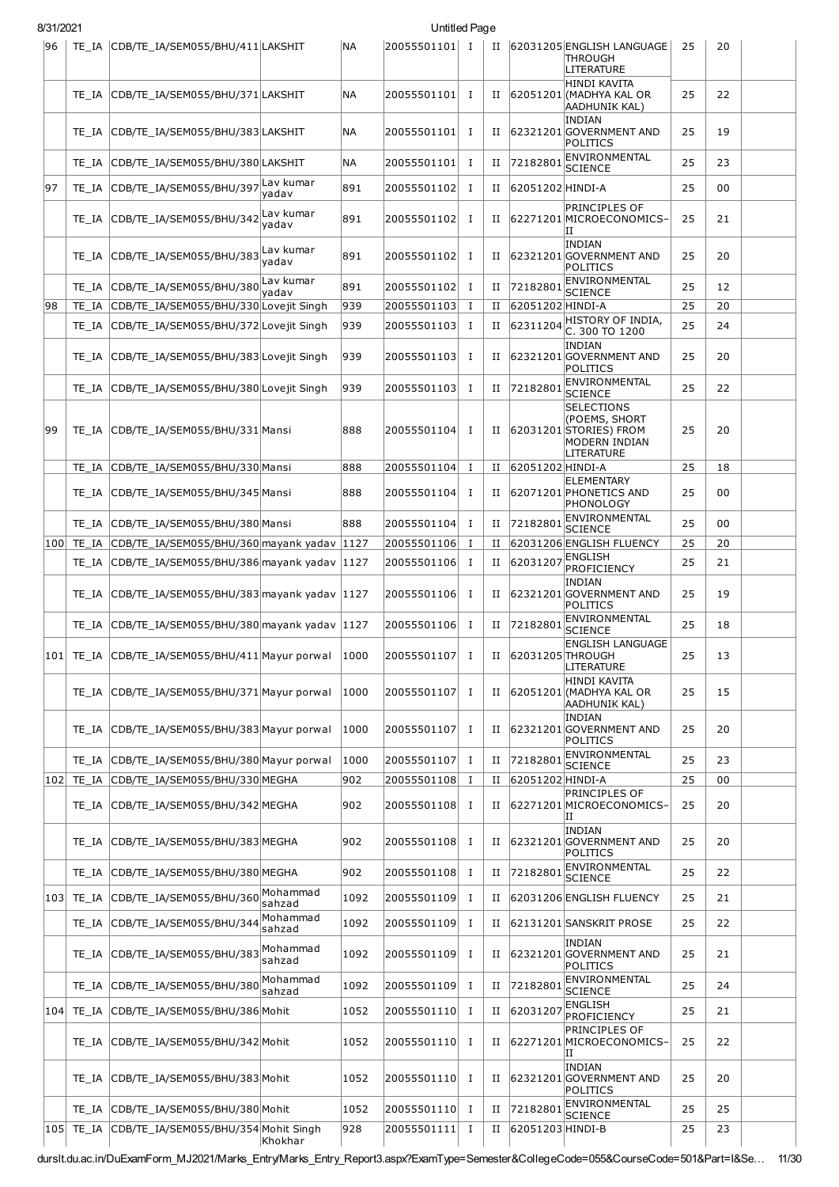| 96 | TE_IA | CDB/TE_IA/SEM055/BHU/411 | LAKSHIT | NA | 20055501101 | I | II | 62031205 | ENGLISH LANGUAGE THROUGH LITERATURE | 25 | 20 | |
|---|---|---|---|---|---|---|---|---|---|---|---|---|
| | TE_IA | CDB/TE_IA/SEM055/BHU/371 | LAKSHIT | NA | 20055501101 | I | II | 62051201 | HINDI KAVITA (MADHYA KAL OR AADHUNIK KAL) | 25 | 22 | |
| | TE_IA | CDB/TE_IA/SEM055/BHU/383 | LAKSHIT | NA | 20055501101 | I | II | 62321201 | INDIAN GOVERNMENT AND POLITICS | 25 | 19 | |
| | TE_IA | CDB/TE_IA/SEM055/BHU/380 | LAKSHIT | NA | 20055501101 | I | II | 72182801 | ENVIRONMENTAL SCIENCE | 25 | 23 | |
| 97 | TE_IA | CDB/TE_IA/SEM055/BHU/397 | Lav kumar yadav | 891 | 20055501102 | I | II | 62051202 | HINDI-A | 25 | 00 | |
| | TE_IA | CDB/TE_IA/SEM055/BHU/342 | Lav kumar yadav | 891 | 20055501102 | I | II | 62271201 | PRINCIPLES OF MICROECONOMICS-II | 25 | 21 | |
| | TE_IA | CDB/TE_IA/SEM055/BHU/383 | Lav kumar yadav | 891 | 20055501102 | I | II | 62321201 | INDIAN GOVERNMENT AND POLITICS | 25 | 20 | |
| | TE_IA | CDB/TE_IA/SEM055/BHU/380 | Lav kumar yadav | 891 | 20055501102 | I | II | 72182801 | ENVIRONMENTAL SCIENCE | 25 | 12 | |
| 98 | TE_IA | CDB/TE_IA/SEM055/BHU/330 | Lovejit Singh | 939 | 20055501103 | I | II | 62051202 | HINDI-A | 25 | 20 | |
| | TE_IA | CDB/TE_IA/SEM055/BHU/372 | Lovejit Singh | 939 | 20055501103 | I | II | 62311204 | HISTORY OF INDIA, C. 300 TO 1200 | 25 | 24 | |
| | TE_IA | CDB/TE_IA/SEM055/BHU/383 | Lovejit Singh | 939 | 20055501103 | I | II | 62321201 | INDIAN GOVERNMENT AND POLITICS | 25 | 20 | |
| | TE_IA | CDB/TE_IA/SEM055/BHU/380 | Lovejit Singh | 939 | 20055501103 | I | II | 72182801 | ENVIRONMENTAL SCIENCE | 25 | 22 | |
| 99 | TE_IA | CDB/TE_IA/SEM055/BHU/331 | Mansi | 888 | 20055501104 | I | II | 62031201 | SELECTIONS (POEMS, SHORT STORIES) FROM MODERN INDIAN LITERATURE | 25 | 20 | |
| | TE_IA | CDB/TE_IA/SEM055/BHU/330 | Mansi | 888 | 20055501104 | I | II | 62051202 | HINDI-A | 25 | 18 | |
| | TE_IA | CDB/TE_IA/SEM055/BHU/345 | Mansi | 888 | 20055501104 | I | II | 62071201 | ELEMENTARY PHONETICS AND PHONOLOGY | 25 | 00 | |
| | TE_IA | CDB/TE_IA/SEM055/BHU/380 | Mansi | 888 | 20055501104 | I | II | 72182801 | ENVIRONMENTAL SCIENCE | 25 | 00 | |
| 100 | TE_IA | CDB/TE_IA/SEM055/BHU/360 | mayank yadav | 1127 | 20055501106 | I | II | 62031206 | ENGLISH FLUENCY | 25 | 20 | |
| | TE_IA | CDB/TE_IA/SEM055/BHU/386 | mayank yadav | 1127 | 20055501106 | I | II | 62031207 | ENGLISH PROFICIENCY | 25 | 21 | |
| | TE_IA | CDB/TE_IA/SEM055/BHU/383 | mayank yadav | 1127 | 20055501106 | I | II | 62321201 | INDIAN GOVERNMENT AND POLITICS | 25 | 19 | |
| | TE_IA | CDB/TE_IA/SEM055/BHU/380 | mayank yadav | 1127 | 20055501106 | I | II | 72182801 | ENVIRONMENTAL SCIENCE | 25 | 18 | |
| 101 | TE_IA | CDB/TE_IA/SEM055/BHU/411 | Mayur porwal | 1000 | 20055501107 | I | II | 62031205 | ENGLISH LANGUAGE THROUGH LITERATURE | 25 | 13 | |
| | TE_IA | CDB/TE_IA/SEM055/BHU/371 | Mayur porwal | 1000 | 20055501107 | I | II | 62051201 | HINDI KAVITA (MADHYA KAL OR AADHUNIK KAL) | 25 | 15 | |
| | TE_IA | CDB/TE_IA/SEM055/BHU/383 | Mayur porwal | 1000 | 20055501107 | I | II | 62321201 | INDIAN GOVERNMENT AND POLITICS | 25 | 20 | |
| | TE_IA | CDB/TE_IA/SEM055/BHU/380 | Mayur porwal | 1000 | 20055501107 | I | II | 72182801 | ENVIRONMENTAL SCIENCE | 25 | 23 | |
| 102 | TE_IA | CDB/TE_IA/SEM055/BHU/330 | MEGHA | 902 | 20055501108 | I | II | 62051202 | HINDI-A | 25 | 00 | |
| | TE_IA | CDB/TE_IA/SEM055/BHU/342 | MEGHA | 902 | 20055501108 | I | II | 62271201 | PRINCIPLES OF MICROECONOMICS-II | 25 | 20 | |
| | TE_IA | CDB/TE_IA/SEM055/BHU/383 | MEGHA | 902 | 20055501108 | I | II | 62321201 | INDIAN GOVERNMENT AND POLITICS | 25 | 20 | |
| | TE_IA | CDB/TE_IA/SEM055/BHU/380 | MEGHA | 902 | 20055501108 | I | II | 72182801 | ENVIRONMENTAL SCIENCE | 25 | 22 | |
| 103 | TE_IA | CDB/TE_IA/SEM055/BHU/360 | Mohammad sahzad | 1092 | 20055501109 | I | II | 62031206 | ENGLISH FLUENCY | 25 | 21 | |
| | TE_IA | CDB/TE_IA/SEM055/BHU/344 | Mohammad sahzad | 1092 | 20055501109 | I | II | 62131201 | SANSKRIT PROSE | 25 | 22 | |
| | TE_IA | CDB/TE_IA/SEM055/BHU/383 | Mohammad sahzad | 1092 | 20055501109 | I | II | 62321201 | INDIAN GOVERNMENT AND POLITICS | 25 | 21 | |
| | TE_IA | CDB/TE_IA/SEM055/BHU/380 | Mohammad sahzad | 1092 | 20055501109 | I | II | 72182801 | ENVIRONMENTAL SCIENCE | 25 | 24 | |
| 104 | TE_IA | CDB/TE_IA/SEM055/BHU/386 | Mohit | 1052 | 20055501110 | I | II | 62031207 | ENGLISH PROFICIENCY | 25 | 21 | |
| | TE_IA | CDB/TE_IA/SEM055/BHU/342 | Mohit | 1052 | 20055501110 | I | II | 62271201 | PRINCIPLES OF MICROECONOMICS-II | 25 | 22 | |
| | TE_IA | CDB/TE_IA/SEM055/BHU/383 | Mohit | 1052 | 20055501110 | I | II | 62321201 | INDIAN GOVERNMENT AND POLITICS | 25 | 20 | |
| | TE_IA | CDB/TE_IA/SEM055/BHU/380 | Mohit | 1052 | 20055501110 | I | II | 72182801 | ENVIRONMENTAL SCIENCE | 25 | 25 | |
| 105 | TE_IA | CDB/TE_IA/SEM055/BHU/354 | Mohit Singh Khokhar | 928 | 20055501111 | I | II | 62051203 | HINDI-B | 25 | 23 | |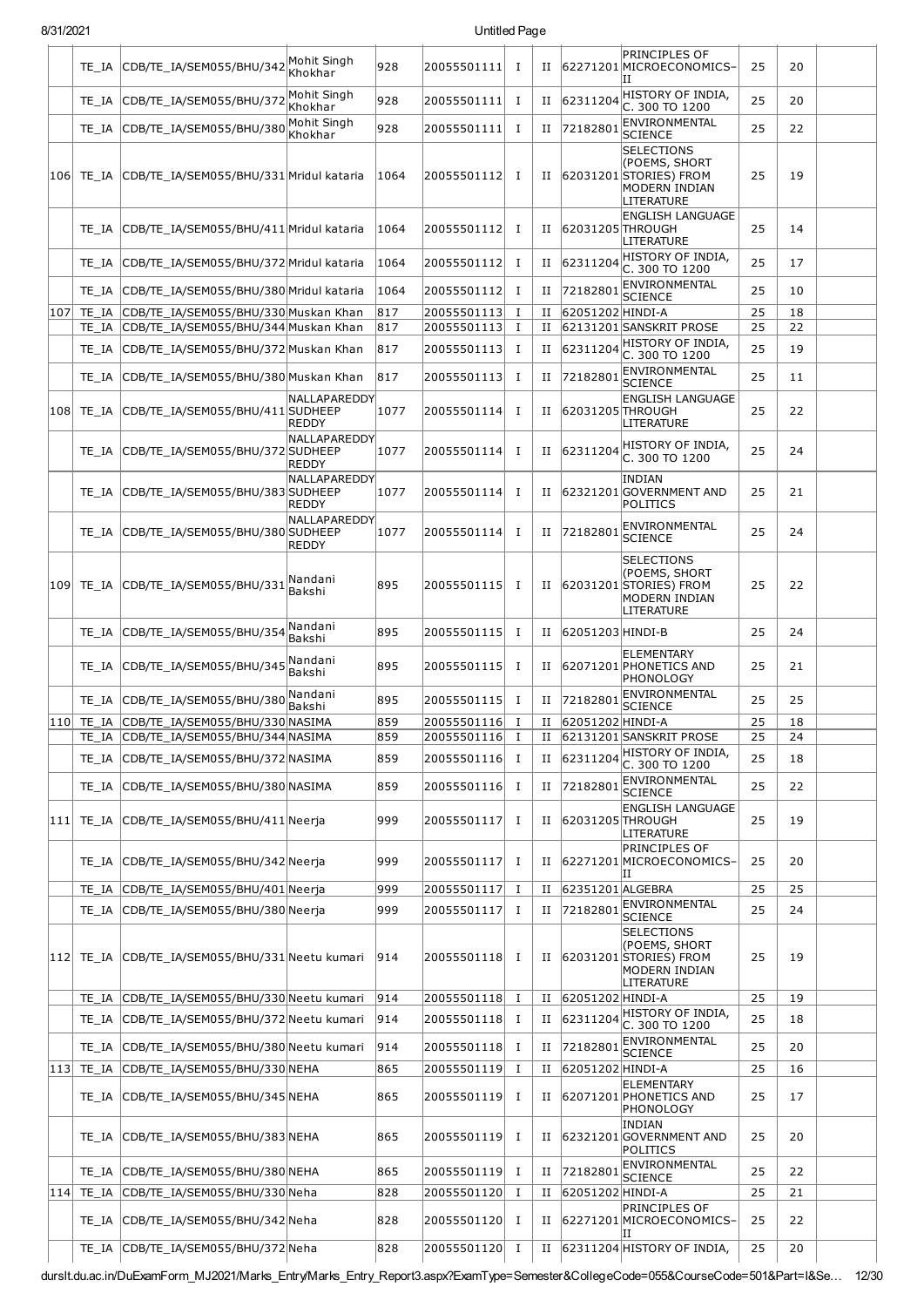| | | | | | | | | | | | | |
|---|---|---|---|---|---|---|---|---|---|---|---|---|
| | TE_IA | CDB/TE_IA/SEM055/BHU/342 | Mohit Singh Khokhar | 928 | 20055501111 | I | II | 62271201 | PRINCIPLES OF MICROECONOMICS–II | 25 | 20 | |
| | TE_IA | CDB/TE_IA/SEM055/BHU/372 | Mohit Singh Khokhar | 928 | 20055501111 | I | II | 62311204 | HISTORY OF INDIA, C. 300 TO 1200 | 25 | 20 | |
| | TE_IA | CDB/TE_IA/SEM055/BHU/380 | Mohit Singh Khokhar | 928 | 20055501111 | I | II | 72182801 | ENVIRONMENTAL SCIENCE | 25 | 22 | |
| 106 | TE_IA | CDB/TE_IA/SEM055/BHU/331 | Mridul kataria | 1064 | 20055501112 | I | II | 62031201 | SELECTIONS (POEMS, SHORT STORIES) FROM MODERN INDIAN LITERATURE | 25 | 19 | |
| | TE_IA | CDB/TE_IA/SEM055/BHU/411 | Mridul kataria | 1064 | 20055501112 | I | II | 62031205 | ENGLISH LANGUAGE THROUGH LITERATURE | 25 | 14 | |
| | TE_IA | CDB/TE_IA/SEM055/BHU/372 | Mridul kataria | 1064 | 20055501112 | I | II | 62311204 | HISTORY OF INDIA, C. 300 TO 1200 | 25 | 17 | |
| | TE_IA | CDB/TE_IA/SEM055/BHU/380 | Mridul kataria | 1064 | 20055501112 | I | II | 72182801 | ENVIRONMENTAL SCIENCE | 25 | 10 | |
| 107 | TE_IA | CDB/TE_IA/SEM055/BHU/330 | Muskan Khan | 817 | 20055501113 | I | II | 62051202 | HINDI-A | 25 | 18 | |
| | TE_IA | CDB/TE_IA/SEM055/BHU/344 | Muskan Khan | 817 | 20055501113 | I | II | 62131201 | SANSKRIT PROSE | 25 | 22 | |
| | TE_IA | CDB/TE_IA/SEM055/BHU/372 | Muskan Khan | 817 | 20055501113 | I | II | 62311204 | HISTORY OF INDIA, C. 300 TO 1200 | 25 | 19 | |
| | TE_IA | CDB/TE_IA/SEM055/BHU/380 | Muskan Khan | 817 | 20055501113 | I | II | 72182801 | ENVIRONMENTAL SCIENCE | 25 | 11 | |
| 108 | TE_IA | CDB/TE_IA/SEM055/BHU/411 | NALLAPAREDDY SUDHEEP REDDY | 1077 | 20055501114 | I | II | 62031205 | ENGLISH LANGUAGE THROUGH LITERATURE | 25 | 22 | |
| | TE_IA | CDB/TE_IA/SEM055/BHU/372 | NALLAPAREDDY SUDHEEP REDDY | 1077 | 20055501114 | I | II | 62311204 | HISTORY OF INDIA, C. 300 TO 1200 | 25 | 24 | |
| | TE_IA | CDB/TE_IA/SEM055/BHU/383 | NALLAPAREDDY SUDHEEP REDDY | 1077 | 20055501114 | I | II | 62321201 | INDIAN GOVERNMENT AND POLITICS | 25 | 21 | |
| | TE_IA | CDB/TE_IA/SEM055/BHU/380 | NALLAPAREDDY SUDHEEP REDDY | 1077 | 20055501114 | I | II | 72182801 | ENVIRONMENTAL SCIENCE | 25 | 24 | |
| 109 | TE_IA | CDB/TE_IA/SEM055/BHU/331 | Nandani Bakshi | 895 | 20055501115 | I | II | 62031201 | SELECTIONS (POEMS, SHORT STORIES) FROM MODERN INDIAN LITERATURE | 25 | 22 | |
| | TE_IA | CDB/TE_IA/SEM055/BHU/354 | Nandani Bakshi | 895 | 20055501115 | I | II | 62051203 | HINDI-B | 25 | 24 | |
| | TE_IA | CDB/TE_IA/SEM055/BHU/345 | Nandani Bakshi | 895 | 20055501115 | I | II | 62071201 | ELEMENTARY PHONETICS AND PHONOLOGY | 25 | 21 | |
| | TE_IA | CDB/TE_IA/SEM055/BHU/380 | Nandani Bakshi | 895 | 20055501115 | I | II | 72182801 | ENVIRONMENTAL SCIENCE | 25 | 25 | |
| 110 | TE_IA | CDB/TE_IA/SEM055/BHU/330 | NASIMA | 859 | 20055501116 | I | II | 62051202 | HINDI-A | 25 | 18 | |
| | TE_IA | CDB/TE_IA/SEM055/BHU/344 | NASIMA | 859 | 20055501116 | I | II | 62131201 | SANSKRIT PROSE | 25 | 24 | |
| | TE_IA | CDB/TE_IA/SEM055/BHU/372 | NASIMA | 859 | 20055501116 | I | II | 62311204 | HISTORY OF INDIA, C. 300 TO 1200 | 25 | 18 | |
| | TE_IA | CDB/TE_IA/SEM055/BHU/380 | NASIMA | 859 | 20055501116 | I | II | 72182801 | ENVIRONMENTAL SCIENCE | 25 | 22 | |
| 111 | TE_IA | CDB/TE_IA/SEM055/BHU/411 | Neerja | 999 | 20055501117 | I | II | 62031205 | ENGLISH LANGUAGE THROUGH LITERATURE | 25 | 19 | |
| | TE_IA | CDB/TE_IA/SEM055/BHU/342 | Neerja | 999 | 20055501117 | I | II | 62271201 | PRINCIPLES OF MICROECONOMICS–II | 25 | 20 | |
| | TE_IA | CDB/TE_IA/SEM055/BHU/401 | Neerja | 999 | 20055501117 | I | II | 62351201 | ALGEBRA | 25 | 25 | |
| | TE_IA | CDB/TE_IA/SEM055/BHU/380 | Neerja | 999 | 20055501117 | I | II | 72182801 | ENVIRONMENTAL SCIENCE | 25 | 24 | |
| 112 | TE_IA | CDB/TE_IA/SEM055/BHU/331 | Neetu kumari | 914 | 20055501118 | I | II | 62031201 | SELECTIONS (POEMS, SHORT STORIES) FROM MODERN INDIAN LITERATURE | 25 | 19 | |
| | TE_IA | CDB/TE_IA/SEM055/BHU/330 | Neetu kumari | 914 | 20055501118 | I | II | 62051202 | HINDI-A | 25 | 19 | |
| | TE_IA | CDB/TE_IA/SEM055/BHU/372 | Neetu kumari | 914 | 20055501118 | I | II | 62311204 | HISTORY OF INDIA, C. 300 TO 1200 | 25 | 18 | |
| | TE_IA | CDB/TE_IA/SEM055/BHU/380 | Neetu kumari | 914 | 20055501118 | I | II | 72182801 | ENVIRONMENTAL SCIENCE | 25 | 20 | |
| 113 | TE_IA | CDB/TE_IA/SEM055/BHU/330 | NEHA | 865 | 20055501119 | I | II | 62051202 | HINDI-A | 25 | 16 | |
| | TE_IA | CDB/TE_IA/SEM055/BHU/345 | NEHA | 865 | 20055501119 | I | II | 62071201 | ELEMENTARY PHONETICS AND PHONOLOGY | 25 | 17 | |
| | TE_IA | CDB/TE_IA/SEM055/BHU/383 | NEHA | 865 | 20055501119 | I | II | 62321201 | INDIAN GOVERNMENT AND POLITICS | 25 | 20 | |
| | TE_IA | CDB/TE_IA/SEM055/BHU/380 | NEHA | 865 | 20055501119 | I | II | 72182801 | ENVIRONMENTAL SCIENCE | 25 | 22 | |
| 114 | TE_IA | CDB/TE_IA/SEM055/BHU/330 | Neha | 828 | 20055501120 | I | II | 62051202 | HINDI-A | 25 | 21 | |
| | TE_IA | CDB/TE_IA/SEM055/BHU/342 | Neha | 828 | 20055501120 | I | II | 62271201 | PRINCIPLES OF MICROECONOMICS–II | 25 | 22 | |
| | TE_IA | CDB/TE_IA/SEM055/BHU/372 | Neha | 828 | 20055501120 | I | II | 62311204 | HISTORY OF INDIA, | 25 | 20 | |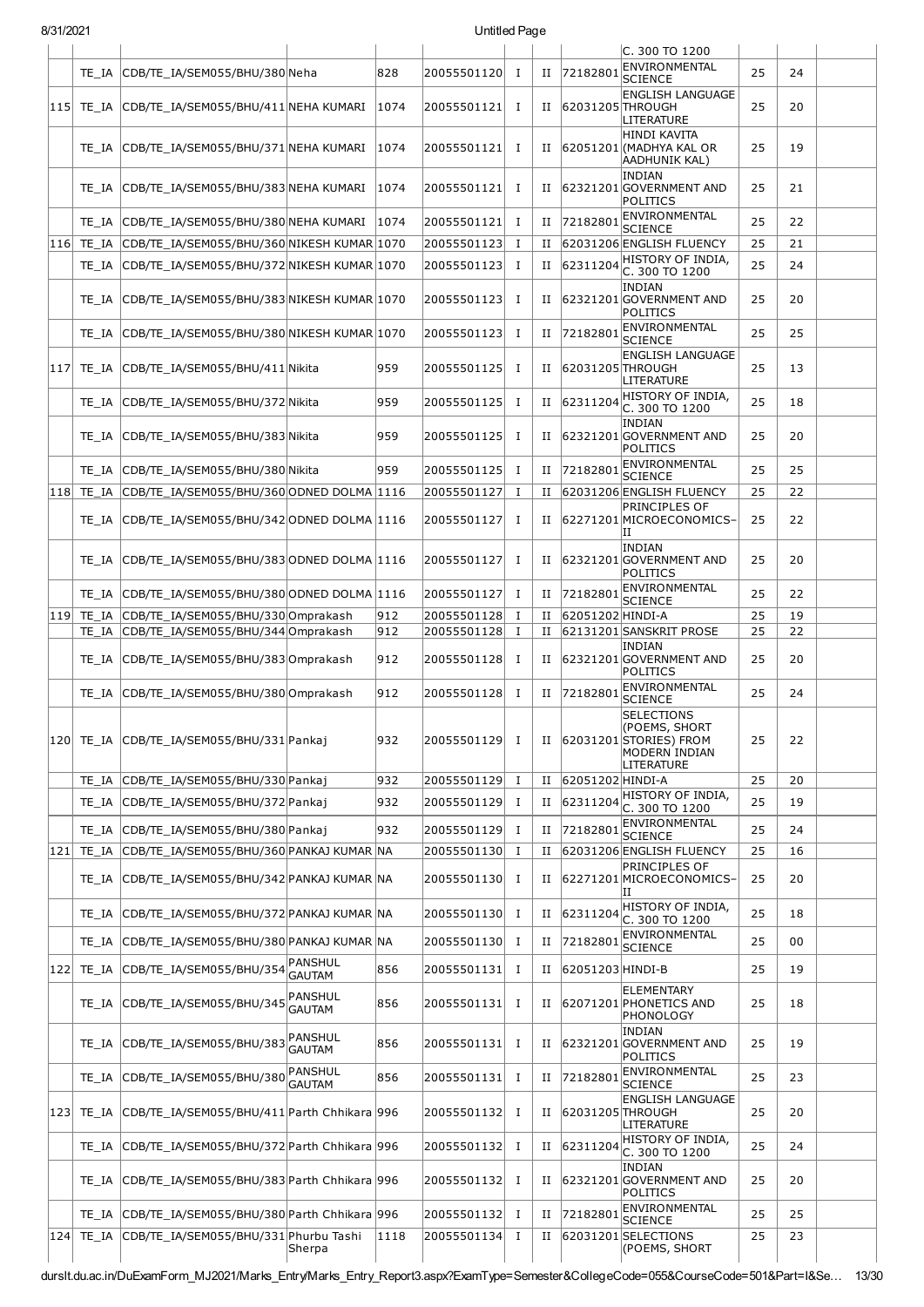| | | | | | | | | | | | |
|---|---|---|---|---|---|---|---|---|---|---|---|
| | | | | | | | | C. 300 TO 1200 | | | |
| | TE_IA | CDB/TE_IA/SEM055/BHU/380 | Neha | 828 | 20055501120 | I | II | 72182801 | ENVIRONMENTAL SCIENCE | 25 | 24 |
| 115 | TE_IA | CDB/TE_IA/SEM055/BHU/411 | NEHA KUMARI | 1074 | 20055501121 | I | II | 62031205 | ENGLISH LANGUAGE THROUGH LITERATURE | 25 | 20 |
| | TE_IA | CDB/TE_IA/SEM055/BHU/371 | NEHA KUMARI | 1074 | 20055501121 | I | II | 62051201 | HINDI KAVITA (MADHYA KAL OR AADHUNIK KAL) | 25 | 19 |
| | TE_IA | CDB/TE_IA/SEM055/BHU/383 | NEHA KUMARI | 1074 | 20055501121 | I | II | 62321201 | INDIAN GOVERNMENT AND POLITICS | 25 | 21 |
| | TE_IA | CDB/TE_IA/SEM055/BHU/380 | NEHA KUMARI | 1074 | 20055501121 | I | II | 72182801 | ENVIRONMENTAL SCIENCE | 25 | 22 |
| 116 | TE_IA | CDB/TE_IA/SEM055/BHU/360 | NIKESH KUMAR | 1070 | 20055501123 | I | II | 62031206 | ENGLISH FLUENCY | 25 | 21 |
| | TE_IA | CDB/TE_IA/SEM055/BHU/372 | NIKESH KUMAR | 1070 | 20055501123 | I | II | 62311204 | HISTORY OF INDIA, C. 300 TO 1200 | 25 | 24 |
| | TE_IA | CDB/TE_IA/SEM055/BHU/383 | NIKESH KUMAR | 1070 | 20055501123 | I | II | 62321201 | INDIAN GOVERNMENT AND POLITICS | 25 | 20 |
| | TE_IA | CDB/TE_IA/SEM055/BHU/380 | NIKESH KUMAR | 1070 | 20055501123 | I | II | 72182801 | ENVIRONMENTAL SCIENCE | 25 | 25 |
| 117 | TE_IA | CDB/TE_IA/SEM055/BHU/411 | Nikita | 959 | 20055501125 | I | II | 62031205 | ENGLISH LANGUAGE THROUGH LITERATURE | 25 | 13 |
| | TE_IA | CDB/TE_IA/SEM055/BHU/372 | Nikita | 959 | 20055501125 | I | II | 62311204 | HISTORY OF INDIA, C. 300 TO 1200 | 25 | 18 |
| | TE_IA | CDB/TE_IA/SEM055/BHU/383 | Nikita | 959 | 20055501125 | I | II | 62321201 | INDIAN GOVERNMENT AND POLITICS | 25 | 20 |
| | TE_IA | CDB/TE_IA/SEM055/BHU/380 | Nikita | 959 | 20055501125 | I | II | 72182801 | ENVIRONMENTAL SCIENCE | 25 | 25 |
| 118 | TE_IA | CDB/TE_IA/SEM055/BHU/360 | ODNED DOLMA | 1116 | 20055501127 | I | II | 62031206 | ENGLISH FLUENCY | 25 | 22 |
| | TE_IA | CDB/TE_IA/SEM055/BHU/342 | ODNED DOLMA | 1116 | 20055501127 | I | II | 62271201 | PRINCIPLES OF MICROECONOMICS-II | 25 | 22 |
| | TE_IA | CDB/TE_IA/SEM055/BHU/383 | ODNED DOLMA | 1116 | 20055501127 | I | II | 62321201 | INDIAN GOVERNMENT AND POLITICS | 25 | 20 |
| | TE_IA | CDB/TE_IA/SEM055/BHU/380 | ODNED DOLMA | 1116 | 20055501127 | I | II | 72182801 | ENVIRONMENTAL SCIENCE | 25 | 22 |
| 119 | TE_IA | CDB/TE_IA/SEM055/BHU/330 | Omprakash | 912 | 20055501128 | I | II | 62051202 | HINDI-A | 25 | 19 |
| | TE_IA | CDB/TE_IA/SEM055/BHU/344 | Omprakash | 912 | 20055501128 | I | II | 62131201 | SANSKRIT PROSE | 25 | 22 |
| | TE_IA | CDB/TE_IA/SEM055/BHU/383 | Omprakash | 912 | 20055501128 | I | II | 62321201 | INDIAN GOVERNMENT AND POLITICS | 25 | 20 |
| | TE_IA | CDB/TE_IA/SEM055/BHU/380 | Omprakash | 912 | 20055501128 | I | II | 72182801 | ENVIRONMENTAL SCIENCE | 25 | 24 |
| 120 | TE_IA | CDB/TE_IA/SEM055/BHU/331 | Pankaj | 932 | 20055501129 | I | II | 62031201 | SELECTIONS (POEMS, SHORT STORIES) FROM MODERN INDIAN LITERATURE | 25 | 22 |
| | TE_IA | CDB/TE_IA/SEM055/BHU/330 | Pankaj | 932 | 20055501129 | I | II | 62051202 | HINDI-A | 25 | 20 |
| | TE_IA | CDB/TE_IA/SEM055/BHU/372 | Pankaj | 932 | 20055501129 | I | II | 62311204 | HISTORY OF INDIA, C. 300 TO 1200 | 25 | 19 |
| | TE_IA | CDB/TE_IA/SEM055/BHU/380 | Pankaj | 932 | 20055501129 | I | II | 72182801 | ENVIRONMENTAL SCIENCE | 25 | 24 |
| 121 | TE_IA | CDB/TE_IA/SEM055/BHU/360 | PANKAJ KUMAR | NA | 20055501130 | I | II | 62031206 | ENGLISH FLUENCY | 25 | 16 |
| | TE_IA | CDB/TE_IA/SEM055/BHU/342 | PANKAJ KUMAR | NA | 20055501130 | I | II | 62271201 | PRINCIPLES OF MICROECONOMICS-II | 25 | 20 |
| | TE_IA | CDB/TE_IA/SEM055/BHU/372 | PANKAJ KUMAR | NA | 20055501130 | I | II | 62311204 | HISTORY OF INDIA, C. 300 TO 1200 | 25 | 18 |
| | TE_IA | CDB/TE_IA/SEM055/BHU/380 | PANKAJ KUMAR | NA | 20055501130 | I | II | 72182801 | ENVIRONMENTAL SCIENCE | 25 | 00 |
| 122 | TE_IA | CDB/TE_IA/SEM055/BHU/354 | PANSHUL GAUTAM | 856 | 20055501131 | I | II | 62051203 | HINDI-B | 25 | 19 |
| | TE_IA | CDB/TE_IA/SEM055/BHU/345 | PANSHUL GAUTAM | 856 | 20055501131 | I | II | 62071201 | ELEMENTARY PHONETICS AND PHONOLOGY | 25 | 18 |
| | TE_IA | CDB/TE_IA/SEM055/BHU/383 | PANSHUL GAUTAM | 856 | 20055501131 | I | II | 62321201 | INDIAN GOVERNMENT AND POLITICS | 25 | 19 |
| | TE_IA | CDB/TE_IA/SEM055/BHU/380 | PANSHUL GAUTAM | 856 | 20055501131 | I | II | 72182801 | ENVIRONMENTAL SCIENCE | 25 | 23 |
| 123 | TE_IA | CDB/TE_IA/SEM055/BHU/411 | Parth Chhikara | 996 | 20055501132 | I | II | 62031205 | ENGLISH LANGUAGE THROUGH LITERATURE | 25 | 20 |
| | TE_IA | CDB/TE_IA/SEM055/BHU/372 | Parth Chhikara | 996 | 20055501132 | I | II | 62311204 | HISTORY OF INDIA, C. 300 TO 1200 | 25 | 24 |
| | TE_IA | CDB/TE_IA/SEM055/BHU/383 | Parth Chhikara | 996 | 20055501132 | I | II | 62321201 | INDIAN GOVERNMENT AND POLITICS | 25 | 20 |
| | TE_IA | CDB/TE_IA/SEM055/BHU/380 | Parth Chhikara | 996 | 20055501132 | I | II | 72182801 | ENVIRONMENTAL SCIENCE | 25 | 25 |
| 124 | TE_IA | CDB/TE_IA/SEM055/BHU/331 | Phurbu Tashi Sherpa | 1118 | 20055501134 | I | II | 62031201 | SELECTIONS (POEMS, SHORT | 25 | 23 |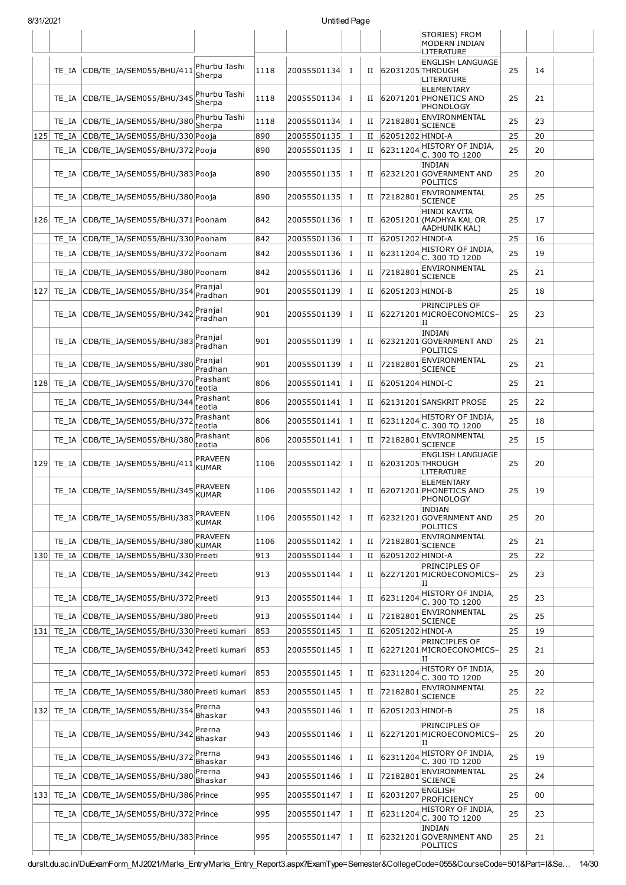| | | | | | | | | | | | |
|---|---|---|---|---|---|---|---|---|---|---|---|
| | | | | | | | | STORIES) FROM MODERN INDIAN LITERATURE | | | |
| | TE_IA | CDB/TE_IA/SEM055/BHU/411 | Phurbu Tashi Sherpa | 1118 | 20055501134 | I | II | 62031205 | ENGLISH LANGUAGE THROUGH LITERATURE | 25 | 14 | |
| | TE_IA | CDB/TE_IA/SEM055/BHU/345 | Phurbu Tashi Sherpa | 1118 | 20055501134 | I | II | 62071201 | ELEMENTARY PHONETICS AND PHONOLOGY | 25 | 21 | |
| | TE_IA | CDB/TE_IA/SEM055/BHU/380 | Phurbu Tashi Sherpa | 1118 | 20055501134 | I | II | 72182801 | ENVIRONMENTAL SCIENCE | 25 | 23 | |
| 125 | TE_IA | CDB/TE_IA/SEM055/BHU/330 | Pooja | 890 | 20055501135 | I | II | 62051202 | HINDI-A | 25 | 20 | |
| | TE_IA | CDB/TE_IA/SEM055/BHU/372 | Pooja | 890 | 20055501135 | I | II | 62311204 | HISTORY OF INDIA, C. 300 TO 1200 | 25 | 20 | |
| | TE_IA | CDB/TE_IA/SEM055/BHU/383 | Pooja | 890 | 20055501135 | I | II | 62321201 | INDIAN GOVERNMENT AND POLITICS | 25 | 20 | |
| | TE_IA | CDB/TE_IA/SEM055/BHU/380 | Pooja | 890 | 20055501135 | I | II | 72182801 | ENVIRONMENTAL SCIENCE | 25 | 25 | |
| 126 | TE_IA | CDB/TE_IA/SEM055/BHU/371 | Poonam | 842 | 20055501136 | I | II | 62051201 | HINDI KAVITA (MADHYA KAL OR AADHUNIK KAL) | 25 | 17 | |
| | TE_IA | CDB/TE_IA/SEM055/BHU/330 | Poonam | 842 | 20055501136 | I | II | 62051202 | HINDI-A | 25 | 16 | |
| | TE_IA | CDB/TE_IA/SEM055/BHU/372 | Poonam | 842 | 20055501136 | I | II | 62311204 | HISTORY OF INDIA, C. 300 TO 1200 | 25 | 19 | |
| | TE_IA | CDB/TE_IA/SEM055/BHU/380 | Poonam | 842 | 20055501136 | I | II | 72182801 | ENVIRONMENTAL SCIENCE | 25 | 21 | |
| 127 | TE_IA | CDB/TE_IA/SEM055/BHU/354 | Pranjal Pradhan | 901 | 20055501139 | I | II | 62051203 | HINDI-B | 25 | 18 | |
| | TE_IA | CDB/TE_IA/SEM055/BHU/342 | Pranjal Pradhan | 901 | 20055501139 | I | II | 62271201 | PRINCIPLES OF MICROECONOMICS-II | 25 | 23 | |
| | TE_IA | CDB/TE_IA/SEM055/BHU/383 | Pranjal Pradhan | 901 | 20055501139 | I | II | 62321201 | INDIAN GOVERNMENT AND POLITICS | 25 | 21 | |
| | TE_IA | CDB/TE_IA/SEM055/BHU/380 | Pranjal Pradhan | 901 | 20055501139 | I | II | 72182801 | ENVIRONMENTAL SCIENCE | 25 | 21 | |
| 128 | TE_IA | CDB/TE_IA/SEM055/BHU/370 | Prashant teotia | 806 | 20055501141 | I | II | 62051204 | HINDI-C | 25 | 21 | |
| | TE_IA | CDB/TE_IA/SEM055/BHU/344 | Prashant teotia | 806 | 20055501141 | I | II | 62131201 | SANSKRIT PROSE | 25 | 22 | |
| | TE_IA | CDB/TE_IA/SEM055/BHU/372 | Prashant teotia | 806 | 20055501141 | I | II | 62311204 | HISTORY OF INDIA, C. 300 TO 1200 | 25 | 18 | |
| | TE_IA | CDB/TE_IA/SEM055/BHU/380 | Prashant teotia | 806 | 20055501141 | I | II | 72182801 | ENVIRONMENTAL SCIENCE | 25 | 15 | |
| 129 | TE_IA | CDB/TE_IA/SEM055/BHU/411 | PRAVEEN KUMAR | 1106 | 20055501142 | I | II | 62031205 | ENGLISH LANGUAGE THROUGH LITERATURE | 25 | 20 | |
| | TE_IA | CDB/TE_IA/SEM055/BHU/345 | PRAVEEN KUMAR | 1106 | 20055501142 | I | II | 62071201 | ELEMENTARY PHONETICS AND PHONOLOGY | 25 | 19 | |
| | TE_IA | CDB/TE_IA/SEM055/BHU/383 | PRAVEEN KUMAR | 1106 | 20055501142 | I | II | 62321201 | INDIAN GOVERNMENT AND POLITICS | 25 | 20 | |
| | TE_IA | CDB/TE_IA/SEM055/BHU/380 | PRAVEEN KUMAR | 1106 | 20055501142 | I | II | 72182801 | ENVIRONMENTAL SCIENCE | 25 | 21 | |
| 130 | TE_IA | CDB/TE_IA/SEM055/BHU/330 | Preeti | 913 | 20055501144 | I | II | 62051202 | HINDI-A | 25 | 22 | |
| | TE_IA | CDB/TE_IA/SEM055/BHU/342 | Preeti | 913 | 20055501144 | I | II | 62271201 | PRINCIPLES OF MICROECONOMICS-II | 25 | 23 | |
| | TE_IA | CDB/TE_IA/SEM055/BHU/372 | Preeti | 913 | 20055501144 | I | II | 62311204 | HISTORY OF INDIA, C. 300 TO 1200 | 25 | 23 | |
| | TE_IA | CDB/TE_IA/SEM055/BHU/380 | Preeti | 913 | 20055501144 | I | II | 72182801 | ENVIRONMENTAL SCIENCE | 25 | 25 | |
| 131 | TE_IA | CDB/TE_IA/SEM055/BHU/330 | Preeti kumari | 853 | 20055501145 | I | II | 62051202 | HINDI-A | 25 | 19 | |
| | TE_IA | CDB/TE_IA/SEM055/BHU/342 | Preeti kumari | 853 | 20055501145 | I | II | 62271201 | PRINCIPLES OF MICROECONOMICS-II | 25 | 21 | |
| | TE_IA | CDB/TE_IA/SEM055/BHU/372 | Preeti kumari | 853 | 20055501145 | I | II | 62311204 | HISTORY OF INDIA, C. 300 TO 1200 | 25 | 20 | |
| | TE_IA | CDB/TE_IA/SEM055/BHU/380 | Preeti kumari | 853 | 20055501145 | I | II | 72182801 | ENVIRONMENTAL SCIENCE | 25 | 22 | |
| 132 | TE_IA | CDB/TE_IA/SEM055/BHU/354 | Prerna Bhaskar | 943 | 20055501146 | I | II | 62051203 | HINDI-B | 25 | 18 | |
| | TE_IA | CDB/TE_IA/SEM055/BHU/342 | Prerna Bhaskar | 943 | 20055501146 | I | II | 62271201 | PRINCIPLES OF MICROECONOMICS-II | 25 | 20 | |
| | TE_IA | CDB/TE_IA/SEM055/BHU/372 | Prerna Bhaskar | 943 | 20055501146 | I | II | 62311204 | HISTORY OF INDIA, C. 300 TO 1200 | 25 | 19 | |
| | TE_IA | CDB/TE_IA/SEM055/BHU/380 | Prerna Bhaskar | 943 | 20055501146 | I | II | 72182801 | ENVIRONMENTAL SCIENCE | 25 | 24 | |
| 133 | TE_IA | CDB/TE_IA/SEM055/BHU/386 | Prince | 995 | 20055501147 | I | II | 62031207 | ENGLISH PROFICIENCY | 25 | 00 | |
| | TE_IA | CDB/TE_IA/SEM055/BHU/372 | Prince | 995 | 20055501147 | I | II | 62311204 | HISTORY OF INDIA, C. 300 TO 1200 | 25 | 23 | |
| | TE_IA | CDB/TE_IA/SEM055/BHU/383 | Prince | 995 | 20055501147 | I | II | 62321201 | INDIAN GOVERNMENT AND POLITICS | 25 | 21 | |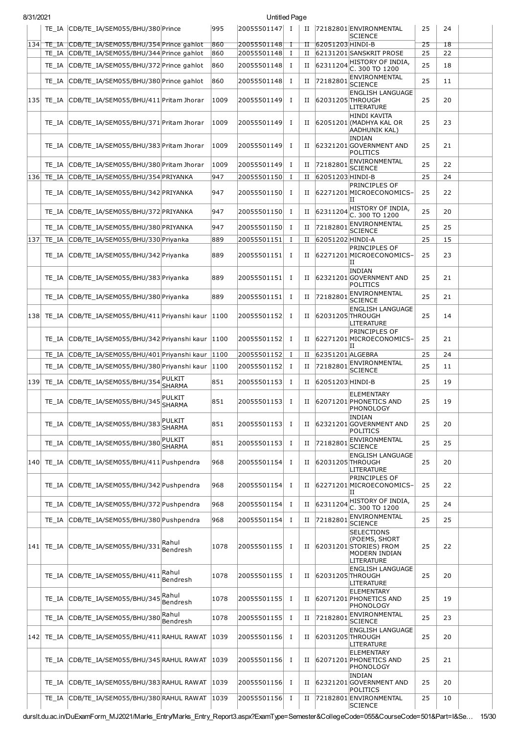| | TE_IA | CDB/TE_IA/SEM055/BHU/380 | Prince | 995 | 20055501147 | I | II | 72182801 | ENVIRONMENTAL SCIENCE | 25 | 24 | |
|---|---|---|---|---|---|---|---|---|---|---|---|---|
| 134 | TE_IA | CDB/TE_IA/SEM055/BHU/354 | Prince gahlot | 860 | 20055501148 | I | II | 62051203 | HINDI-B | 25 | 18 | |
| | TE_IA | CDB/TE_IA/SEM055/BHU/344 | Prince gahlot | 860 | 20055501148 | I | II | 62131201 | SANSKRIT PROSE | 25 | 22 | |
| | TE_IA | CDB/TE_IA/SEM055/BHU/372 | Prince gahlot | 860 | 20055501148 | I | II | 62311204 | HISTORY OF INDIA, C. 300 TO 1200 | 25 | 18 | |
| | TE_IA | CDB/TE_IA/SEM055/BHU/380 | Prince gahlot | 860 | 20055501148 | I | II | 72182801 | ENVIRONMENTAL SCIENCE | 25 | 11 | |
| 135 | TE_IA | CDB/TE_IA/SEM055/BHU/411 | Pritam Jhorar | 1009 | 20055501149 | I | II | 62031205 | ENGLISH LANGUAGE THROUGH LITERATURE | 25 | 20 | |
| | TE_IA | CDB/TE_IA/SEM055/BHU/371 | Pritam Jhorar | 1009 | 20055501149 | I | II | 62051201 | HINDI KAVITA (MADHYA KAL OR AADHUNIK KAL) | 25 | 23 | |
| | TE_IA | CDB/TE_IA/SEM055/BHU/383 | Pritam Jhorar | 1009 | 20055501149 | I | II | 62321201 | INDIAN GOVERNMENT AND POLITICS | 25 | 21 | |
| | TE_IA | CDB/TE_IA/SEM055/BHU/380 | Pritam Jhorar | 1009 | 20055501149 | I | II | 72182801 | ENVIRONMENTAL SCIENCE | 25 | 22 | |
| 136 | TE_IA | CDB/TE_IA/SEM055/BHU/354 | PRIYANKA | 947 | 20055501150 | I | II | 62051203 | HINDI-B | 25 | 24 | |
| | TE_IA | CDB/TE_IA/SEM055/BHU/342 | PRIYANKA | 947 | 20055501150 | I | II | 62271201 | PRINCIPLES OF MICROECONOMICS–II | 25 | 22 | |
| | TE_IA | CDB/TE_IA/SEM055/BHU/372 | PRIYANKA | 947 | 20055501150 | I | II | 62311204 | HISTORY OF INDIA, C. 300 TO 1200 | 25 | 20 | |
| | TE_IA | CDB/TE_IA/SEM055/BHU/380 | PRIYANKA | 947 | 20055501150 | I | II | 72182801 | ENVIRONMENTAL SCIENCE | 25 | 25 | |
| 137 | TE_IA | CDB/TE_IA/SEM055/BHU/330 | Priyanka | 889 | 20055501151 | I | II | 62051202 | HINDI-A | 25 | 15 | |
| | TE_IA | CDB/TE_IA/SEM055/BHU/342 | Priyanka | 889 | 20055501151 | I | II | 62271201 | PRINCIPLES OF MICROECONOMICS–II | 25 | 23 | |
| | TE_IA | CDB/TE_IA/SEM055/BHU/383 | Priyanka | 889 | 20055501151 | I | II | 62321201 | INDIAN GOVERNMENT AND POLITICS | 25 | 21 | |
| | TE_IA | CDB/TE_IA/SEM055/BHU/380 | Priyanka | 889 | 20055501151 | I | II | 72182801 | ENVIRONMENTAL SCIENCE | 25 | 21 | |
| 138 | TE_IA | CDB/TE_IA/SEM055/BHU/411 | Priyanshi kaur | 1100 | 20055501152 | I | II | 62031205 | ENGLISH LANGUAGE THROUGH LITERATURE | 25 | 14 | |
| | TE_IA | CDB/TE_IA/SEM055/BHU/342 | Priyanshi kaur | 1100 | 20055501152 | I | II | 62271201 | PRINCIPLES OF MICROECONOMICS–II | 25 | 21 | |
| | TE_IA | CDB/TE_IA/SEM055/BHU/401 | Priyanshi kaur | 1100 | 20055501152 | I | II | 62351201 | ALGEBRA | 25 | 24 | |
| | TE_IA | CDB/TE_IA/SEM055/BHU/380 | Priyanshi kaur | 1100 | 20055501152 | I | II | 72182801 | ENVIRONMENTAL SCIENCE | 25 | 11 | |
| 139 | TE_IA | CDB/TE_IA/SEM055/BHU/354 | PULKIT SHARMA | 851 | 20055501153 | I | II | 62051203 | HINDI-B | 25 | 19 | |
| | TE_IA | CDB/TE_IA/SEM055/BHU/345 | PULKIT SHARMA | 851 | 20055501153 | I | II | 62071201 | ELEMENTARY PHONETICS AND PHONOLOGY | 25 | 19 | |
| | TE_IA | CDB/TE_IA/SEM055/BHU/383 | PULKIT SHARMA | 851 | 20055501153 | I | II | 62321201 | INDIAN GOVERNMENT AND POLITICS | 25 | 20 | |
| | TE_IA | CDB/TE_IA/SEM055/BHU/380 | PULKIT SHARMA | 851 | 20055501153 | I | II | 72182801 | ENVIRONMENTAL SCIENCE | 25 | 25 | |
| 140 | TE_IA | CDB/TE_IA/SEM055/BHU/411 | Pushpendra | 968 | 20055501154 | I | II | 62031205 | ENGLISH LANGUAGE THROUGH LITERATURE | 25 | 20 | |
| | TE_IA | CDB/TE_IA/SEM055/BHU/342 | Pushpendra | 968 | 20055501154 | I | II | 62271201 | PRINCIPLES OF MICROECONOMICS–II | 25 | 22 | |
| | TE_IA | CDB/TE_IA/SEM055/BHU/372 | Pushpendra | 968 | 20055501154 | I | II | 62311204 | HISTORY OF INDIA, C. 300 TO 1200 | 25 | 24 | |
| | TE_IA | CDB/TE_IA/SEM055/BHU/380 | Pushpendra | 968 | 20055501154 | I | II | 72182801 | ENVIRONMENTAL SCIENCE | 25 | 25 | |
| 141 | TE_IA | CDB/TE_IA/SEM055/BHU/331 | Rahul Bendresh | 1078 | 20055501155 | I | II | 62031201 | SELECTIONS (POEMS, SHORT STORIES) FROM MODERN INDIAN LITERATURE | 25 | 22 | |
| | TE_IA | CDB/TE_IA/SEM055/BHU/411 | Rahul Bendresh | 1078 | 20055501155 | I | II | 62031205 | ENGLISH LANGUAGE THROUGH LITERATURE | 25 | 20 | |
| | TE_IA | CDB/TE_IA/SEM055/BHU/345 | Rahul Bendresh | 1078 | 20055501155 | I | II | 62071201 | ELEMENTARY PHONETICS AND PHONOLOGY | 25 | 19 | |
| | TE_IA | CDB/TE_IA/SEM055/BHU/380 | Rahul Bendresh | 1078 | 20055501155 | I | II | 72182801 | ENVIRONMENTAL SCIENCE | 25 | 23 | |
| 142 | TE_IA | CDB/TE_IA/SEM055/BHU/411 | RAHUL RAWAT | 1039 | 20055501156 | I | II | 62031205 | ENGLISH LANGUAGE THROUGH LITERATURE | 25 | 20 | |
| | TE_IA | CDB/TE_IA/SEM055/BHU/345 | RAHUL RAWAT | 1039 | 20055501156 | I | II | 62071201 | ELEMENTARY PHONETICS AND PHONOLOGY | 25 | 21 | |
| | TE_IA | CDB/TE_IA/SEM055/BHU/383 | RAHUL RAWAT | 1039 | 20055501156 | I | II | 62321201 | INDIAN GOVERNMENT AND POLITICS | 25 | 20 | |
| | TE_IA | CDB/TE_IA/SEM055/BHU/380 | RAHUL RAWAT | 1039 | 20055501156 | I | II | 72182801 | ENVIRONMENTAL SCIENCE | 25 | 10 | |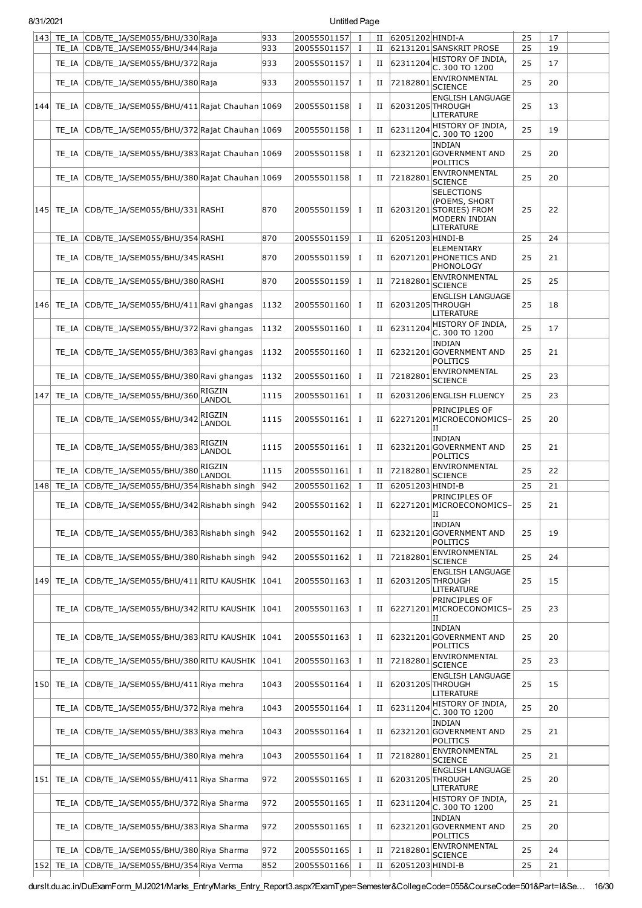| | | | | | | | | | | | | |
|---|---|---|---|---|---|---|---|---|---|---|---|---|
| 143 | TE_IA | CDB/TE_IA/SEM055/BHU/330 | Raja | 933 | 20055501157 | I | II | 62051202 | HINDI-A | 25 | 17 | |
| | TE_IA | CDB/TE_IA/SEM055/BHU/344 | Raja | 933 | 20055501157 | I | II | 62131201 | SANSKRIT PROSE | 25 | 19 | |
| | TE_IA | CDB/TE_IA/SEM055/BHU/372 | Raja | 933 | 20055501157 | I | II | 62311204 | HISTORY OF INDIA, C. 300 TO 1200 | 25 | 17 | |
| | TE_IA | CDB/TE_IA/SEM055/BHU/380 | Raja | 933 | 20055501157 | I | II | 72182801 | ENVIRONMENTAL SCIENCE | 25 | 20 | |
| 144 | TE_IA | CDB/TE_IA/SEM055/BHU/411 | Rajat Chauhan | 1069 | 20055501158 | I | II | 62031205 | ENGLISH LANGUAGE THROUGH LITERATURE | 25 | 13 | |
| | TE_IA | CDB/TE_IA/SEM055/BHU/372 | Rajat Chauhan | 1069 | 20055501158 | I | II | 62311204 | HISTORY OF INDIA, C. 300 TO 1200 | 25 | 19 | |
| | TE_IA | CDB/TE_IA/SEM055/BHU/383 | Rajat Chauhan | 1069 | 20055501158 | I | II | 62321201 | INDIAN GOVERNMENT AND POLITICS | 25 | 20 | |
| | TE_IA | CDB/TE_IA/SEM055/BHU/380 | Rajat Chauhan | 1069 | 20055501158 | I | II | 72182801 | ENVIRONMENTAL SCIENCE | 25 | 20 | |
| 145 | TE_IA | CDB/TE_IA/SEM055/BHU/331 | RASHI | 870 | 20055501159 | I | II | 62031201 | SELECTIONS (POEMS, SHORT STORIES) FROM MODERN INDIAN LITERATURE | 25 | 22 | |
| | TE_IA | CDB/TE_IA/SEM055/BHU/354 | RASHI | 870 | 20055501159 | I | II | 62051203 | HINDI-B | 25 | 24 | |
| | TE_IA | CDB/TE_IA/SEM055/BHU/345 | RASHI | 870 | 20055501159 | I | II | 62071201 | ELEMENTARY PHONETICS AND PHONOLOGY | 25 | 21 | |
| | TE_IA | CDB/TE_IA/SEM055/BHU/380 | RASHI | 870 | 20055501159 | I | II | 72182801 | ENVIRONMENTAL SCIENCE | 25 | 25 | |
| 146 | TE_IA | CDB/TE_IA/SEM055/BHU/411 | Ravi ghangas | 1132 | 20055501160 | I | II | 62031205 | ENGLISH LANGUAGE THROUGH LITERATURE | 25 | 18 | |
| | TE_IA | CDB/TE_IA/SEM055/BHU/372 | Ravi ghangas | 1132 | 20055501160 | I | II | 62311204 | HISTORY OF INDIA, C. 300 TO 1200 | 25 | 17 | |
| | TE_IA | CDB/TE_IA/SEM055/BHU/383 | Ravi ghangas | 1132 | 20055501160 | I | II | 62321201 | INDIAN GOVERNMENT AND POLITICS | 25 | 21 | |
| | TE_IA | CDB/TE_IA/SEM055/BHU/380 | Ravi ghangas | 1132 | 20055501160 | I | II | 72182801 | ENVIRONMENTAL SCIENCE | 25 | 23 | |
| 147 | TE_IA | CDB/TE_IA/SEM055/BHU/360 | RIGZIN LANDOL | 1115 | 20055501161 | I | II | 62031206 | ENGLISH FLUENCY | 25 | 23 | |
| | TE_IA | CDB/TE_IA/SEM055/BHU/342 | RIGZIN LANDOL | 1115 | 20055501161 | I | II | 62271201 | PRINCIPLES OF MICROECONOMICS–II | 25 | 20 | |
| | TE_IA | CDB/TE_IA/SEM055/BHU/383 | RIGZIN LANDOL | 1115 | 20055501161 | I | II | 62321201 | INDIAN GOVERNMENT AND POLITICS | 25 | 21 | |
| | TE_IA | CDB/TE_IA/SEM055/BHU/380 | RIGZIN LANDOL | 1115 | 20055501161 | I | II | 72182801 | ENVIRONMENTAL SCIENCE | 25 | 22 | |
| 148 | TE_IA | CDB/TE_IA/SEM055/BHU/354 | Rishabh singh | 942 | 20055501162 | I | II | 62051203 | HINDI-B | 25 | 21 | |
| | TE_IA | CDB/TE_IA/SEM055/BHU/342 | Rishabh singh | 942 | 20055501162 | I | II | 62271201 | PRINCIPLES OF MICROECONOMICS–II | 25 | 21 | |
| | TE_IA | CDB/TE_IA/SEM055/BHU/383 | Rishabh singh | 942 | 20055501162 | I | II | 62321201 | INDIAN GOVERNMENT AND POLITICS | 25 | 19 | |
| | TE_IA | CDB/TE_IA/SEM055/BHU/380 | Rishabh singh | 942 | 20055501162 | I | II | 72182801 | ENVIRONMENTAL SCIENCE | 25 | 24 | |
| 149 | TE_IA | CDB/TE_IA/SEM055/BHU/411 | RITU KAUSHIK | 1041 | 20055501163 | I | II | 62031205 | ENGLISH LANGUAGE THROUGH LITERATURE | 25 | 15 | |
| | TE_IA | CDB/TE_IA/SEM055/BHU/342 | RITU KAUSHIK | 1041 | 20055501163 | I | II | 62271201 | PRINCIPLES OF MICROECONOMICS–II | 25 | 23 | |
| | TE_IA | CDB/TE_IA/SEM055/BHU/383 | RITU KAUSHIK | 1041 | 20055501163 | I | II | 62321201 | INDIAN GOVERNMENT AND POLITICS | 25 | 20 | |
| | TE_IA | CDB/TE_IA/SEM055/BHU/380 | RITU KAUSHIK | 1041 | 20055501163 | I | II | 72182801 | ENVIRONMENTAL SCIENCE | 25 | 23 | |
| 150 | TE_IA | CDB/TE_IA/SEM055/BHU/411 | Riya mehra | 1043 | 20055501164 | I | II | 62031205 | ENGLISH LANGUAGE THROUGH LITERATURE | 25 | 15 | |
| | TE_IA | CDB/TE_IA/SEM055/BHU/372 | Riya mehra | 1043 | 20055501164 | I | II | 62311204 | HISTORY OF INDIA, C. 300 TO 1200 | 25 | 20 | |
| | TE_IA | CDB/TE_IA/SEM055/BHU/383 | Riya mehra | 1043 | 20055501164 | I | II | 62321201 | INDIAN GOVERNMENT AND POLITICS | 25 | 21 | |
| | TE_IA | CDB/TE_IA/SEM055/BHU/380 | Riya mehra | 1043 | 20055501164 | I | II | 72182801 | ENVIRONMENTAL SCIENCE | 25 | 21 | |
| 151 | TE_IA | CDB/TE_IA/SEM055/BHU/411 | Riya Sharma | 972 | 20055501165 | I | II | 62031205 | ENGLISH LANGUAGE THROUGH LITERATURE | 25 | 20 | |
| | TE_IA | CDB/TE_IA/SEM055/BHU/372 | Riya Sharma | 972 | 20055501165 | I | II | 62311204 | HISTORY OF INDIA, C. 300 TO 1200 | 25 | 21 | |
| | TE_IA | CDB/TE_IA/SEM055/BHU/383 | Riya Sharma | 972 | 20055501165 | I | II | 62321201 | INDIAN GOVERNMENT AND POLITICS | 25 | 20 | |
| | TE_IA | CDB/TE_IA/SEM055/BHU/380 | Riya Sharma | 972 | 20055501165 | I | II | 72182801 | ENVIRONMENTAL SCIENCE | 25 | 24 | |
| 152 | TE_IA | CDB/TE_IA/SEM055/BHU/354 | Riya Verma | 852 | 20055501166 | I | II | 62051203 | HINDI-B | 25 | 21 | |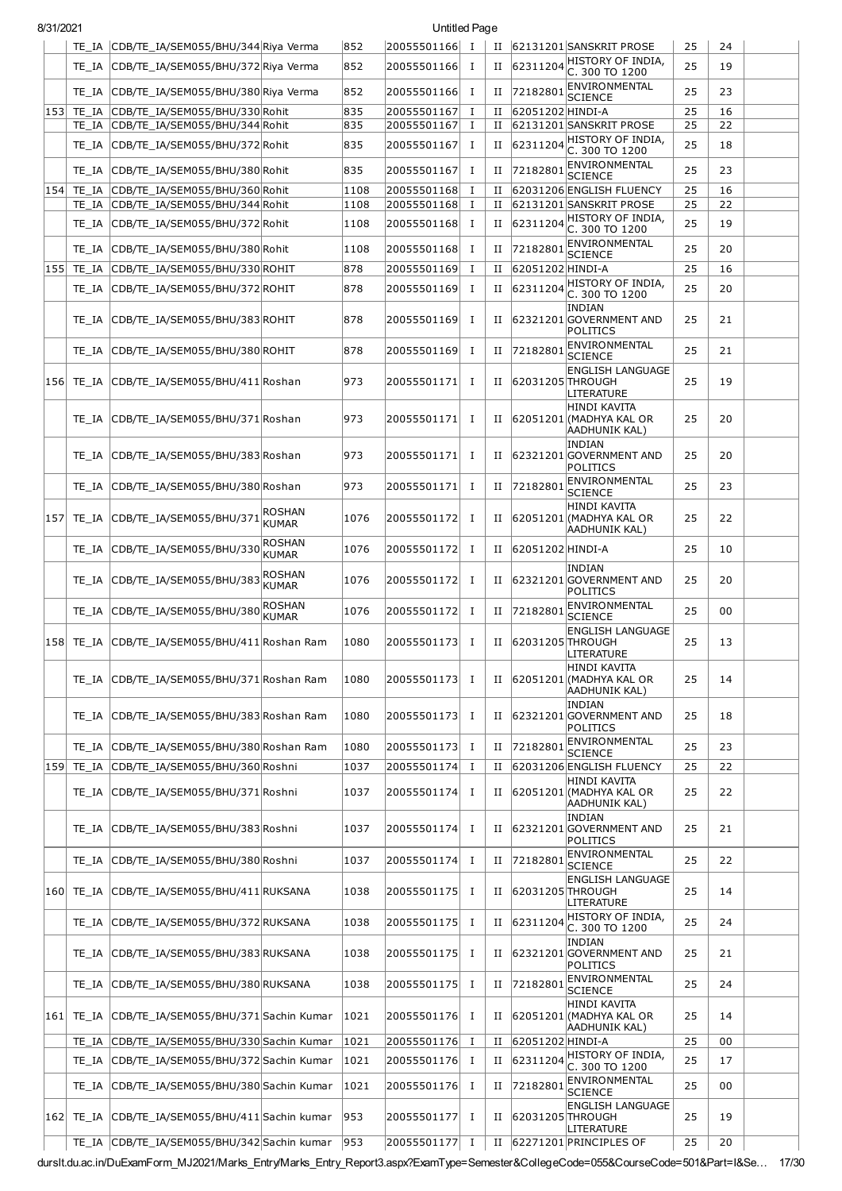| | TE_IA | CDB/TE_IA/SEM055/BHU/344 | Riya Verma | 852 | 20055501166 | I | II | 62131201 | SANSKRIT PROSE | 25 | 24 | |
|---|---|---|---|---|---|---|---|---|---|---|---|---|
| | TE_IA | CDB/TE_IA/SEM055/BHU/372 | Riya Verma | 852 | 20055501166 | I | II | 62311204 | HISTORY OF INDIA, C. 300 TO 1200 | 25 | 19 | |
| | TE_IA | CDB/TE_IA/SEM055/BHU/380 | Riya Verma | 852 | 20055501166 | I | II | 72182801 | ENVIRONMENTAL SCIENCE | 25 | 23 | |
| 153 | TE_IA | CDB/TE_IA/SEM055/BHU/330 | Rohit | 835 | 20055501167 | I | II | 62051202 | HINDI-A | 25 | 16 | |
| | TE_IA | CDB/TE_IA/SEM055/BHU/344 | Rohit | 835 | 20055501167 | I | II | 62131201 | SANSKRIT PROSE | 25 | 22 | |
| | TE_IA | CDB/TE_IA/SEM055/BHU/372 | Rohit | 835 | 20055501167 | I | II | 62311204 | HISTORY OF INDIA, C. 300 TO 1200 | 25 | 18 | |
| | TE_IA | CDB/TE_IA/SEM055/BHU/380 | Rohit | 835 | 20055501167 | I | II | 72182801 | ENVIRONMENTAL SCIENCE | 25 | 23 | |
| 154 | TE_IA | CDB/TE_IA/SEM055/BHU/360 | Rohit | 1108 | 20055501168 | I | II | 62031206 | ENGLISH FLUENCY | 25 | 16 | |
| | TE_IA | CDB/TE_IA/SEM055/BHU/344 | Rohit | 1108 | 20055501168 | I | II | 62131201 | SANSKRIT PROSE | 25 | 22 | |
| | TE_IA | CDB/TE_IA/SEM055/BHU/372 | Rohit | 1108 | 20055501168 | I | II | 62311204 | HISTORY OF INDIA, C. 300 TO 1200 | 25 | 19 | |
| | TE_IA | CDB/TE_IA/SEM055/BHU/380 | Rohit | 1108 | 20055501168 | I | II | 72182801 | ENVIRONMENTAL SCIENCE | 25 | 20 | |
| 155 | TE_IA | CDB/TE_IA/SEM055/BHU/330 | ROHIT | 878 | 20055501169 | I | II | 62051202 | HINDI-A | 25 | 16 | |
| | TE_IA | CDB/TE_IA/SEM055/BHU/372 | ROHIT | 878 | 20055501169 | I | II | 62311204 | HISTORY OF INDIA, C. 300 TO 1200 | 25 | 20 | |
| | TE_IA | CDB/TE_IA/SEM055/BHU/383 | ROHIT | 878 | 20055501169 | I | II | 62321201 | INDIAN GOVERNMENT AND POLITICS | 25 | 21 | |
| | TE_IA | CDB/TE_IA/SEM055/BHU/380 | ROHIT | 878 | 20055501169 | I | II | 72182801 | ENVIRONMENTAL SCIENCE | 25 | 21 | |
| 156 | TE_IA | CDB/TE_IA/SEM055/BHU/411 | Roshan | 973 | 20055501171 | I | II | 62031205 | ENGLISH LANGUAGE THROUGH LITERATURE | 25 | 19 | |
| | TE_IA | CDB/TE_IA/SEM055/BHU/371 | Roshan | 973 | 20055501171 | I | II | 62051201 | HINDI KAVITA (MADHYA KAL OR AADHUNIK KAL) | 25 | 20 | |
| | TE_IA | CDB/TE_IA/SEM055/BHU/383 | Roshan | 973 | 20055501171 | I | II | 62321201 | INDIAN GOVERNMENT AND POLITICS | 25 | 20 | |
| | TE_IA | CDB/TE_IA/SEM055/BHU/380 | Roshan | 973 | 20055501171 | I | II | 72182801 | ENVIRONMENTAL SCIENCE | 25 | 23 | |
| 157 | TE_IA | CDB/TE_IA/SEM055/BHU/371 | ROSHAN KUMAR | 1076 | 20055501172 | I | II | 62051201 | HINDI KAVITA (MADHYA KAL OR AADHUNIK KAL) | 25 | 22 | |
| | TE_IA | CDB/TE_IA/SEM055/BHU/330 | ROSHAN KUMAR | 1076 | 20055501172 | I | II | 62051202 | HINDI-A | 25 | 10 | |
| | TE_IA | CDB/TE_IA/SEM055/BHU/383 | ROSHAN KUMAR | 1076 | 20055501172 | I | II | 62321201 | INDIAN GOVERNMENT AND POLITICS | 25 | 20 | |
| | TE_IA | CDB/TE_IA/SEM055/BHU/380 | ROSHAN KUMAR | 1076 | 20055501172 | I | II | 72182801 | ENVIRONMENTAL SCIENCE | 25 | 00 | |
| 158 | TE_IA | CDB/TE_IA/SEM055/BHU/411 | Roshan Ram | 1080 | 20055501173 | I | II | 62031205 | ENGLISH LANGUAGE THROUGH LITERATURE | 25 | 13 | |
| | TE_IA | CDB/TE_IA/SEM055/BHU/371 | Roshan Ram | 1080 | 20055501173 | I | II | 62051201 | HINDI KAVITA (MADHYA KAL OR AADHUNIK KAL) | 25 | 14 | |
| | TE_IA | CDB/TE_IA/SEM055/BHU/383 | Roshan Ram | 1080 | 20055501173 | I | II | 62321201 | INDIAN GOVERNMENT AND POLITICS | 25 | 18 | |
| | TE_IA | CDB/TE_IA/SEM055/BHU/380 | Roshan Ram | 1080 | 20055501173 | I | II | 72182801 | ENVIRONMENTAL SCIENCE | 25 | 23 | |
| 159 | TE_IA | CDB/TE_IA/SEM055/BHU/360 | Roshni | 1037 | 20055501174 | I | II | 62031206 | ENGLISH FLUENCY | 25 | 22 | |
| | TE_IA | CDB/TE_IA/SEM055/BHU/371 | Roshni | 1037 | 20055501174 | I | II | 62051201 | HINDI KAVITA (MADHYA KAL OR AADHUNIK KAL) | 25 | 22 | |
| | TE_IA | CDB/TE_IA/SEM055/BHU/383 | Roshni | 1037 | 20055501174 | I | II | 62321201 | INDIAN GOVERNMENT AND POLITICS | 25 | 21 | |
| | TE_IA | CDB/TE_IA/SEM055/BHU/380 | Roshni | 1037 | 20055501174 | I | II | 72182801 | ENVIRONMENTAL SCIENCE | 25 | 22 | |
| 160 | TE_IA | CDB/TE_IA/SEM055/BHU/411 | RUKSANA | 1038 | 20055501175 | I | II | 62031205 | ENGLISH LANGUAGE THROUGH LITERATURE | 25 | 14 | |
| | TE_IA | CDB/TE_IA/SEM055/BHU/372 | RUKSANA | 1038 | 20055501175 | I | II | 62311204 | HISTORY OF INDIA, C. 300 TO 1200 | 25 | 24 | |
| | TE_IA | CDB/TE_IA/SEM055/BHU/383 | RUKSANA | 1038 | 20055501175 | I | II | 62321201 | INDIAN GOVERNMENT AND POLITICS | 25 | 21 | |
| | TE_IA | CDB/TE_IA/SEM055/BHU/380 | RUKSANA | 1038 | 20055501175 | I | II | 72182801 | ENVIRONMENTAL SCIENCE | 25 | 24 | |
| 161 | TE_IA | CDB/TE_IA/SEM055/BHU/371 | Sachin Kumar | 1021 | 20055501176 | I | II | 62051201 | HINDI KAVITA (MADHYA KAL OR AADHUNIK KAL) | 25 | 14 | |
| | TE_IA | CDB/TE_IA/SEM055/BHU/330 | Sachin Kumar | 1021 | 20055501176 | I | II | 62051202 | HINDI-A | 25 | 00 | |
| | TE_IA | CDB/TE_IA/SEM055/BHU/372 | Sachin Kumar | 1021 | 20055501176 | I | II | 62311204 | HISTORY OF INDIA, C. 300 TO 1200 | 25 | 17 | |
| | TE_IA | CDB/TE_IA/SEM055/BHU/380 | Sachin Kumar | 1021 | 20055501176 | I | II | 72182801 | ENVIRONMENTAL SCIENCE | 25 | 00 | |
| 162 | TE_IA | CDB/TE_IA/SEM055/BHU/411 | Sachin kumar | 953 | 20055501177 | I | II | 62031205 | ENGLISH LANGUAGE THROUGH LITERATURE | 25 | 19 | |
| | TE_IA | CDB/TE_IA/SEM055/BHU/342 | Sachin kumar | 953 | 20055501177 | I | II | 62271201 | PRINCIPLES OF | 25 | 20 | |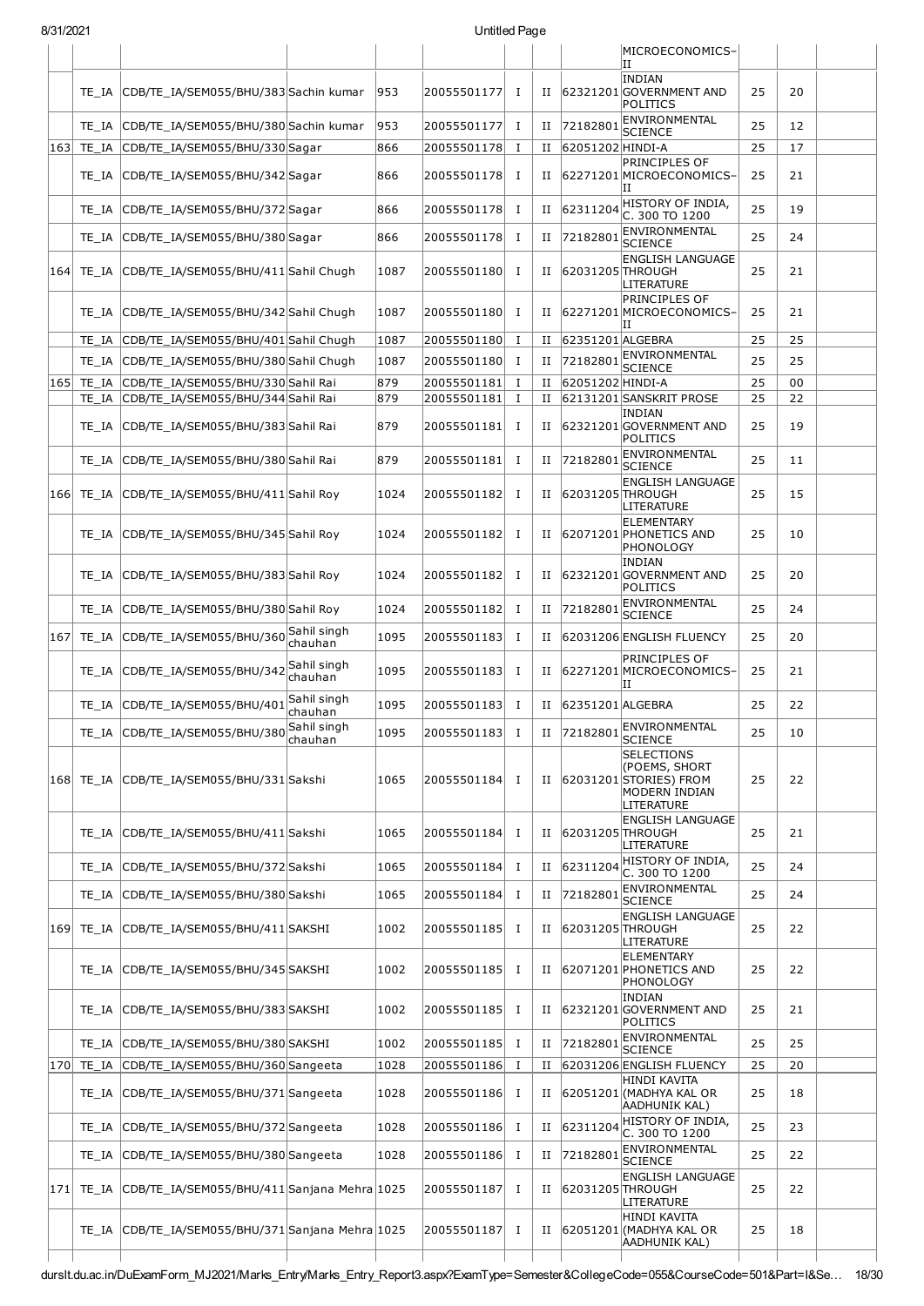| | | | | | | | | | | | | |
|---|---|---|---|---|---|---|---|---|---|---|---|---|
| | | | | | | | | | MICROECONOMICS–II | | | |
| | TE_IA | CDB/TE_IA/SEM055/BHU/383 | Sachin kumar | 953 | 20055501177 | I | II | 62321201 | INDIAN GOVERNMENT AND POLITICS | 25 | 20 | |
| | TE_IA | CDB/TE_IA/SEM055/BHU/380 | Sachin kumar | 953 | 20055501177 | I | II | 72182801 | ENVIRONMENTAL SCIENCE | 25 | 12 | |
| 163 | TE_IA | CDB/TE_IA/SEM055/BHU/330 | Sagar | 866 | 20055501178 | I | II | 62051202 | HINDI-A | 25 | 17 | |
| | TE_IA | CDB/TE_IA/SEM055/BHU/342 | Sagar | 866 | 20055501178 | I | II | 62271201 | PRINCIPLES OF MICROECONOMICS–II | 25 | 21 | |
| | TE_IA | CDB/TE_IA/SEM055/BHU/372 | Sagar | 866 | 20055501178 | I | II | 62311204 | HISTORY OF INDIA, C. 300 TO 1200 | 25 | 19 | |
| | TE_IA | CDB/TE_IA/SEM055/BHU/380 | Sagar | 866 | 20055501178 | I | II | 72182801 | ENVIRONMENTAL SCIENCE | 25 | 24 | |
| 164 | TE_IA | CDB/TE_IA/SEM055/BHU/411 | Sahil Chugh | 1087 | 20055501180 | I | II | 62031205 | ENGLISH LANGUAGE THROUGH LITERATURE | 25 | 21 | |
| | TE_IA | CDB/TE_IA/SEM055/BHU/342 | Sahil Chugh | 1087 | 20055501180 | I | II | 62271201 | PRINCIPLES OF MICROECONOMICS–II | 25 | 21 | |
| | TE_IA | CDB/TE_IA/SEM055/BHU/401 | Sahil Chugh | 1087 | 20055501180 | I | II | 62351201 | ALGEBRA | 25 | 25 | |
| | TE_IA | CDB/TE_IA/SEM055/BHU/380 | Sahil Chugh | 1087 | 20055501180 | I | II | 72182801 | ENVIRONMENTAL SCIENCE | 25 | 25 | |
| 165 | TE_IA | CDB/TE_IA/SEM055/BHU/330 | Sahil Rai | 879 | 20055501181 | I | II | 62051202 | HINDI-A | 25 | 00 | |
| | TE_IA | CDB/TE_IA/SEM055/BHU/344 | Sahil Rai | 879 | 20055501181 | I | II | 62131201 | SANSKRIT PROSE | 25 | 22 | |
| | TE_IA | CDB/TE_IA/SEM055/BHU/383 | Sahil Rai | 879 | 20055501181 | I | II | 62321201 | INDIAN GOVERNMENT AND POLITICS | 25 | 19 | |
| | TE_IA | CDB/TE_IA/SEM055/BHU/380 | Sahil Rai | 879 | 20055501181 | I | II | 72182801 | ENVIRONMENTAL SCIENCE | 25 | 11 | |
| 166 | TE_IA | CDB/TE_IA/SEM055/BHU/411 | Sahil Roy | 1024 | 20055501182 | I | II | 62031205 | ENGLISH LANGUAGE THROUGH LITERATURE | 25 | 15 | |
| | TE_IA | CDB/TE_IA/SEM055/BHU/345 | Sahil Roy | 1024 | 20055501182 | I | II | 62071201 | ELEMENTARY PHONETICS AND PHONOLOGY | 25 | 10 | |
| | TE_IA | CDB/TE_IA/SEM055/BHU/383 | Sahil Roy | 1024 | 20055501182 | I | II | 62321201 | INDIAN GOVERNMENT AND POLITICS | 25 | 20 | |
| | TE_IA | CDB/TE_IA/SEM055/BHU/380 | Sahil Roy | 1024 | 20055501182 | I | II | 72182801 | ENVIRONMENTAL SCIENCE | 25 | 24 | |
| 167 | TE_IA | CDB/TE_IA/SEM055/BHU/360 | Sahil singh chauhan | 1095 | 20055501183 | I | II | 62031206 | ENGLISH FLUENCY | 25 | 20 | |
| | TE_IA | CDB/TE_IA/SEM055/BHU/342 | Sahil singh chauhan | 1095 | 20055501183 | I | II | 62271201 | PRINCIPLES OF MICROECONOMICS–II | 25 | 21 | |
| | TE_IA | CDB/TE_IA/SEM055/BHU/401 | Sahil singh chauhan | 1095 | 20055501183 | I | II | 62351201 | ALGEBRA | 25 | 22 | |
| | TE_IA | CDB/TE_IA/SEM055/BHU/380 | Sahil singh chauhan | 1095 | 20055501183 | I | II | 72182801 | ENVIRONMENTAL SCIENCE | 25 | 10 | |
| 168 | TE_IA | CDB/TE_IA/SEM055/BHU/331 | Sakshi | 1065 | 20055501184 | I | II | 62031201 | SELECTIONS (POEMS, SHORT STORIES) FROM MODERN INDIAN LITERATURE | 25 | 22 | |
| | TE_IA | CDB/TE_IA/SEM055/BHU/411 | Sakshi | 1065 | 20055501184 | I | II | 62031205 | ENGLISH LANGUAGE THROUGH LITERATURE | 25 | 21 | |
| | TE_IA | CDB/TE_IA/SEM055/BHU/372 | Sakshi | 1065 | 20055501184 | I | II | 62311204 | HISTORY OF INDIA, C. 300 TO 1200 | 25 | 24 | |
| | TE_IA | CDB/TE_IA/SEM055/BHU/380 | Sakshi | 1065 | 20055501184 | I | II | 72182801 | ENVIRONMENTAL SCIENCE | 25 | 24 | |
| 169 | TE_IA | CDB/TE_IA/SEM055/BHU/411 | SAKSHI | 1002 | 20055501185 | I | II | 62031205 | ENGLISH LANGUAGE THROUGH LITERATURE | 25 | 22 | |
| | TE_IA | CDB/TE_IA/SEM055/BHU/345 | SAKSHI | 1002 | 20055501185 | I | II | 62071201 | ELEMENTARY PHONETICS AND PHONOLOGY | 25 | 22 | |
| | TE_IA | CDB/TE_IA/SEM055/BHU/383 | SAKSHI | 1002 | 20055501185 | I | II | 62321201 | INDIAN GOVERNMENT AND POLITICS | 25 | 21 | |
| | TE_IA | CDB/TE_IA/SEM055/BHU/380 | SAKSHI | 1002 | 20055501185 | I | II | 72182801 | ENVIRONMENTAL SCIENCE | 25 | 25 | |
| 170 | TE_IA | CDB/TE_IA/SEM055/BHU/360 | Sangeeta | 1028 | 20055501186 | I | II | 62031206 | ENGLISH FLUENCY | 25 | 20 | |
| | TE_IA | CDB/TE_IA/SEM055/BHU/371 | Sangeeta | 1028 | 20055501186 | I | II | 62051201 | HINDI KAVITA (MADHYA KAL OR AADHUNIK KAL) | 25 | 18 | |
| | TE_IA | CDB/TE_IA/SEM055/BHU/372 | Sangeeta | 1028 | 20055501186 | I | II | 62311204 | HISTORY OF INDIA, C. 300 TO 1200 | 25 | 23 | |
| | TE_IA | CDB/TE_IA/SEM055/BHU/380 | Sangeeta | 1028 | 20055501186 | I | II | 72182801 | ENVIRONMENTAL SCIENCE | 25 | 22 | |
| 171 | TE_IA | CDB/TE_IA/SEM055/BHU/411 | Sanjana Mehra | 1025 | 20055501187 | I | II | 62031205 | ENGLISH LANGUAGE THROUGH LITERATURE | 25 | 22 | |
| | TE_IA | CDB/TE_IA/SEM055/BHU/371 | Sanjana Mehra | 1025 | 20055501187 | I | II | 62051201 | HINDI KAVITA (MADHYA KAL OR AADHUNIK KAL) | 25 | 18 | |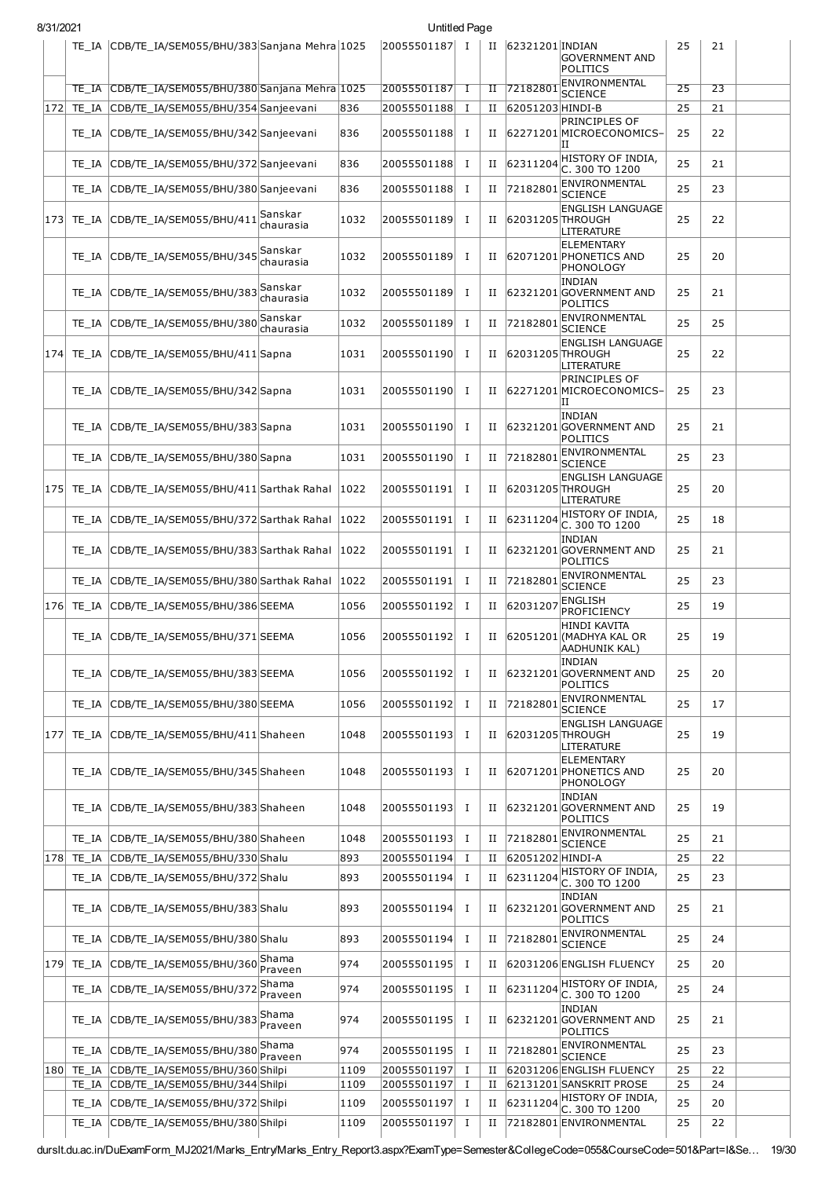| | | | | | | | | | | | | |
|---|---|---|---|---|---|---|---|---|---|---|---|---|
| | TE_IA | CDB/TE_IA/SEM055/BHU/383 | Sanjana Mehra | 1025 | 20055501187 | I | II | 62321201 | INDIAN GOVERNMENT AND POLITICS | 25 | 21 | |
| | TE_IA | CDB/TE_IA/SEM055/BHU/380 | Sanjana Mehra | 1025 | 20055501187 | I | II | 72182801 | ENVIRONMENTAL SCIENCE | 25 | 23 | |
| 172 | TE_IA | CDB/TE_IA/SEM055/BHU/354 | Sanjeevani | 836 | 20055501188 | I | II | 62051203 | HINDI-B | 25 | 21 | |
| | TE_IA | CDB/TE_IA/SEM055/BHU/342 | Sanjeevani | 836 | 20055501188 | I | II | 62271201 | PRINCIPLES OF MICROECONOMICS–II | 25 | 22 | |
| | TE_IA | CDB/TE_IA/SEM055/BHU/372 | Sanjeevani | 836 | 20055501188 | I | II | 62311204 | HISTORY OF INDIA, C. 300 TO 1200 | 25 | 21 | |
| | TE_IA | CDB/TE_IA/SEM055/BHU/380 | Sanjeevani | 836 | 20055501188 | I | II | 72182801 | ENVIRONMENTAL SCIENCE | 25 | 23 | |
| 173 | TE_IA | CDB/TE_IA/SEM055/BHU/411 | Sanskar chaurasia | 1032 | 20055501189 | I | II | 62031205 | ENGLISH LANGUAGE THROUGH LITERATURE | 25 | 22 | |
| | TE_IA | CDB/TE_IA/SEM055/BHU/345 | Sanskar chaurasia | 1032 | 20055501189 | I | II | 62071201 | ELEMENTARY PHONETICS AND PHONOLOGY | 25 | 20 | |
| | TE_IA | CDB/TE_IA/SEM055/BHU/383 | Sanskar chaurasia | 1032 | 20055501189 | I | II | 62321201 | INDIAN GOVERNMENT AND POLITICS | 25 | 21 | |
| | TE_IA | CDB/TE_IA/SEM055/BHU/380 | Sanskar chaurasia | 1032 | 20055501189 | I | II | 72182801 | ENVIRONMENTAL SCIENCE | 25 | 25 | |
| 174 | TE_IA | CDB/TE_IA/SEM055/BHU/411 | Sapna | 1031 | 20055501190 | I | II | 62031205 | ENGLISH LANGUAGE THROUGH LITERATURE | 25 | 22 | |
| | TE_IA | CDB/TE_IA/SEM055/BHU/342 | Sapna | 1031 | 20055501190 | I | II | 62271201 | PRINCIPLES OF MICROECONOMICS–II | 25 | 23 | |
| | TE_IA | CDB/TE_IA/SEM055/BHU/383 | Sapna | 1031 | 20055501190 | I | II | 62321201 | INDIAN GOVERNMENT AND POLITICS | 25 | 21 | |
| | TE_IA | CDB/TE_IA/SEM055/BHU/380 | Sapna | 1031 | 20055501190 | I | II | 72182801 | ENVIRONMENTAL SCIENCE | 25 | 23 | |
| 175 | TE_IA | CDB/TE_IA/SEM055/BHU/411 | Sarthak Rahal | 1022 | 20055501191 | I | II | 62031205 | ENGLISH LANGUAGE THROUGH LITERATURE | 25 | 20 | |
| | TE_IA | CDB/TE_IA/SEM055/BHU/372 | Sarthak Rahal | 1022 | 20055501191 | I | II | 62311204 | HISTORY OF INDIA, C. 300 TO 1200 | 25 | 18 | |
| | TE_IA | CDB/TE_IA/SEM055/BHU/383 | Sarthak Rahal | 1022 | 20055501191 | I | II | 62321201 | INDIAN GOVERNMENT AND POLITICS | 25 | 21 | |
| | TE_IA | CDB/TE_IA/SEM055/BHU/380 | Sarthak Rahal | 1022 | 20055501191 | I | II | 72182801 | ENVIRONMENTAL SCIENCE | 25 | 23 | |
| 176 | TE_IA | CDB/TE_IA/SEM055/BHU/386 | SEEMA | 1056 | 20055501192 | I | II | 62031207 | ENGLISH PROFICIENCY | 25 | 19 | |
| | TE_IA | CDB/TE_IA/SEM055/BHU/371 | SEEMA | 1056 | 20055501192 | I | II | 62051201 | HINDI KAVITA (MADHYA KAL OR AADHUNIK KAL) | 25 | 19 | |
| | TE_IA | CDB/TE_IA/SEM055/BHU/383 | SEEMA | 1056 | 20055501192 | I | II | 62321201 | INDIAN GOVERNMENT AND POLITICS | 25 | 20 | |
| | TE_IA | CDB/TE_IA/SEM055/BHU/380 | SEEMA | 1056 | 20055501192 | I | II | 72182801 | ENVIRONMENTAL SCIENCE | 25 | 17 | |
| 177 | TE_IA | CDB/TE_IA/SEM055/BHU/411 | Shaheen | 1048 | 20055501193 | I | II | 62031205 | ENGLISH LANGUAGE THROUGH LITERATURE | 25 | 19 | |
| | TE_IA | CDB/TE_IA/SEM055/BHU/345 | Shaheen | 1048 | 20055501193 | I | II | 62071201 | ELEMENTARY PHONETICS AND PHONOLOGY | 25 | 20 | |
| | TE_IA | CDB/TE_IA/SEM055/BHU/383 | Shaheen | 1048 | 20055501193 | I | II | 62321201 | INDIAN GOVERNMENT AND POLITICS | 25 | 19 | |
| | TE_IA | CDB/TE_IA/SEM055/BHU/380 | Shaheen | 1048 | 20055501193 | I | II | 72182801 | ENVIRONMENTAL SCIENCE | 25 | 21 | |
| 178 | TE_IA | CDB/TE_IA/SEM055/BHU/330 | Shalu | 893 | 20055501194 | I | II | 62051202 | HINDI-A | 25 | 22 | |
| | TE_IA | CDB/TE_IA/SEM055/BHU/372 | Shalu | 893 | 20055501194 | I | II | 62311204 | HISTORY OF INDIA, C. 300 TO 1200 | 25 | 23 | |
| | TE_IA | CDB/TE_IA/SEM055/BHU/383 | Shalu | 893 | 20055501194 | I | II | 62321201 | INDIAN GOVERNMENT AND POLITICS | 25 | 21 | |
| | TE_IA | CDB/TE_IA/SEM055/BHU/380 | Shalu | 893 | 20055501194 | I | II | 72182801 | ENVIRONMENTAL SCIENCE | 25 | 24 | |
| 179 | TE_IA | CDB/TE_IA/SEM055/BHU/360 | Shama Praveen | 974 | 20055501195 | I | II | 62031206 | ENGLISH FLUENCY | 25 | 20 | |
| | TE_IA | CDB/TE_IA/SEM055/BHU/372 | Shama Praveen | 974 | 20055501195 | I | II | 62311204 | HISTORY OF INDIA, C. 300 TO 1200 | 25 | 24 | |
| | TE_IA | CDB/TE_IA/SEM055/BHU/383 | Shama Praveen | 974 | 20055501195 | I | II | 62321201 | INDIAN GOVERNMENT AND POLITICS | 25 | 21 | |
| | TE_IA | CDB/TE_IA/SEM055/BHU/380 | Shama Praveen | 974 | 20055501195 | I | II | 72182801 | ENVIRONMENTAL SCIENCE | 25 | 23 | |
| 180 | TE_IA | CDB/TE_IA/SEM055/BHU/360 | Shilpi | 1109 | 20055501197 | I | II | 62031206 | ENGLISH FLUENCY | 25 | 22 | |
| | TE_IA | CDB/TE_IA/SEM055/BHU/344 | Shilpi | 1109 | 20055501197 | I | II | 62131201 | SANSKRIT PROSE | 25 | 24 | |
| | TE_IA | CDB/TE_IA/SEM055/BHU/372 | Shilpi | 1109 | 20055501197 | I | II | 62311204 | HISTORY OF INDIA, C. 300 TO 1200 | 25 | 20 | |
| | TE_IA | CDB/TE_IA/SEM055/BHU/380 | Shilpi | 1109 | 20055501197 | I | II | 72182801 | ENVIRONMENTAL | 25 | 22 | |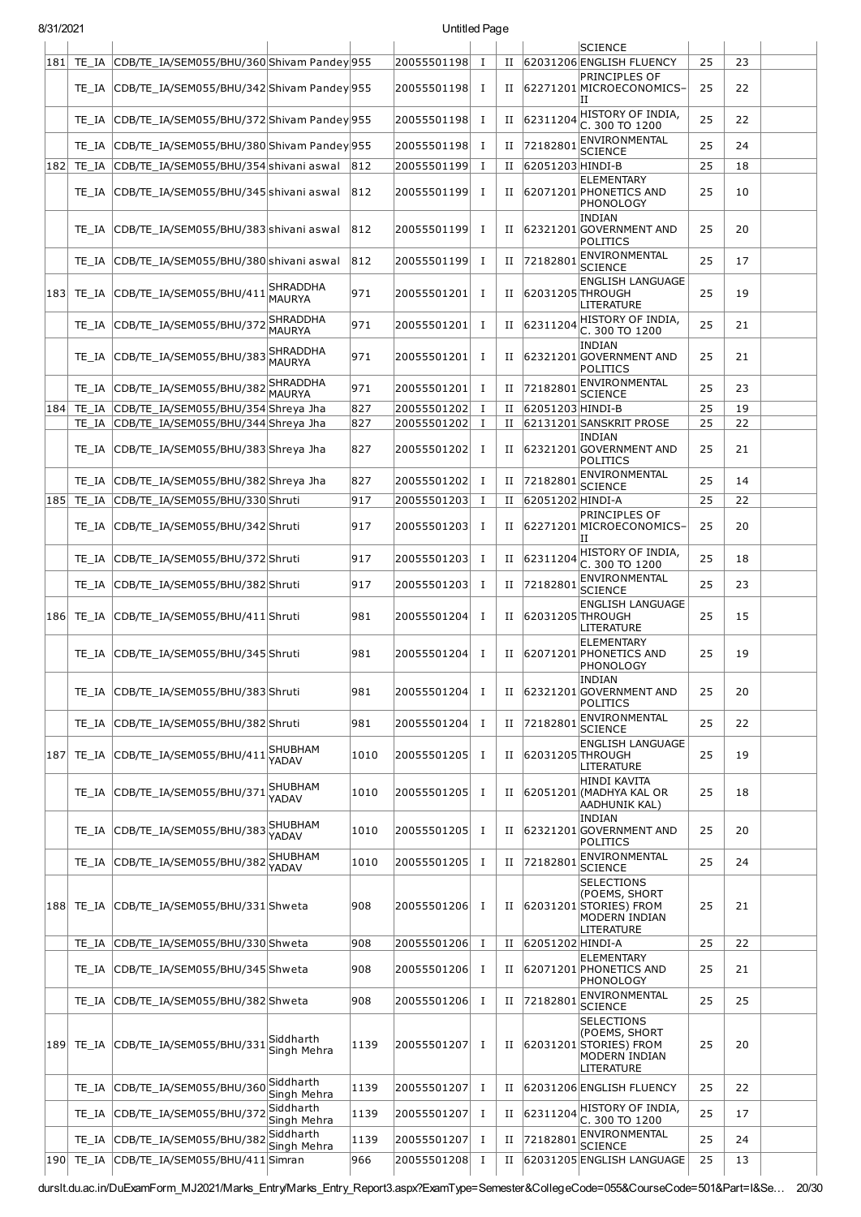| | | | | | | | | | | | |
|---|---|---|---|---|---|---|---|---|---|---|---|
| | | | | | | | | SCIENCE | | | |
| 181 | TE_IA | CDB/TE_IA/SEM055/BHU/360 | Shivam Pandey | 955 | 20055501198 | I | II | 62031206 | ENGLISH FLUENCY | 25 | 23 |
| | TE_IA | CDB/TE_IA/SEM055/BHU/342 | Shivam Pandey | 955 | 20055501198 | I | II | 62271201 | PRINCIPLES OF MICROECONOMICS–II | 25 | 22 |
| | TE_IA | CDB/TE_IA/SEM055/BHU/372 | Shivam Pandey | 955 | 20055501198 | I | II | 62311204 | HISTORY OF INDIA, C. 300 TO 1200 | 25 | 22 |
| | TE_IA | CDB/TE_IA/SEM055/BHU/380 | Shivam Pandey | 955 | 20055501198 | I | II | 72182801 | ENVIRONMENTAL SCIENCE | 25 | 24 |
| 182 | TE_IA | CDB/TE_IA/SEM055/BHU/354 | shivani aswal | 812 | 20055501199 | I | II | 62051203 | HINDI-B | 25 | 18 |
| | TE_IA | CDB/TE_IA/SEM055/BHU/345 | shivani aswal | 812 | 20055501199 | I | II | 62071201 | ELEMENTARY PHONETICS AND PHONOLOGY | 25 | 10 |
| | TE_IA | CDB/TE_IA/SEM055/BHU/383 | shivani aswal | 812 | 20055501199 | I | II | 62321201 | INDIAN GOVERNMENT AND POLITICS | 25 | 20 |
| | TE_IA | CDB/TE_IA/SEM055/BHU/380 | shivani aswal | 812 | 20055501199 | I | II | 72182801 | ENVIRONMENTAL SCIENCE | 25 | 17 |
| 183 | TE_IA | CDB/TE_IA/SEM055/BHU/411 | SHRADDHA MAURYA | 971 | 20055501201 | I | II | 62031205 | ENGLISH LANGUAGE THROUGH LITERATURE | 25 | 19 |
| | TE_IA | CDB/TE_IA/SEM055/BHU/372 | SHRADDHA MAURYA | 971 | 20055501201 | I | II | 62311204 | HISTORY OF INDIA, C. 300 TO 1200 | 25 | 21 |
| | TE_IA | CDB/TE_IA/SEM055/BHU/383 | SHRADDHA MAURYA | 971 | 20055501201 | I | II | 62321201 | INDIAN GOVERNMENT AND POLITICS | 25 | 21 |
| | TE_IA | CDB/TE_IA/SEM055/BHU/382 | SHRADDHA MAURYA | 971 | 20055501201 | I | II | 72182801 | ENVIRONMENTAL SCIENCE | 25 | 23 |
| 184 | TE_IA | CDB/TE_IA/SEM055/BHU/354 | Shreya Jha | 827 | 20055501202 | I | II | 62051203 | HINDI-B | 25 | 19 |
| | TE_IA | CDB/TE_IA/SEM055/BHU/344 | Shreya Jha | 827 | 20055501202 | I | II | 62131201 | SANSKRIT PROSE | 25 | 22 |
| | TE_IA | CDB/TE_IA/SEM055/BHU/383 | Shreya Jha | 827 | 20055501202 | I | II | 62321201 | INDIAN GOVERNMENT AND POLITICS | 25 | 21 |
| | TE_IA | CDB/TE_IA/SEM055/BHU/382 | Shreya Jha | 827 | 20055501202 | I | II | 72182801 | ENVIRONMENTAL SCIENCE | 25 | 14 |
| 185 | TE_IA | CDB/TE_IA/SEM055/BHU/330 | Shruti | 917 | 20055501203 | I | II | 62051202 | HINDI-A | 25 | 22 |
| | TE_IA | CDB/TE_IA/SEM055/BHU/342 | Shruti | 917 | 20055501203 | I | II | 62271201 | PRINCIPLES OF MICROECONOMICS–II | 25 | 20 |
| | TE_IA | CDB/TE_IA/SEM055/BHU/372 | Shruti | 917 | 20055501203 | I | II | 62311204 | HISTORY OF INDIA, C. 300 TO 1200 | 25 | 18 |
| | TE_IA | CDB/TE_IA/SEM055/BHU/382 | Shruti | 917 | 20055501203 | I | II | 72182801 | ENVIRONMENTAL SCIENCE | 25 | 23 |
| 186 | TE_IA | CDB/TE_IA/SEM055/BHU/411 | Shruti | 981 | 20055501204 | I | II | 62031205 | ENGLISH LANGUAGE THROUGH LITERATURE | 25 | 15 |
| | TE_IA | CDB/TE_IA/SEM055/BHU/345 | Shruti | 981 | 20055501204 | I | II | 62071201 | ELEMENTARY PHONETICS AND PHONOLOGY | 25 | 19 |
| | TE_IA | CDB/TE_IA/SEM055/BHU/383 | Shruti | 981 | 20055501204 | I | II | 62321201 | INDIAN GOVERNMENT AND POLITICS | 25 | 20 |
| | TE_IA | CDB/TE_IA/SEM055/BHU/382 | Shruti | 981 | 20055501204 | I | II | 72182801 | ENVIRONMENTAL SCIENCE | 25 | 22 |
| 187 | TE_IA | CDB/TE_IA/SEM055/BHU/411 | SHUBHAM YADAV | 1010 | 20055501205 | I | II | 62031205 | ENGLISH LANGUAGE THROUGH LITERATURE | 25 | 19 |
| | TE_IA | CDB/TE_IA/SEM055/BHU/371 | SHUBHAM YADAV | 1010 | 20055501205 | I | II | 62051201 | HINDI KAVITA (MADHYA KAL OR AADHUNIK KAL) | 25 | 18 |
| | TE_IA | CDB/TE_IA/SEM055/BHU/383 | SHUBHAM YADAV | 1010 | 20055501205 | I | II | 62321201 | INDIAN GOVERNMENT AND POLITICS | 25 | 20 |
| | TE_IA | CDB/TE_IA/SEM055/BHU/382 | SHUBHAM YADAV | 1010 | 20055501205 | I | II | 72182801 | ENVIRONMENTAL SCIENCE | 25 | 24 |
| 188 | TE_IA | CDB/TE_IA/SEM055/BHU/331 | Shweta | 908 | 20055501206 | I | II | 62031201 | SELECTIONS (POEMS, SHORT STORIES) FROM MODERN INDIAN LITERATURE | 25 | 21 |
| | TE_IA | CDB/TE_IA/SEM055/BHU/330 | Shweta | 908 | 20055501206 | I | II | 62051202 | HINDI-A | 25 | 22 |
| | TE_IA | CDB/TE_IA/SEM055/BHU/345 | Shweta | 908 | 20055501206 | I | II | 62071201 | ELEMENTARY PHONETICS AND PHONOLOGY | 25 | 21 |
| | TE_IA | CDB/TE_IA/SEM055/BHU/382 | Shweta | 908 | 20055501206 | I | II | 72182801 | ENVIRONMENTAL SCIENCE | 25 | 25 |
| 189 | TE_IA | CDB/TE_IA/SEM055/BHU/331 | Siddharth Singh Mehra | 1139 | 20055501207 | I | II | 62031201 | SELECTIONS (POEMS, SHORT STORIES) FROM MODERN INDIAN LITERATURE | 25 | 20 |
| | TE_IA | CDB/TE_IA/SEM055/BHU/360 | Siddharth Singh Mehra | 1139 | 20055501207 | I | II | 62031206 | ENGLISH FLUENCY | 25 | 22 |
| | TE_IA | CDB/TE_IA/SEM055/BHU/372 | Siddharth Singh Mehra | 1139 | 20055501207 | I | II | 62311204 | HISTORY OF INDIA, C. 300 TO 1200 | 25 | 17 |
| | TE_IA | CDB/TE_IA/SEM055/BHU/382 | Siddharth Singh Mehra | 1139 | 20055501207 | I | II | 72182801 | ENVIRONMENTAL SCIENCE | 25 | 24 |
| 190 | TE_IA | CDB/TE_IA/SEM055/BHU/411 | Simran | 966 | 20055501208 | I | II | 62031205 | ENGLISH LANGUAGE | 25 | 13 |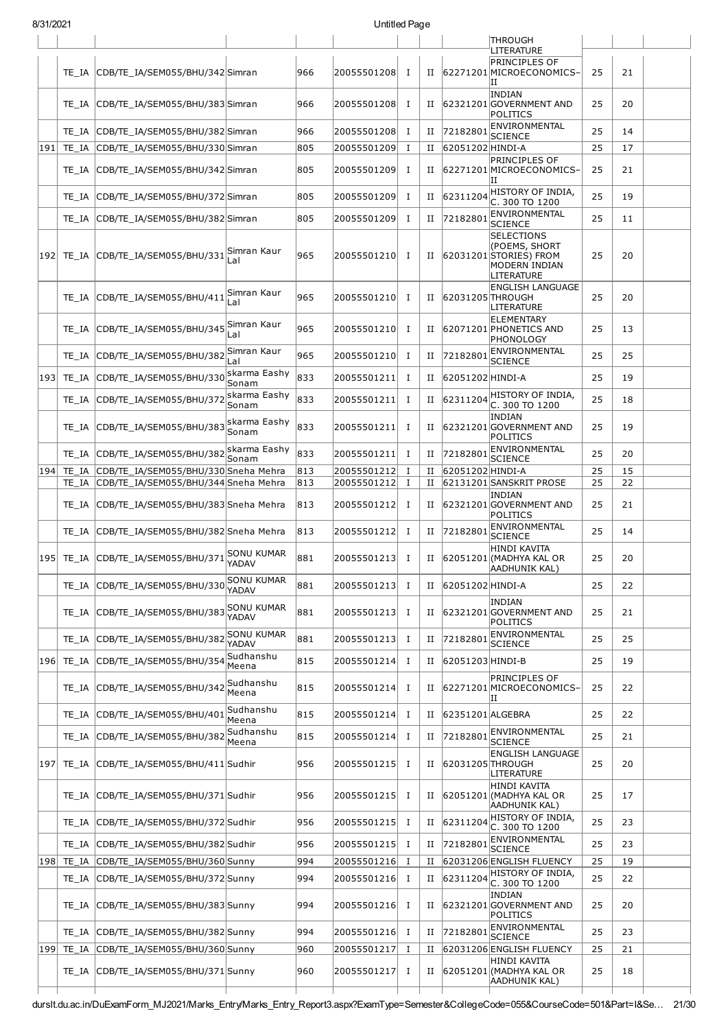| | | | | | | | | | | | | |
|---|---|---|---|---|---|---|---|---|---|---|---|---|
| | | | | | | | | | THROUGH LITERATURE | | | |
| | TE_IA | CDB/TE_IA/SEM055/BHU/342 | Simran | 966 | 20055501208 | I | II | 62271201 | PRINCIPLES OF MICROECONOMICS-II | 25 | 21 | |
| | TE_IA | CDB/TE_IA/SEM055/BHU/383 | Simran | 966 | 20055501208 | I | II | 62321201 | INDIAN GOVERNMENT AND POLITICS | 25 | 20 | |
| | TE_IA | CDB/TE_IA/SEM055/BHU/382 | Simran | 966 | 20055501208 | I | II | 72182801 | ENVIRONMENTAL SCIENCE | 25 | 14 | |
| 191 | TE_IA | CDB/TE_IA/SEM055/BHU/330 | Simran | 805 | 20055501209 | I | II | 62051202 | HINDI-A | 25 | 17 | |
| | TE_IA | CDB/TE_IA/SEM055/BHU/342 | Simran | 805 | 20055501209 | I | II | 62271201 | PRINCIPLES OF MICROECONOMICS-II | 25 | 21 | |
| | TE_IA | CDB/TE_IA/SEM055/BHU/372 | Simran | 805 | 20055501209 | I | II | 62311204 | HISTORY OF INDIA, C. 300 TO 1200 | 25 | 19 | |
| | TE_IA | CDB/TE_IA/SEM055/BHU/382 | Simran | 805 | 20055501209 | I | II | 72182801 | ENVIRONMENTAL SCIENCE | 25 | 11 | |
| 192 | TE_IA | CDB/TE_IA/SEM055/BHU/331 | Simran Kaur Lal | 965 | 20055501210 | I | II | 62031201 | SELECTIONS (POEMS, SHORT STORIES) FROM MODERN INDIAN LITERATURE | 25 | 20 | |
| | TE_IA | CDB/TE_IA/SEM055/BHU/411 | Simran Kaur Lal | 965 | 20055501210 | I | II | 62031205 | ENGLISH LANGUAGE THROUGH LITERATURE | 25 | 20 | |
| | TE_IA | CDB/TE_IA/SEM055/BHU/345 | Simran Kaur Lal | 965 | 20055501210 | I | II | 62071201 | ELEMENTARY PHONETICS AND PHONOLOGY | 25 | 13 | |
| | TE_IA | CDB/TE_IA/SEM055/BHU/382 | Simran Kaur Lal | 965 | 20055501210 | I | II | 72182801 | ENVIRONMENTAL SCIENCE | 25 | 25 | |
| 193 | TE_IA | CDB/TE_IA/SEM055/BHU/330 | skarma Eashy Sonam | 833 | 20055501211 | I | II | 62051202 | HINDI-A | 25 | 19 | |
| | TE_IA | CDB/TE_IA/SEM055/BHU/372 | skarma Eashy Sonam | 833 | 20055501211 | I | II | 62311204 | HISTORY OF INDIA, C. 300 TO 1200 | 25 | 18 | |
| | TE_IA | CDB/TE_IA/SEM055/BHU/383 | skarma Eashy Sonam | 833 | 20055501211 | I | II | 62321201 | INDIAN GOVERNMENT AND POLITICS | 25 | 19 | |
| | TE_IA | CDB/TE_IA/SEM055/BHU/382 | skarma Eashy Sonam | 833 | 20055501211 | I | II | 72182801 | ENVIRONMENTAL SCIENCE | 25 | 20 | |
| 194 | TE_IA | CDB/TE_IA/SEM055/BHU/330 | Sneha Mehra | 813 | 20055501212 | I | II | 62051202 | HINDI-A | 25 | 15 | |
| | TE_IA | CDB/TE_IA/SEM055/BHU/344 | Sneha Mehra | 813 | 20055501212 | I | II | 62131201 | SANSKRIT PROSE | 25 | 22 | |
| | TE_IA | CDB/TE_IA/SEM055/BHU/383 | Sneha Mehra | 813 | 20055501212 | I | II | 62321201 | INDIAN GOVERNMENT AND POLITICS | 25 | 21 | |
| | TE_IA | CDB/TE_IA/SEM055/BHU/382 | Sneha Mehra | 813 | 20055501212 | I | II | 72182801 | ENVIRONMENTAL SCIENCE | 25 | 14 | |
| 195 | TE_IA | CDB/TE_IA/SEM055/BHU/371 | SONU KUMAR YADAV | 881 | 20055501213 | I | II | 62051201 | HINDI KAVITA (MADHYA KAL OR AADHUNIK KAL) | 25 | 20 | |
| | TE_IA | CDB/TE_IA/SEM055/BHU/330 | SONU KUMAR YADAV | 881 | 20055501213 | I | II | 62051202 | HINDI-A | 25 | 22 | |
| | TE_IA | CDB/TE_IA/SEM055/BHU/383 | SONU KUMAR YADAV | 881 | 20055501213 | I | II | 62321201 | INDIAN GOVERNMENT AND POLITICS | 25 | 21 | |
| | TE_IA | CDB/TE_IA/SEM055/BHU/382 | SONU KUMAR YADAV | 881 | 20055501213 | I | II | 72182801 | ENVIRONMENTAL SCIENCE | 25 | 25 | |
| 196 | TE_IA | CDB/TE_IA/SEM055/BHU/354 | Sudhanshu Meena | 815 | 20055501214 | I | II | 62051203 | HINDI-B | 25 | 19 | |
| | TE_IA | CDB/TE_IA/SEM055/BHU/342 | Sudhanshu Meena | 815 | 20055501214 | I | II | 62271201 | PRINCIPLES OF MICROECONOMICS-II | 25 | 22 | |
| | TE_IA | CDB/TE_IA/SEM055/BHU/401 | Sudhanshu Meena | 815 | 20055501214 | I | II | 62351201 | ALGEBRA | 25 | 22 | |
| | TE_IA | CDB/TE_IA/SEM055/BHU/382 | Sudhanshu Meena | 815 | 20055501214 | I | II | 72182801 | ENVIRONMENTAL SCIENCE | 25 | 21 | |
| 197 | TE_IA | CDB/TE_IA/SEM055/BHU/411 | Sudhir | 956 | 20055501215 | I | II | 62031205 | ENGLISH LANGUAGE THROUGH LITERATURE | 25 | 20 | |
| | TE_IA | CDB/TE_IA/SEM055/BHU/371 | Sudhir | 956 | 20055501215 | I | II | 62051201 | HINDI KAVITA (MADHYA KAL OR AADHUNIK KAL) | 25 | 17 | |
| | TE_IA | CDB/TE_IA/SEM055/BHU/372 | Sudhir | 956 | 20055501215 | I | II | 62311204 | HISTORY OF INDIA, C. 300 TO 1200 | 25 | 23 | |
| | TE_IA | CDB/TE_IA/SEM055/BHU/382 | Sudhir | 956 | 20055501215 | I | II | 72182801 | ENVIRONMENTAL SCIENCE | 25 | 23 | |
| 198 | TE_IA | CDB/TE_IA/SEM055/BHU/360 | Sunny | 994 | 20055501216 | I | II | 62031206 | ENGLISH FLUENCY | 25 | 19 | |
| | TE_IA | CDB/TE_IA/SEM055/BHU/372 | Sunny | 994 | 20055501216 | I | II | 62311204 | HISTORY OF INDIA, C. 300 TO 1200 | 25 | 22 | |
| | TE_IA | CDB/TE_IA/SEM055/BHU/383 | Sunny | 994 | 20055501216 | I | II | 62321201 | INDIAN GOVERNMENT AND POLITICS | 25 | 20 | |
| | TE_IA | CDB/TE_IA/SEM055/BHU/382 | Sunny | 994 | 20055501216 | I | II | 72182801 | ENVIRONMENTAL SCIENCE | 25 | 23 | |
| 199 | TE_IA | CDB/TE_IA/SEM055/BHU/360 | Sunny | 960 | 20055501217 | I | II | 62031206 | ENGLISH FLUENCY | 25 | 21 | |
| | TE_IA | CDB/TE_IA/SEM055/BHU/371 | Sunny | 960 | 20055501217 | I | II | 62051201 | HINDI KAVITA (MADHYA KAL OR AADHUNIK KAL) | 25 | 18 | |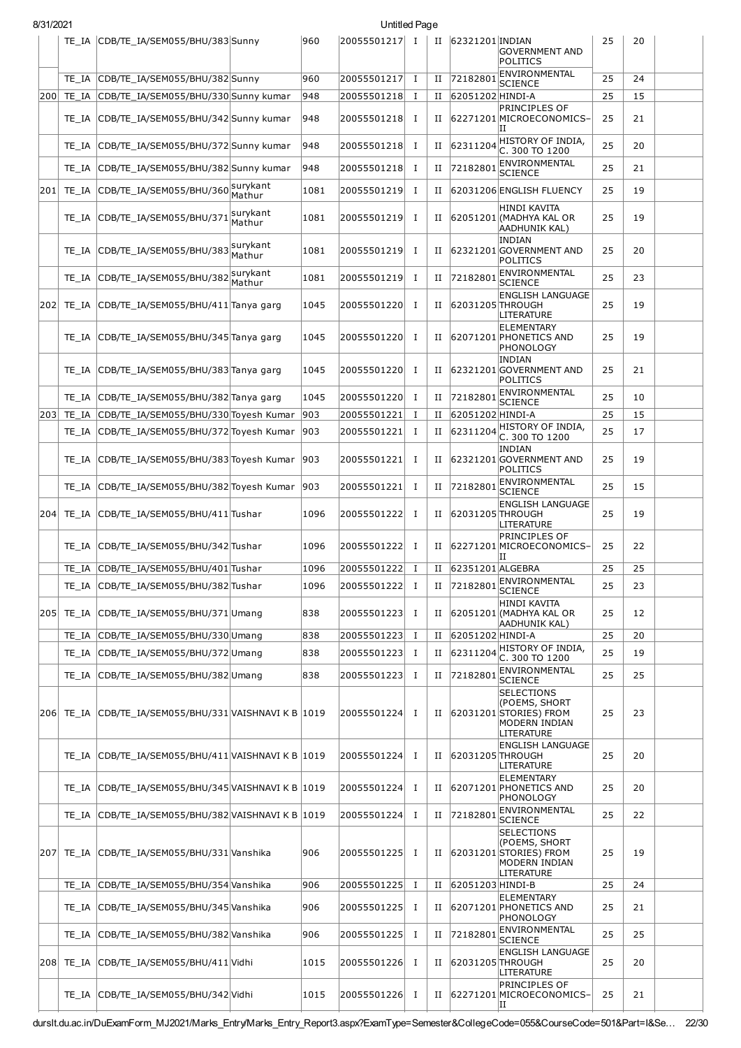|  |  |  |  |  |  |  |  |  |  |  |  |  |
|---|---|---|---|---|---|---|---|---|---|---|---|---|
|  | TE_IA | CDB/TE_IA/SEM055/BHU/383 | Sunny | 960 | 20055501217 | I | II | 62321201 | INDIAN GOVERNMENT AND POLITICS | 25 | 20 |  |
|  | TE_IA | CDB/TE_IA/SEM055/BHU/382 | Sunny | 960 | 20055501217 | I | II | 72182801 | ENVIRONMENTAL SCIENCE | 25 | 24 |  |
| 200 | TE_IA | CDB/TE_IA/SEM055/BHU/330 | Sunny kumar | 948 | 20055501218 | I | II | 62051202 | HINDI-A | 25 | 15 |  |
|  | TE_IA | CDB/TE_IA/SEM055/BHU/342 | Sunny kumar | 948 | 20055501218 | I | II | 62271201 | PRINCIPLES OF MICROECONOMICS-II | 25 | 21 |  |
|  | TE_IA | CDB/TE_IA/SEM055/BHU/372 | Sunny kumar | 948 | 20055501218 | I | II | 62311204 | HISTORY OF INDIA, C. 300 TO 1200 | 25 | 20 |  |
|  | TE_IA | CDB/TE_IA/SEM055/BHU/382 | Sunny kumar | 948 | 20055501218 | I | II | 72182801 | ENVIRONMENTAL SCIENCE | 25 | 21 |  |
| 201 | TE_IA | CDB/TE_IA/SEM055/BHU/360 | surykant Mathur | 1081 | 20055501219 | I | II | 62031206 | ENGLISH FLUENCY | 25 | 19 |  |
|  | TE_IA | CDB/TE_IA/SEM055/BHU/371 | surykant Mathur | 1081 | 20055501219 | I | II | 62051201 | HINDI KAVITA (MADHYA KAL OR AADHUNIK KAL) | 25 | 19 |  |
|  | TE_IA | CDB/TE_IA/SEM055/BHU/383 | surykant Mathur | 1081 | 20055501219 | I | II | 62321201 | INDIAN GOVERNMENT AND POLITICS | 25 | 20 |  |
|  | TE_IA | CDB/TE_IA/SEM055/BHU/382 | surykant Mathur | 1081 | 20055501219 | I | II | 72182801 | ENVIRONMENTAL SCIENCE | 25 | 23 |  |
| 202 | TE_IA | CDB/TE_IA/SEM055/BHU/411 | Tanya garg | 1045 | 20055501220 | I | II | 62031205 | ENGLISH LANGUAGE THROUGH LITERATURE | 25 | 19 |  |
|  | TE_IA | CDB/TE_IA/SEM055/BHU/345 | Tanya garg | 1045 | 20055501220 | I | II | 62071201 | ELEMENTARY PHONETICS AND PHONOLOGY | 25 | 19 |  |
|  | TE_IA | CDB/TE_IA/SEM055/BHU/383 | Tanya garg | 1045 | 20055501220 | I | II | 62321201 | INDIAN GOVERNMENT AND POLITICS | 25 | 21 |  |
|  | TE_IA | CDB/TE_IA/SEM055/BHU/382 | Tanya garg | 1045 | 20055501220 | I | II | 72182801 | ENVIRONMENTAL SCIENCE | 25 | 10 |  |
| 203 | TE_IA | CDB/TE_IA/SEM055/BHU/330 | Toyesh Kumar | 903 | 20055501221 | I | II | 62051202 | HINDI-A | 25 | 15 |  |
|  | TE_IA | CDB/TE_IA/SEM055/BHU/372 | Toyesh Kumar | 903 | 20055501221 | I | II | 62311204 | HISTORY OF INDIA, C. 300 TO 1200 | 25 | 17 |  |
|  | TE_IA | CDB/TE_IA/SEM055/BHU/383 | Toyesh Kumar | 903 | 20055501221 | I | II | 62321201 | INDIAN GOVERNMENT AND POLITICS | 25 | 19 |  |
|  | TE_IA | CDB/TE_IA/SEM055/BHU/382 | Toyesh Kumar | 903 | 20055501221 | I | II | 72182801 | ENVIRONMENTAL SCIENCE | 25 | 15 |  |
| 204 | TE_IA | CDB/TE_IA/SEM055/BHU/411 | Tushar | 1096 | 20055501222 | I | II | 62031205 | ENGLISH LANGUAGE THROUGH LITERATURE | 25 | 19 |  |
|  | TE_IA | CDB/TE_IA/SEM055/BHU/342 | Tushar | 1096 | 20055501222 | I | II | 62271201 | PRINCIPLES OF MICROECONOMICS-II | 25 | 22 |  |
|  | TE_IA | CDB/TE_IA/SEM055/BHU/401 | Tushar | 1096 | 20055501222 | I | II | 62351201 | ALGEBRA | 25 | 25 |  |
|  | TE_IA | CDB/TE_IA/SEM055/BHU/382 | Tushar | 1096 | 20055501222 | I | II | 72182801 | ENVIRONMENTAL SCIENCE | 25 | 23 |  |
| 205 | TE_IA | CDB/TE_IA/SEM055/BHU/371 | Umang | 838 | 20055501223 | I | II | 62051201 | HINDI KAVITA (MADHYA KAL OR AADHUNIK KAL) | 25 | 12 |  |
|  | TE_IA | CDB/TE_IA/SEM055/BHU/330 | Umang | 838 | 20055501223 | I | II | 62051202 | HINDI-A | 25 | 20 |  |
|  | TE_IA | CDB/TE_IA/SEM055/BHU/372 | Umang | 838 | 20055501223 | I | II | 62311204 | HISTORY OF INDIA, C. 300 TO 1200 | 25 | 19 |  |
|  | TE_IA | CDB/TE_IA/SEM055/BHU/382 | Umang | 838 | 20055501223 | I | II | 72182801 | ENVIRONMENTAL SCIENCE | 25 | 25 |  |
| 206 | TE_IA | CDB/TE_IA/SEM055/BHU/331 | VAISHNAVI K B | 1019 | 20055501224 | I | II | 62031201 | SELECTIONS (POEMS, SHORT STORIES) FROM MODERN INDIAN LITERATURE | 25 | 23 |  |
|  | TE_IA | CDB/TE_IA/SEM055/BHU/411 | VAISHNAVI K B | 1019 | 20055501224 | I | II | 62031205 | ENGLISH LANGUAGE THROUGH LITERATURE | 25 | 20 |  |
|  | TE_IA | CDB/TE_IA/SEM055/BHU/345 | VAISHNAVI K B | 1019 | 20055501224 | I | II | 62071201 | ELEMENTARY PHONETICS AND PHONOLOGY | 25 | 20 |  |
|  | TE_IA | CDB/TE_IA/SEM055/BHU/382 | VAISHNAVI K B | 1019 | 20055501224 | I | II | 72182801 | ENVIRONMENTAL SCIENCE | 25 | 22 |  |
| 207 | TE_IA | CDB/TE_IA/SEM055/BHU/331 | Vanshika | 906 | 20055501225 | I | II | 62031201 | SELECTIONS (POEMS, SHORT STORIES) FROM MODERN INDIAN LITERATURE | 25 | 19 |  |
|  | TE_IA | CDB/TE_IA/SEM055/BHU/354 | Vanshika | 906 | 20055501225 | I | II | 62051203 | HINDI-B | 25 | 24 |  |
|  | TE_IA | CDB/TE_IA/SEM055/BHU/345 | Vanshika | 906 | 20055501225 | I | II | 62071201 | ELEMENTARY PHONETICS AND PHONOLOGY | 25 | 21 |  |
|  | TE_IA | CDB/TE_IA/SEM055/BHU/382 | Vanshika | 906 | 20055501225 | I | II | 72182801 | ENVIRONMENTAL SCIENCE | 25 | 25 |  |
| 208 | TE_IA | CDB/TE_IA/SEM055/BHU/411 | Vidhi | 1015 | 20055501226 | I | II | 62031205 | ENGLISH LANGUAGE THROUGH LITERATURE | 25 | 20 |  |
|  | TE_IA | CDB/TE_IA/SEM055/BHU/342 | Vidhi | 1015 | 20055501226 | I | II | 62271201 | PRINCIPLES OF MICROECONOMICS-II | 25 | 21 |  |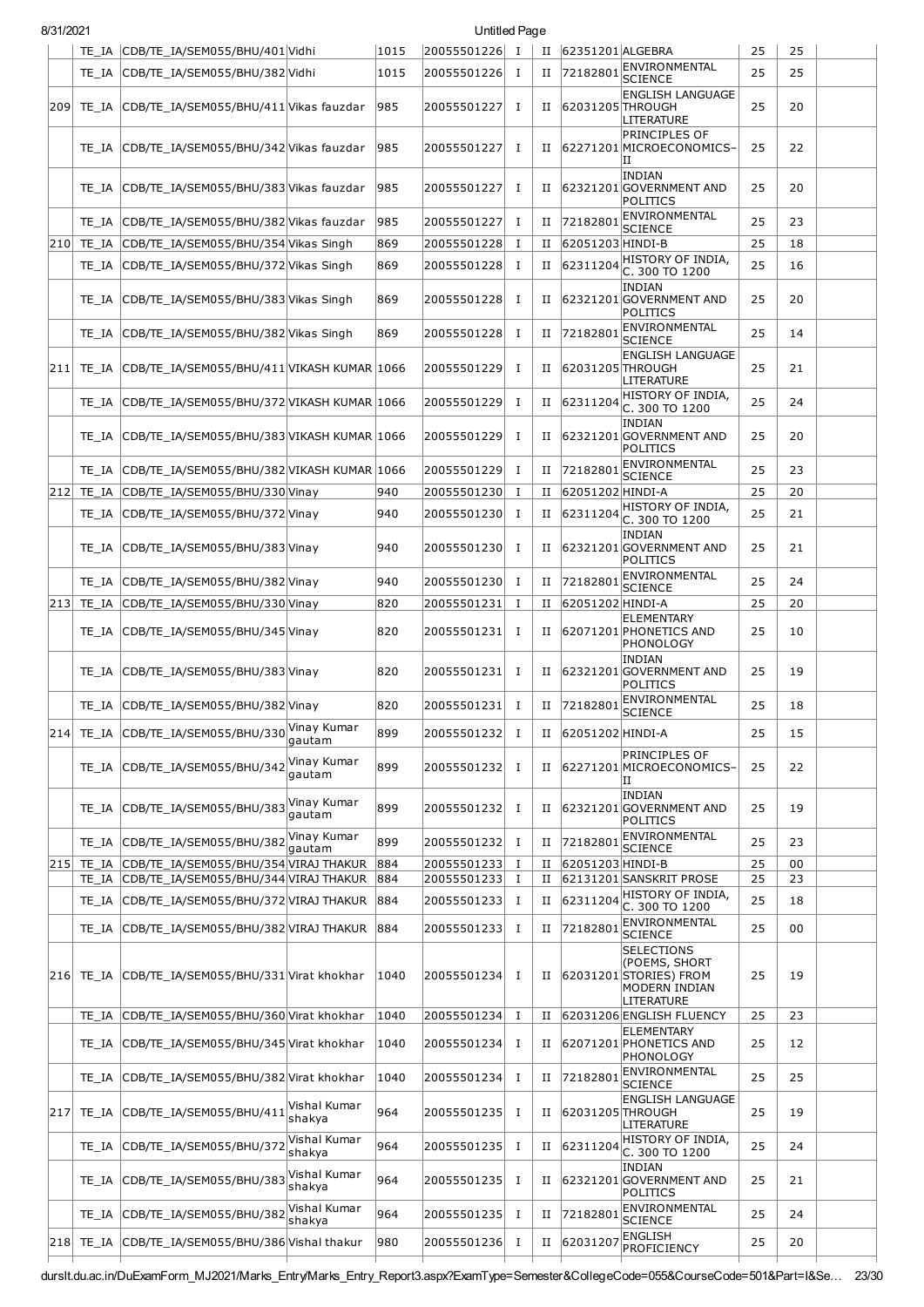| | TE_IA | CDB/TE_IA/SEM055/BHU/401 | Vidhi | 1015 | 20055501226 | I | II | 62351201 | ALGEBRA | 25 | 25 | |
|---|---|---|---|---|---|---|---|---|---|---|---|---|
| | TE_IA | CDB/TE_IA/SEM055/BHU/382 | Vidhi | 1015 | 20055501226 | I | II | 72182801 | ENVIRONMENTAL SCIENCE | 25 | 25 | |
| 209 | TE_IA | CDB/TE_IA/SEM055/BHU/411 | Vikas fauzdar | 985 | 20055501227 | I | II | 62031205 | ENGLISH LANGUAGE THROUGH LITERATURE | 25 | 20 | |
| | TE_IA | CDB/TE_IA/SEM055/BHU/342 | Vikas fauzdar | 985 | 20055501227 | I | II | 62271201 | PRINCIPLES OF MICROECONOMICS-II | 25 | 22 | |
| | TE_IA | CDB/TE_IA/SEM055/BHU/383 | Vikas fauzdar | 985 | 20055501227 | I | II | 62321201 | INDIAN GOVERNMENT AND POLITICS | 25 | 20 | |
| | TE_IA | CDB/TE_IA/SEM055/BHU/382 | Vikas fauzdar | 985 | 20055501227 | I | II | 72182801 | ENVIRONMENTAL SCIENCE | 25 | 23 | |
| 210 | TE_IA | CDB/TE_IA/SEM055/BHU/354 | Vikas Singh | 869 | 20055501228 | I | II | 62051203 | HINDI-B | 25 | 18 | |
| | TE_IA | CDB/TE_IA/SEM055/BHU/372 | Vikas Singh | 869 | 20055501228 | I | II | 62311204 | HISTORY OF INDIA, C. 300 TO 1200 | 25 | 16 | |
| | TE_IA | CDB/TE_IA/SEM055/BHU/383 | Vikas Singh | 869 | 20055501228 | I | II | 62321201 | INDIAN GOVERNMENT AND POLITICS | 25 | 20 | |
| | TE_IA | CDB/TE_IA/SEM055/BHU/382 | Vikas Singh | 869 | 20055501228 | I | II | 72182801 | ENVIRONMENTAL SCIENCE | 25 | 14 | |
| 211 | TE_IA | CDB/TE_IA/SEM055/BHU/411 | VIKASH KUMAR | 1066 | 20055501229 | I | II | 62031205 | ENGLISH LANGUAGE THROUGH LITERATURE | 25 | 21 | |
| | TE_IA | CDB/TE_IA/SEM055/BHU/372 | VIKASH KUMAR | 1066 | 20055501229 | I | II | 62311204 | HISTORY OF INDIA, C. 300 TO 1200 | 25 | 24 | |
| | TE_IA | CDB/TE_IA/SEM055/BHU/383 | VIKASH KUMAR | 1066 | 20055501229 | I | II | 62321201 | INDIAN GOVERNMENT AND POLITICS | 25 | 20 | |
| | TE_IA | CDB/TE_IA/SEM055/BHU/382 | VIKASH KUMAR | 1066 | 20055501229 | I | II | 72182801 | ENVIRONMENTAL SCIENCE | 25 | 23 | |
| 212 | TE_IA | CDB/TE_IA/SEM055/BHU/330 | Vinay | 940 | 20055501230 | I | II | 62051202 | HINDI-A | 25 | 20 | |
| | TE_IA | CDB/TE_IA/SEM055/BHU/372 | Vinay | 940 | 20055501230 | I | II | 62311204 | HISTORY OF INDIA, C. 300 TO 1200 | 25 | 21 | |
| | TE_IA | CDB/TE_IA/SEM055/BHU/383 | Vinay | 940 | 20055501230 | I | II | 62321201 | INDIAN GOVERNMENT AND POLITICS | 25 | 21 | |
| | TE_IA | CDB/TE_IA/SEM055/BHU/382 | Vinay | 940 | 20055501230 | I | II | 72182801 | ENVIRONMENTAL SCIENCE | 25 | 24 | |
| 213 | TE_IA | CDB/TE_IA/SEM055/BHU/330 | Vinay | 820 | 20055501231 | I | II | 62051202 | HINDI-A | 25 | 20 | |
| | TE_IA | CDB/TE_IA/SEM055/BHU/345 | Vinay | 820 | 20055501231 | I | II | 62071201 | ELEMENTARY PHONETICS AND PHONOLOGY | 25 | 10 | |
| | TE_IA | CDB/TE_IA/SEM055/BHU/383 | Vinay | 820 | 20055501231 | I | II | 62321201 | INDIAN GOVERNMENT AND POLITICS | 25 | 19 | |
| | TE_IA | CDB/TE_IA/SEM055/BHU/382 | Vinay | 820 | 20055501231 | I | II | 72182801 | ENVIRONMENTAL SCIENCE | 25 | 18 | |
| 214 | TE_IA | CDB/TE_IA/SEM055/BHU/330 | Vinay Kumar gautam | 899 | 20055501232 | I | II | 62051202 | HINDI-A | 25 | 15 | |
| | TE_IA | CDB/TE_IA/SEM055/BHU/342 | Vinay Kumar gautam | 899 | 20055501232 | I | II | 62271201 | PRINCIPLES OF MICROECONOMICS-II | 25 | 22 | |
| | TE_IA | CDB/TE_IA/SEM055/BHU/383 | Vinay Kumar gautam | 899 | 20055501232 | I | II | 62321201 | INDIAN GOVERNMENT AND POLITICS | 25 | 19 | |
| | TE_IA | CDB/TE_IA/SEM055/BHU/382 | Vinay Kumar gautam | 899 | 20055501232 | I | II | 72182801 | ENVIRONMENTAL SCIENCE | 25 | 23 | |
| 215 | TE_IA | CDB/TE_IA/SEM055/BHU/354 | VIRAJ THAKUR | 884 | 20055501233 | I | II | 62051203 | HINDI-B | 25 | 00 | |
| | TE_IA | CDB/TE_IA/SEM055/BHU/344 | VIRAJ THAKUR | 884 | 20055501233 | I | II | 62131201 | SANSKRIT PROSE | 25 | 23 | |
| | TE_IA | CDB/TE_IA/SEM055/BHU/372 | VIRAJ THAKUR | 884 | 20055501233 | I | II | 62311204 | HISTORY OF INDIA, C. 300 TO 1200 | 25 | 18 | |
| | TE_IA | CDB/TE_IA/SEM055/BHU/382 | VIRAJ THAKUR | 884 | 20055501233 | I | II | 72182801 | ENVIRONMENTAL SCIENCE | 25 | 00 | |
| 216 | TE_IA | CDB/TE_IA/SEM055/BHU/331 | Virat khokhar | 1040 | 20055501234 | I | II | 62031201 | SELECTIONS (POEMS, SHORT STORIES) FROM MODERN INDIAN LITERATURE | 25 | 19 | |
| | TE_IA | CDB/TE_IA/SEM055/BHU/360 | Virat khokhar | 1040 | 20055501234 | I | II | 62031206 | ENGLISH FLUENCY | 25 | 23 | |
| | TE_IA | CDB/TE_IA/SEM055/BHU/345 | Virat khokhar | 1040 | 20055501234 | I | II | 62071201 | ELEMENTARY PHONETICS AND PHONOLOGY | 25 | 12 | |
| | TE_IA | CDB/TE_IA/SEM055/BHU/382 | Virat khokhar | 1040 | 20055501234 | I | II | 72182801 | ENVIRONMENTAL SCIENCE | 25 | 25 | |
| 217 | TE_IA | CDB/TE_IA/SEM055/BHU/411 | Vishal Kumar shakya | 964 | 20055501235 | I | II | 62031205 | ENGLISH LANGUAGE THROUGH LITERATURE | 25 | 19 | |
| | TE_IA | CDB/TE_IA/SEM055/BHU/372 | Vishal Kumar shakya | 964 | 20055501235 | I | II | 62311204 | HISTORY OF INDIA, C. 300 TO 1200 | 25 | 24 | |
| | TE_IA | CDB/TE_IA/SEM055/BHU/383 | Vishal Kumar shakya | 964 | 20055501235 | I | II | 62321201 | INDIAN GOVERNMENT AND POLITICS | 25 | 21 | |
| | TE_IA | CDB/TE_IA/SEM055/BHU/382 | Vishal Kumar shakya | 964 | 20055501235 | I | II | 72182801 | ENVIRONMENTAL SCIENCE | 25 | 24 | |
| 218 | TE_IA | CDB/TE_IA/SEM055/BHU/386 | Vishal thakur | 980 | 20055501236 | I | II | 62031207 | ENGLISH PROFICIENCY | 25 | 20 | |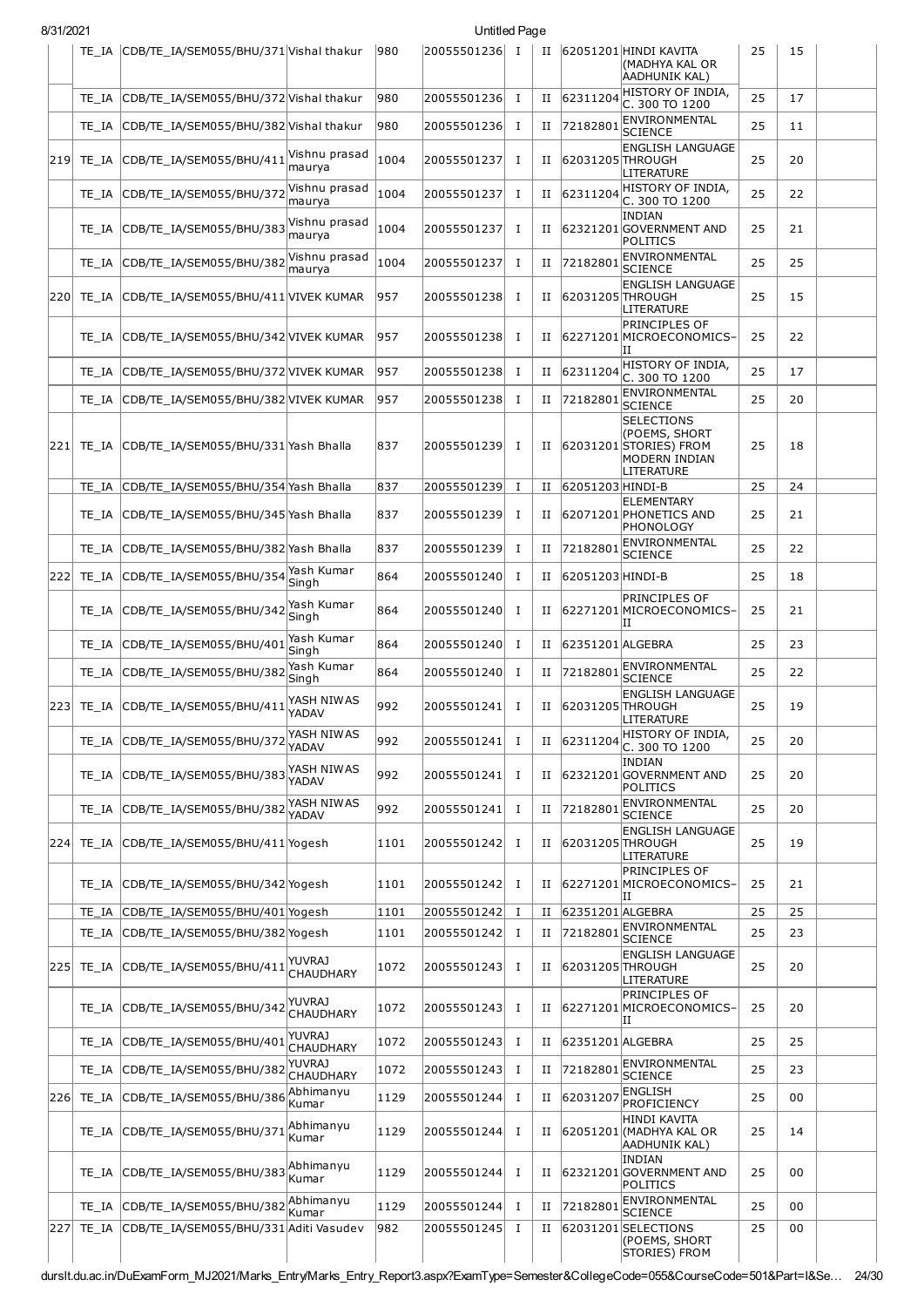| | TE_IA | CDB/TE_IA/SEM055/BHU/371 | Vishal thakur | 980 | 20055501236 | I | II | 62051201 | HINDI KAVITA (MADHYA KAL OR AADHUNIK KAL) | 25 | 15 | |
|---|---|---|---|---|---|---|---|---|---|---|---|---|
| | TE_IA | CDB/TE_IA/SEM055/BHU/372 | Vishal thakur | 980 | 20055501236 | I | II | 62311204 | HISTORY OF INDIA, C. 300 TO 1200 | 25 | 17 | |
| | TE_IA | CDB/TE_IA/SEM055/BHU/382 | Vishal thakur | 980 | 20055501236 | I | II | 72182801 | ENVIRONMENTAL SCIENCE | 25 | 11 | |
| 219 | TE_IA | CDB/TE_IA/SEM055/BHU/411 | Vishnu prasad maurya | 1004 | 20055501237 | I | II | 62031205 | ENGLISH LANGUAGE THROUGH LITERATURE | 25 | 20 | |
| | TE_IA | CDB/TE_IA/SEM055/BHU/372 | Vishnu prasad maurya | 1004 | 20055501237 | I | II | 62311204 | HISTORY OF INDIA, C. 300 TO 1200 | 25 | 22 | |
| | TE_IA | CDB/TE_IA/SEM055/BHU/383 | Vishnu prasad maurya | 1004 | 20055501237 | I | II | 62321201 | INDIAN GOVERNMENT AND POLITICS | 25 | 21 | |
| | TE_IA | CDB/TE_IA/SEM055/BHU/382 | Vishnu prasad maurya | 1004 | 20055501237 | I | II | 72182801 | ENVIRONMENTAL SCIENCE | 25 | 25 | |
| 220 | TE_IA | CDB/TE_IA/SEM055/BHU/411 | VIVEK KUMAR | 957 | 20055501238 | I | II | 62031205 | ENGLISH LANGUAGE THROUGH LITERATURE | 25 | 15 | |
| | TE_IA | CDB/TE_IA/SEM055/BHU/342 | VIVEK KUMAR | 957 | 20055501238 | I | II | 62271201 | PRINCIPLES OF MICROECONOMICS–II | 25 | 22 | |
| | TE_IA | CDB/TE_IA/SEM055/BHU/372 | VIVEK KUMAR | 957 | 20055501238 | I | II | 62311204 | HISTORY OF INDIA, C. 300 TO 1200 | 25 | 17 | |
| | TE_IA | CDB/TE_IA/SEM055/BHU/382 | VIVEK KUMAR | 957 | 20055501238 | I | II | 72182801 | ENVIRONMENTAL SCIENCE | 25 | 20 | |
| 221 | TE_IA | CDB/TE_IA/SEM055/BHU/331 | Yash Bhalla | 837 | 20055501239 | I | II | 62031201 | SELECTIONS (POEMS, SHORT STORIES) FROM MODERN INDIAN LITERATURE | 25 | 18 | |
| | TE_IA | CDB/TE_IA/SEM055/BHU/354 | Yash Bhalla | 837 | 20055501239 | I | II | 62051203 | HINDI-B | 25 | 24 | |
| | TE_IA | CDB/TE_IA/SEM055/BHU/345 | Yash Bhalla | 837 | 20055501239 | I | II | 62071201 | ELEMENTARY PHONETICS AND PHONOLOGY | 25 | 21 | |
| | TE_IA | CDB/TE_IA/SEM055/BHU/382 | Yash Bhalla | 837 | 20055501239 | I | II | 72182801 | ENVIRONMENTAL SCIENCE | 25 | 22 | |
| 222 | TE_IA | CDB/TE_IA/SEM055/BHU/354 | Yash Kumar Singh | 864 | 20055501240 | I | II | 62051203 | HINDI-B | 25 | 18 | |
| | TE_IA | CDB/TE_IA/SEM055/BHU/342 | Yash Kumar Singh | 864 | 20055501240 | I | II | 62271201 | PRINCIPLES OF MICROECONOMICS–II | 25 | 21 | |
| | TE_IA | CDB/TE_IA/SEM055/BHU/401 | Yash Kumar Singh | 864 | 20055501240 | I | II | 62351201 | ALGEBRA | 25 | 23 | |
| | TE_IA | CDB/TE_IA/SEM055/BHU/382 | Yash Kumar Singh | 864 | 20055501240 | I | II | 72182801 | ENVIRONMENTAL SCIENCE | 25 | 22 | |
| 223 | TE_IA | CDB/TE_IA/SEM055/BHU/411 | YASH NIWAS YADAV | 992 | 20055501241 | I | II | 62031205 | ENGLISH LANGUAGE THROUGH LITERATURE | 25 | 19 | |
| | TE_IA | CDB/TE_IA/SEM055/BHU/372 | YASH NIWAS YADAV | 992 | 20055501241 | I | II | 62311204 | HISTORY OF INDIA, C. 300 TO 1200 | 25 | 20 | |
| | TE_IA | CDB/TE_IA/SEM055/BHU/383 | YASH NIWAS YADAV | 992 | 20055501241 | I | II | 62321201 | INDIAN GOVERNMENT AND POLITICS | 25 | 20 | |
| | TE_IA | CDB/TE_IA/SEM055/BHU/382 | YASH NIWAS YADAV | 992 | 20055501241 | I | II | 72182801 | ENVIRONMENTAL SCIENCE | 25 | 20 | |
| 224 | TE_IA | CDB/TE_IA/SEM055/BHU/411 | Yogesh | 1101 | 20055501242 | I | II | 62031205 | ENGLISH LANGUAGE THROUGH LITERATURE | 25 | 19 | |
| | TE_IA | CDB/TE_IA/SEM055/BHU/342 | Yogesh | 1101 | 20055501242 | I | II | 62271201 | PRINCIPLES OF MICROECONOMICS–II | 25 | 21 | |
| | TE_IA | CDB/TE_IA/SEM055/BHU/401 | Yogesh | 1101 | 20055501242 | I | II | 62351201 | ALGEBRA | 25 | 25 | |
| | TE_IA | CDB/TE_IA/SEM055/BHU/382 | Yogesh | 1101 | 20055501242 | I | II | 72182801 | ENVIRONMENTAL SCIENCE | 25 | 23 | |
| 225 | TE_IA | CDB/TE_IA/SEM055/BHU/411 | YUVRAJ CHAUDHARY | 1072 | 20055501243 | I | II | 62031205 | ENGLISH LANGUAGE THROUGH LITERATURE | 25 | 20 | |
| | TE_IA | CDB/TE_IA/SEM055/BHU/342 | YUVRAJ CHAUDHARY | 1072 | 20055501243 | I | II | 62271201 | PRINCIPLES OF MICROECONOMICS–II | 25 | 20 | |
| | TE_IA | CDB/TE_IA/SEM055/BHU/401 | YUVRAJ CHAUDHARY | 1072 | 20055501243 | I | II | 62351201 | ALGEBRA | 25 | 25 | |
| | TE_IA | CDB/TE_IA/SEM055/BHU/382 | YUVRAJ CHAUDHARY | 1072 | 20055501243 | I | II | 72182801 | ENVIRONMENTAL SCIENCE | 25 | 23 | |
| 226 | TE_IA | CDB/TE_IA/SEM055/BHU/386 | Abhimanyu Kumar | 1129 | 20055501244 | I | II | 62031207 | ENGLISH PROFICIENCY | 25 | 00 | |
| | TE_IA | CDB/TE_IA/SEM055/BHU/371 | Abhimanyu Kumar | 1129 | 20055501244 | I | II | 62051201 | HINDI KAVITA (MADHYA KAL OR AADHUNIK KAL) | 25 | 14 | |
| | TE_IA | CDB/TE_IA/SEM055/BHU/383 | Abhimanyu Kumar | 1129 | 20055501244 | I | II | 62321201 | INDIAN GOVERNMENT AND POLITICS | 25 | 00 | |
| | TE_IA | CDB/TE_IA/SEM055/BHU/382 | Abhimanyu Kumar | 1129 | 20055501244 | I | II | 72182801 | ENVIRONMENTAL SCIENCE | 25 | 00 | |
| 227 | TE_IA | CDB/TE_IA/SEM055/BHU/331 | Aditi Vasudev | 982 | 20055501245 | I | II | 62031201 | SELECTIONS (POEMS, SHORT STORIES) FROM | 25 | 00 | |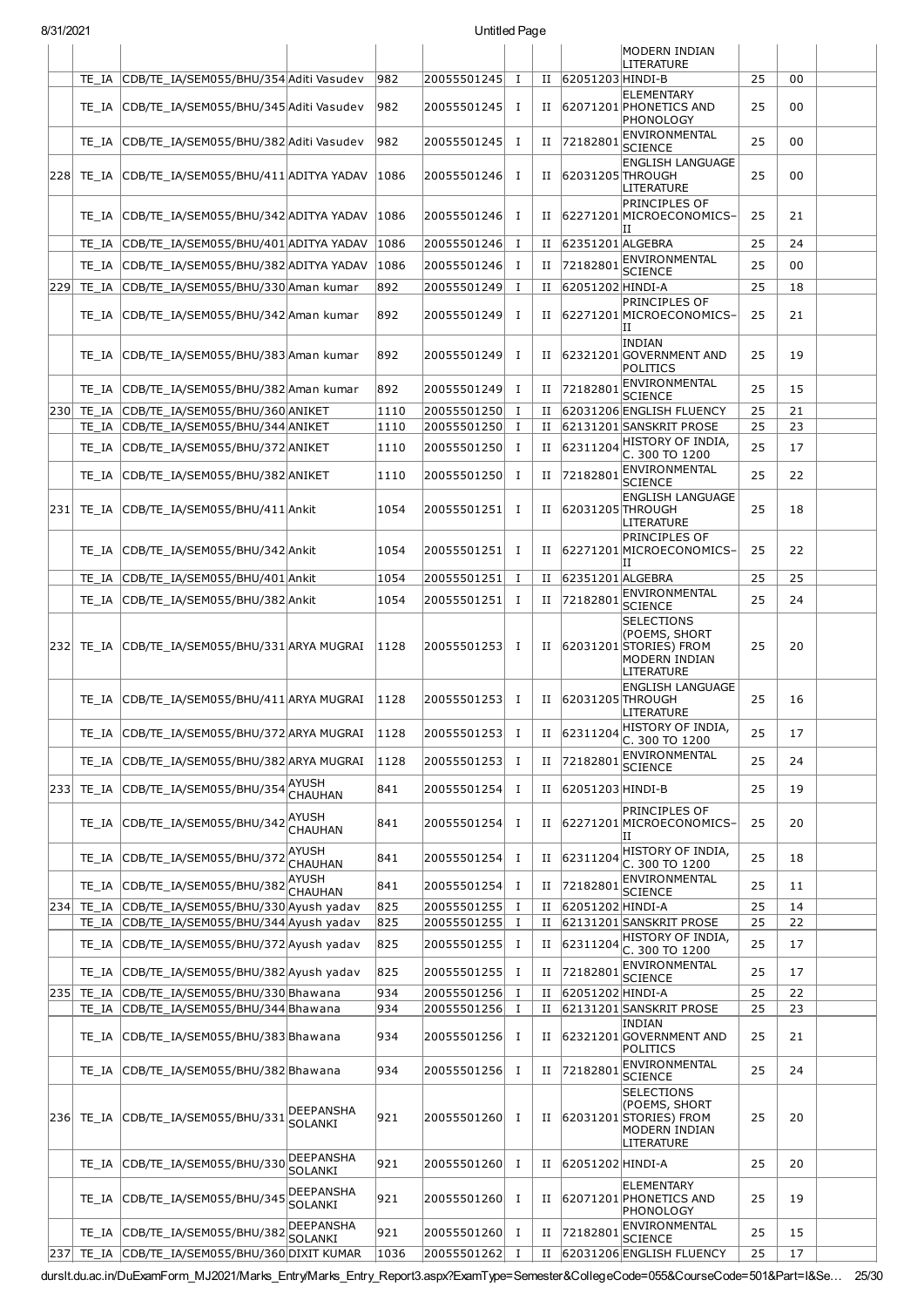| | | | | | | | | | | | | |
|---|---|---|---|---|---|---|---|---|---|---|---|---|
| | | | | | | | | | MODERN INDIAN LITERATURE | | | |
| | TE_IA | CDB/TE_IA/SEM055/BHU/354 | Aditi Vasudev | 982 | 20055501245 | I | II | 62051203 | HINDI-B | 25 | 00 | |
| | TE_IA | CDB/TE_IA/SEM055/BHU/345 | Aditi Vasudev | 982 | 20055501245 | I | II | 62071201 | ELEMENTARY PHONETICS AND PHONOLOGY | 25 | 00 | |
| | TE_IA | CDB/TE_IA/SEM055/BHU/382 | Aditi Vasudev | 982 | 20055501245 | I | II | 72182801 | ENVIRONMENTAL SCIENCE | 25 | 00 | |
| 228 | TE_IA | CDB/TE_IA/SEM055/BHU/411 | ADITYA YADAV | 1086 | 20055501246 | I | II | 62031205 | ENGLISH LANGUAGE THROUGH LITERATURE | 25 | 00 | |
| | TE_IA | CDB/TE_IA/SEM055/BHU/342 | ADITYA YADAV | 1086 | 20055501246 | I | II | 62271201 | PRINCIPLES OF MICROECONOMICS-II | 25 | 21 | |
| | TE_IA | CDB/TE_IA/SEM055/BHU/401 | ADITYA YADAV | 1086 | 20055501246 | I | II | 62351201 | ALGEBRA | 25 | 24 | |
| | TE_IA | CDB/TE_IA/SEM055/BHU/382 | ADITYA YADAV | 1086 | 20055501246 | I | II | 72182801 | ENVIRONMENTAL SCIENCE | 25 | 00 | |
| 229 | TE_IA | CDB/TE_IA/SEM055/BHU/330 | Aman kumar | 892 | 20055501249 | I | II | 62051202 | HINDI-A | 25 | 18 | |
| | TE_IA | CDB/TE_IA/SEM055/BHU/342 | Aman kumar | 892 | 20055501249 | I | II | 62271201 | PRINCIPLES OF MICROECONOMICS-II | 25 | 21 | |
| | TE_IA | CDB/TE_IA/SEM055/BHU/383 | Aman kumar | 892 | 20055501249 | I | II | 62321201 | INDIAN GOVERNMENT AND POLITICS | 25 | 19 | |
| | TE_IA | CDB/TE_IA/SEM055/BHU/382 | Aman kumar | 892 | 20055501249 | I | II | 72182801 | ENVIRONMENTAL SCIENCE | 25 | 15 | |
| 230 | TE_IA | CDB/TE_IA/SEM055/BHU/360 | ANIKET | 1110 | 20055501250 | I | II | 62031206 | ENGLISH FLUENCY | 25 | 21 | |
| | TE_IA | CDB/TE_IA/SEM055/BHU/344 | ANIKET | 1110 | 20055501250 | I | II | 62131201 | SANSKRIT PROSE | 25 | 23 | |
| | TE_IA | CDB/TE_IA/SEM055/BHU/372 | ANIKET | 1110 | 20055501250 | I | II | 62311204 | HISTORY OF INDIA, C. 300 TO 1200 | 25 | 17 | |
| | TE_IA | CDB/TE_IA/SEM055/BHU/382 | ANIKET | 1110 | 20055501250 | I | II | 72182801 | ENVIRONMENTAL SCIENCE | 25 | 22 | |
| 231 | TE_IA | CDB/TE_IA/SEM055/BHU/411 | Ankit | 1054 | 20055501251 | I | II | 62031205 | ENGLISH LANGUAGE THROUGH LITERATURE | 25 | 18 | |
| | TE_IA | CDB/TE_IA/SEM055/BHU/342 | Ankit | 1054 | 20055501251 | I | II | 62271201 | PRINCIPLES OF MICROECONOMICS-II | 25 | 22 | |
| | TE_IA | CDB/TE_IA/SEM055/BHU/401 | Ankit | 1054 | 20055501251 | I | II | 62351201 | ALGEBRA | 25 | 25 | |
| | TE_IA | CDB/TE_IA/SEM055/BHU/382 | Ankit | 1054 | 20055501251 | I | II | 72182801 | ENVIRONMENTAL SCIENCE | 25 | 24 | |
| 232 | TE_IA | CDB/TE_IA/SEM055/BHU/331 | ARYA MUGRAI | 1128 | 20055501253 | I | II | 62031201 | SELECTIONS (POEMS, SHORT STORIES) FROM MODERN INDIAN LITERATURE | 25 | 20 | |
| | TE_IA | CDB/TE_IA/SEM055/BHU/411 | ARYA MUGRAI | 1128 | 20055501253 | I | II | 62031205 | ENGLISH LANGUAGE THROUGH LITERATURE | 25 | 16 | |
| | TE_IA | CDB/TE_IA/SEM055/BHU/372 | ARYA MUGRAI | 1128 | 20055501253 | I | II | 62311204 | HISTORY OF INDIA, C. 300 TO 1200 | 25 | 17 | |
| | TE_IA | CDB/TE_IA/SEM055/BHU/382 | ARYA MUGRAI | 1128 | 20055501253 | I | II | 72182801 | ENVIRONMENTAL SCIENCE | 25 | 24 | |
| 233 | TE_IA | CDB/TE_IA/SEM055/BHU/354 | AYUSH CHAUHAN | 841 | 20055501254 | I | II | 62051203 | HINDI-B | 25 | 19 | |
| | TE_IA | CDB/TE_IA/SEM055/BHU/342 | AYUSH CHAUHAN | 841 | 20055501254 | I | II | 62271201 | PRINCIPLES OF MICROECONOMICS-II | 25 | 20 | |
| | TE_IA | CDB/TE_IA/SEM055/BHU/372 | AYUSH CHAUHAN | 841 | 20055501254 | I | II | 62311204 | HISTORY OF INDIA, C. 300 TO 1200 | 25 | 18 | |
| | TE_IA | CDB/TE_IA/SEM055/BHU/382 | AYUSH CHAUHAN | 841 | 20055501254 | I | II | 72182801 | ENVIRONMENTAL SCIENCE | 25 | 11 | |
| 234 | TE_IA | CDB/TE_IA/SEM055/BHU/330 | Ayush yadav | 825 | 20055501255 | I | II | 62051202 | HINDI-A | 25 | 14 | |
| | TE_IA | CDB/TE_IA/SEM055/BHU/344 | Ayush yadav | 825 | 20055501255 | I | II | 62131201 | SANSKRIT PROSE | 25 | 22 | |
| | TE_IA | CDB/TE_IA/SEM055/BHU/372 | Ayush yadav | 825 | 20055501255 | I | II | 62311204 | HISTORY OF INDIA, C. 300 TO 1200 | 25 | 17 | |
| | TE_IA | CDB/TE_IA/SEM055/BHU/382 | Ayush yadav | 825 | 20055501255 | I | II | 72182801 | ENVIRONMENTAL SCIENCE | 25 | 17 | |
| 235 | TE_IA | CDB/TE_IA/SEM055/BHU/330 | Bhawana | 934 | 20055501256 | I | II | 62051202 | HINDI-A | 25 | 22 | |
| | TE_IA | CDB/TE_IA/SEM055/BHU/344 | Bhawana | 934 | 20055501256 | I | II | 62131201 | SANSKRIT PROSE | 25 | 23 | |
| | TE_IA | CDB/TE_IA/SEM055/BHU/383 | Bhawana | 934 | 20055501256 | I | II | 62321201 | INDIAN GOVERNMENT AND POLITICS | 25 | 21 | |
| | TE_IA | CDB/TE_IA/SEM055/BHU/382 | Bhawana | 934 | 20055501256 | I | II | 72182801 | ENVIRONMENTAL SCIENCE | 25 | 24 | |
| 236 | TE_IA | CDB/TE_IA/SEM055/BHU/331 | DEEPANSHA SOLANKI | 921 | 20055501260 | I | II | 62031201 | SELECTIONS (POEMS, SHORT STORIES) FROM MODERN INDIAN LITERATURE | 25 | 20 | |
| | TE_IA | CDB/TE_IA/SEM055/BHU/330 | DEEPANSHA SOLANKI | 921 | 20055501260 | I | II | 62051202 | HINDI-A | 25 | 20 | |
| | TE_IA | CDB/TE_IA/SEM055/BHU/345 | DEEPANSHA SOLANKI | 921 | 20055501260 | I | II | 62071201 | ELEMENTARY PHONETICS AND PHONOLOGY | 25 | 19 | |
| | TE_IA | CDB/TE_IA/SEM055/BHU/382 | DEEPANSHA SOLANKI | 921 | 20055501260 | I | II | 72182801 | ENVIRONMENTAL SCIENCE | 25 | 15 | |
| 237 | TE_IA | CDB/TE_IA/SEM055/BHU/360 | DIXIT KUMAR | 1036 | 20055501262 | I | II | 62031206 | ENGLISH FLUENCY | 25 | 17 | |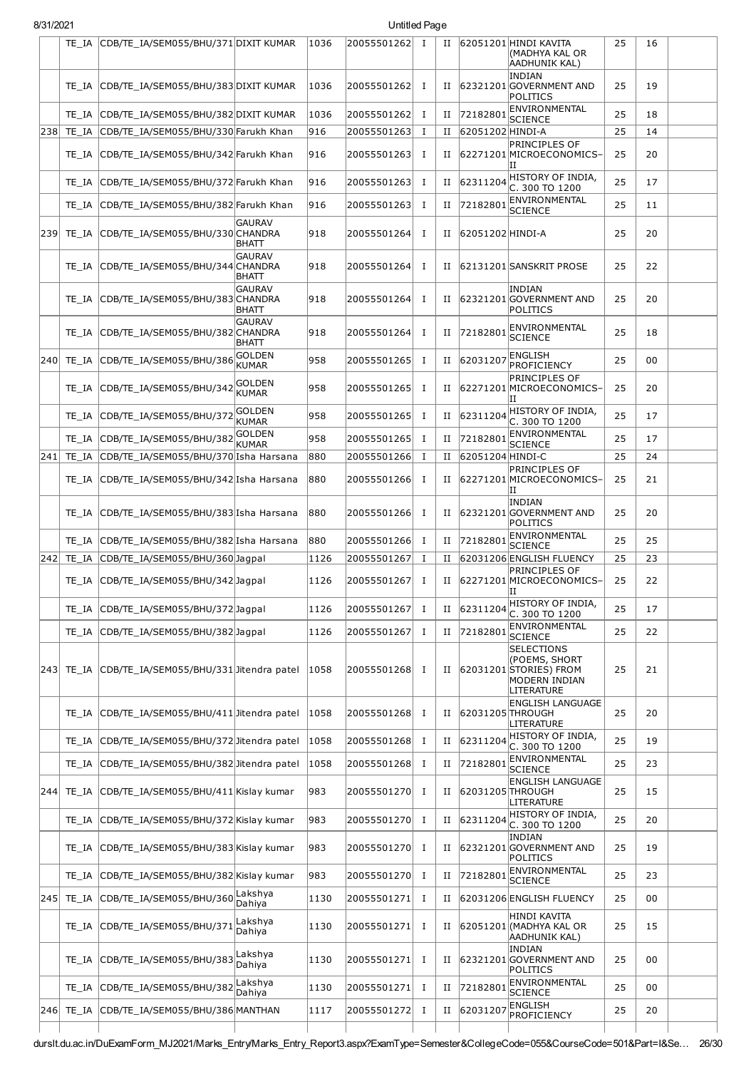|  |  |  |  |  |  |  |  |  |  |  |  |  |
|---|---|---|---|---|---|---|---|---|---|---|---|---|
|  | TE_IA | CDB/TE_IA/SEM055/BHU/371 | DIXIT KUMAR | 1036 | 20055501262 | I | II | 62051201 | HINDI KAVITA (MADHYA KAL OR AADHUNIK KAL) | 25 | 16 |  |
|  | TE_IA | CDB/TE_IA/SEM055/BHU/383 | DIXIT KUMAR | 1036 | 20055501262 | I | II | 62321201 | INDIAN GOVERNMENT AND POLITICS | 25 | 19 |  |
|  | TE_IA | CDB/TE_IA/SEM055/BHU/382 | DIXIT KUMAR | 1036 | 20055501262 | I | II | 72182801 | ENVIRONMENTAL SCIENCE | 25 | 18 |  |
| 238 | TE_IA | CDB/TE_IA/SEM055/BHU/330 | Farukh Khan | 916 | 20055501263 | I | II | 62051202 | HINDI-A | 25 | 14 |  |
|  | TE_IA | CDB/TE_IA/SEM055/BHU/342 | Farukh Khan | 916 | 20055501263 | I | II | 62271201 | PRINCIPLES OF MICROECONOMICS–II | 25 | 20 |  |
|  | TE_IA | CDB/TE_IA/SEM055/BHU/372 | Farukh Khan | 916 | 20055501263 | I | II | 62311204 | HISTORY OF INDIA, C. 300 TO 1200 | 25 | 17 |  |
|  | TE_IA | CDB/TE_IA/SEM055/BHU/382 | Farukh Khan | 916 | 20055501263 | I | II | 72182801 | ENVIRONMENTAL SCIENCE | 25 | 11 |  |
| 239 | TE_IA | CDB/TE_IA/SEM055/BHU/330 | GAURAV CHANDRA BHATT | 918 | 20055501264 | I | II | 62051202 | HINDI-A | 25 | 20 |  |
|  | TE_IA | CDB/TE_IA/SEM055/BHU/344 | GAURAV CHANDRA BHATT | 918 | 20055501264 | I | II | 62131201 | SANSKRIT PROSE | 25 | 22 |  |
|  | TE_IA | CDB/TE_IA/SEM055/BHU/383 | GAURAV CHANDRA BHATT | 918 | 20055501264 | I | II | 62321201 | INDIAN GOVERNMENT AND POLITICS | 25 | 20 |  |
|  | TE_IA | CDB/TE_IA/SEM055/BHU/382 | GAURAV CHANDRA BHATT | 918 | 20055501264 | I | II | 72182801 | ENVIRONMENTAL SCIENCE | 25 | 18 |  |
| 240 | TE_IA | CDB/TE_IA/SEM055/BHU/386 | GOLDEN KUMAR | 958 | 20055501265 | I | II | 62031207 | ENGLISH PROFICIENCY | 25 | 00 |  |
|  | TE_IA | CDB/TE_IA/SEM055/BHU/342 | GOLDEN KUMAR | 958 | 20055501265 | I | II | 62271201 | PRINCIPLES OF MICROECONOMICS–II | 25 | 20 |  |
|  | TE_IA | CDB/TE_IA/SEM055/BHU/372 | GOLDEN KUMAR | 958 | 20055501265 | I | II | 62311204 | HISTORY OF INDIA, C. 300 TO 1200 | 25 | 17 |  |
|  | TE_IA | CDB/TE_IA/SEM055/BHU/382 | GOLDEN KUMAR | 958 | 20055501265 | I | II | 72182801 | ENVIRONMENTAL SCIENCE | 25 | 17 |  |
| 241 | TE_IA | CDB/TE_IA/SEM055/BHU/370 | Isha Harsana | 880 | 20055501266 | I | II | 62051204 | HINDI-C | 25 | 24 |  |
|  | TE_IA | CDB/TE_IA/SEM055/BHU/342 | Isha Harsana | 880 | 20055501266 | I | II | 62271201 | PRINCIPLES OF MICROECONOMICS–II | 25 | 21 |  |
|  | TE_IA | CDB/TE_IA/SEM055/BHU/383 | Isha Harsana | 880 | 20055501266 | I | II | 62321201 | INDIAN GOVERNMENT AND POLITICS | 25 | 20 |  |
|  | TE_IA | CDB/TE_IA/SEM055/BHU/382 | Isha Harsana | 880 | 20055501266 | I | II | 72182801 | ENVIRONMENTAL SCIENCE | 25 | 25 |  |
| 242 | TE_IA | CDB/TE_IA/SEM055/BHU/360 | Jagpal | 1126 | 20055501267 | I | II | 62031206 | ENGLISH FLUENCY | 25 | 23 |  |
|  | TE_IA | CDB/TE_IA/SEM055/BHU/342 | Jagpal | 1126 | 20055501267 | I | II | 62271201 | PRINCIPLES OF MICROECONOMICS–II | 25 | 22 |  |
|  | TE_IA | CDB/TE_IA/SEM055/BHU/372 | Jagpal | 1126 | 20055501267 | I | II | 62311204 | HISTORY OF INDIA, C. 300 TO 1200 | 25 | 17 |  |
|  | TE_IA | CDB/TE_IA/SEM055/BHU/382 | Jagpal | 1126 | 20055501267 | I | II | 72182801 | ENVIRONMENTAL SCIENCE | 25 | 22 |  |
| 243 | TE_IA | CDB/TE_IA/SEM055/BHU/331 | Jitendra patel | 1058 | 20055501268 | I | II | 62031201 | SELECTIONS (POEMS, SHORT STORIES) FROM MODERN INDIAN LITERATURE | 25 | 21 |  |
|  | TE_IA | CDB/TE_IA/SEM055/BHU/411 | Jitendra patel | 1058 | 20055501268 | I | II | 62031205 | ENGLISH LANGUAGE THROUGH LITERATURE | 25 | 20 |  |
|  | TE_IA | CDB/TE_IA/SEM055/BHU/372 | Jitendra patel | 1058 | 20055501268 | I | II | 62311204 | HISTORY OF INDIA, C. 300 TO 1200 | 25 | 19 |  |
|  | TE_IA | CDB/TE_IA/SEM055/BHU/382 | Jitendra patel | 1058 | 20055501268 | I | II | 72182801 | ENVIRONMENTAL SCIENCE | 25 | 23 |  |
| 244 | TE_IA | CDB/TE_IA/SEM055/BHU/411 | Kislay kumar | 983 | 20055501270 | I | II | 62031205 | ENGLISH LANGUAGE THROUGH LITERATURE | 25 | 15 |  |
|  | TE_IA | CDB/TE_IA/SEM055/BHU/372 | Kislay kumar | 983 | 20055501270 | I | II | 62311204 | HISTORY OF INDIA, C. 300 TO 1200 | 25 | 20 |  |
|  | TE_IA | CDB/TE_IA/SEM055/BHU/383 | Kislay kumar | 983 | 20055501270 | I | II | 62321201 | INDIAN GOVERNMENT AND POLITICS | 25 | 19 |  |
|  | TE_IA | CDB/TE_IA/SEM055/BHU/382 | Kislay kumar | 983 | 20055501270 | I | II | 72182801 | ENVIRONMENTAL SCIENCE | 25 | 23 |  |
| 245 | TE_IA | CDB/TE_IA/SEM055/BHU/360 | Lakshya Dahiya | 1130 | 20055501271 | I | II | 62031206 | ENGLISH FLUENCY | 25 | 00 |  |
|  | TE_IA | CDB/TE_IA/SEM055/BHU/371 | Lakshya Dahiya | 1130 | 20055501271 | I | II | 62051201 | HINDI KAVITA (MADHYA KAL OR AADHUNIK KAL) | 25 | 15 |  |
|  | TE_IA | CDB/TE_IA/SEM055/BHU/383 | Lakshya Dahiya | 1130 | 20055501271 | I | II | 62321201 | INDIAN GOVERNMENT AND POLITICS | 25 | 00 |  |
|  | TE_IA | CDB/TE_IA/SEM055/BHU/382 | Lakshya Dahiya | 1130 | 20055501271 | I | II | 72182801 | ENVIRONMENTAL SCIENCE | 25 | 00 |  |
| 246 | TE_IA | CDB/TE_IA/SEM055/BHU/386 | MANTHAN | 1117 | 20055501272 | I | II | 62031207 | ENGLISH PROFICIENCY | 25 | 20 |  |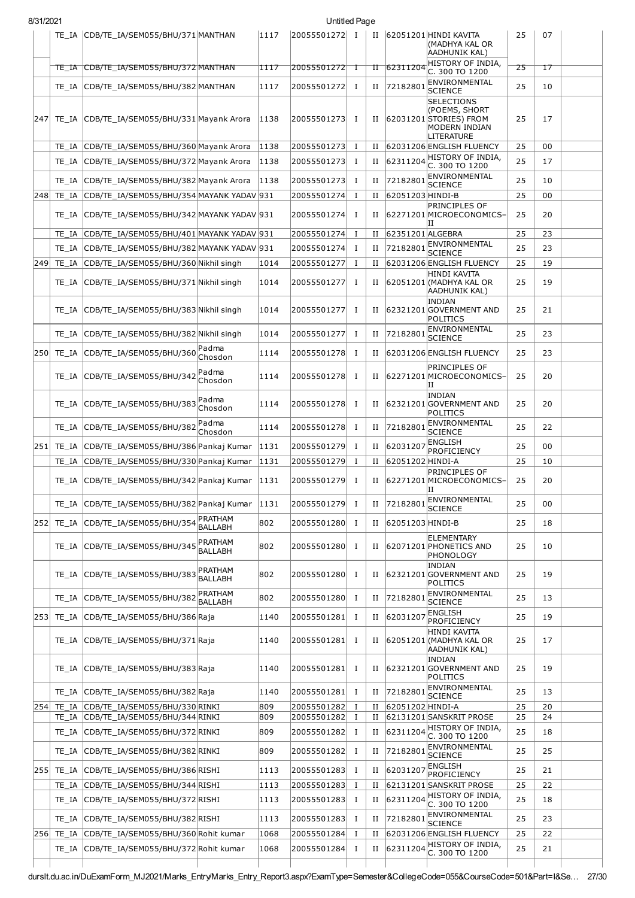| | TE_IA | CDB/TE_IA/SEM055/BHU/371 | MANTHAN | 1117 | 20055501272 | I | II | 62051201 | HINDI KAVITA (MADHYA KAL OR AADHUNIK KAL) | 25 | 07 | |
|---|---|---|---|---|---|---|---|---|---|---|---|---|
| | TE_IA | CDB/TE_IA/SEM055/BHU/372 | MANTHAN | 1117 | 20055501272 | I | II | 62311204 | HISTORY OF INDIA, C. 300 TO 1200 | 25 | 17 | |
| | TE_IA | CDB/TE_IA/SEM055/BHU/382 | MANTHAN | 1117 | 20055501272 | I | II | 72182801 | ENVIRONMENTAL SCIENCE | 25 | 10 | |
| 247 | TE_IA | CDB/TE_IA/SEM055/BHU/331 | Mayank Arora | 1138 | 20055501273 | I | II | 62031201 | SELECTIONS (POEMS, SHORT STORIES) FROM MODERN INDIAN LITERATURE | 25 | 17 | |
| | TE_IA | CDB/TE_IA/SEM055/BHU/360 | Mayank Arora | 1138 | 20055501273 | I | II | 62031206 | ENGLISH FLUENCY | 25 | 00 | |
| | TE_IA | CDB/TE_IA/SEM055/BHU/372 | Mayank Arora | 1138 | 20055501273 | I | II | 62311204 | HISTORY OF INDIA, C. 300 TO 1200 | 25 | 17 | |
| | TE_IA | CDB/TE_IA/SEM055/BHU/382 | Mayank Arora | 1138 | 20055501273 | I | II | 72182801 | ENVIRONMENTAL SCIENCE | 25 | 10 | |
| 248 | TE_IA | CDB/TE_IA/SEM055/BHU/354 | MAYANK YADAV | 931 | 20055501274 | I | II | 62051203 | HINDI-B | 25 | 00 | |
| | TE_IA | CDB/TE_IA/SEM055/BHU/342 | MAYANK YADAV | 931 | 20055501274 | I | II | 62271201 | PRINCIPLES OF MICROECONOMICS-II | 25 | 20 | |
| | TE_IA | CDB/TE_IA/SEM055/BHU/401 | MAYANK YADAV | 931 | 20055501274 | I | II | 62351201 | ALGEBRA | 25 | 23 | |
| | TE_IA | CDB/TE_IA/SEM055/BHU/382 | MAYANK YADAV | 931 | 20055501274 | I | II | 72182801 | ENVIRONMENTAL SCIENCE | 25 | 23 | |
| 249 | TE_IA | CDB/TE_IA/SEM055/BHU/360 | Nikhil singh | 1014 | 20055501277 | I | II | 62031206 | ENGLISH FLUENCY | 25 | 19 | |
| | TE_IA | CDB/TE_IA/SEM055/BHU/371 | Nikhil singh | 1014 | 20055501277 | I | II | 62051201 | HINDI KAVITA (MADHYA KAL OR AADHUNIK KAL) | 25 | 19 | |
| | TE_IA | CDB/TE_IA/SEM055/BHU/383 | Nikhil singh | 1014 | 20055501277 | I | II | 62321201 | INDIAN GOVERNMENT AND POLITICS | 25 | 21 | |
| | TE_IA | CDB/TE_IA/SEM055/BHU/382 | Nikhil singh | 1014 | 20055501277 | I | II | 72182801 | ENVIRONMENTAL SCIENCE | 25 | 23 | |
| 250 | TE_IA | CDB/TE_IA/SEM055/BHU/360 | Padma Chosdon | 1114 | 20055501278 | I | II | 62031206 | ENGLISH FLUENCY | 25 | 23 | |
| | TE_IA | CDB/TE_IA/SEM055/BHU/342 | Padma Chosdon | 1114 | 20055501278 | I | II | 62271201 | PRINCIPLES OF MICROECONOMICS-II | 25 | 20 | |
| | TE_IA | CDB/TE_IA/SEM055/BHU/383 | Padma Chosdon | 1114 | 20055501278 | I | II | 62321201 | INDIAN GOVERNMENT AND POLITICS | 25 | 20 | |
| | TE_IA | CDB/TE_IA/SEM055/BHU/382 | Padma Chosdon | 1114 | 20055501278 | I | II | 72182801 | ENVIRONMENTAL SCIENCE | 25 | 22 | |
| 251 | TE_IA | CDB/TE_IA/SEM055/BHU/386 | Pankaj Kumar | 1131 | 20055501279 | I | II | 62031207 | ENGLISH PROFICIENCY | 25 | 00 | |
| | TE_IA | CDB/TE_IA/SEM055/BHU/330 | Pankaj Kumar | 1131 | 20055501279 | I | II | 62051202 | HINDI-A | 25 | 10 | |
| | TE_IA | CDB/TE_IA/SEM055/BHU/342 | Pankaj Kumar | 1131 | 20055501279 | I | II | 62271201 | PRINCIPLES OF MICROECONOMICS-II | 25 | 20 | |
| | TE_IA | CDB/TE_IA/SEM055/BHU/382 | Pankaj Kumar | 1131 | 20055501279 | I | II | 72182801 | ENVIRONMENTAL SCIENCE | 25 | 00 | |
| 252 | TE_IA | CDB/TE_IA/SEM055/BHU/354 | PRATHAM BALLABH | 802 | 20055501280 | I | II | 62051203 | HINDI-B | 25 | 18 | |
| | TE_IA | CDB/TE_IA/SEM055/BHU/345 | PRATHAM BALLABH | 802 | 20055501280 | I | II | 62071201 | ELEMENTARY PHONETICS AND PHONOLOGY | 25 | 10 | |
| | TE_IA | CDB/TE_IA/SEM055/BHU/383 | PRATHAM BALLABH | 802 | 20055501280 | I | II | 62321201 | INDIAN GOVERNMENT AND POLITICS | 25 | 19 | |
| | TE_IA | CDB/TE_IA/SEM055/BHU/382 | PRATHAM BALLABH | 802 | 20055501280 | I | II | 72182801 | ENVIRONMENTAL SCIENCE | 25 | 13 | |
| 253 | TE_IA | CDB/TE_IA/SEM055/BHU/386 | Raja | 1140 | 20055501281 | I | II | 62031207 | ENGLISH PROFICIENCY | 25 | 19 | |
| | TE_IA | CDB/TE_IA/SEM055/BHU/371 | Raja | 1140 | 20055501281 | I | II | 62051201 | HINDI KAVITA (MADHYA KAL OR AADHUNIK KAL) | 25 | 17 | |
| | TE_IA | CDB/TE_IA/SEM055/BHU/383 | Raja | 1140 | 20055501281 | I | II | 62321201 | INDIAN GOVERNMENT AND POLITICS | 25 | 19 | |
| | TE_IA | CDB/TE_IA/SEM055/BHU/382 | Raja | 1140 | 20055501281 | I | II | 72182801 | ENVIRONMENTAL SCIENCE | 25 | 13 | |
| 254 | TE_IA | CDB/TE_IA/SEM055/BHU/330 | RINKI | 809 | 20055501282 | I | II | 62051202 | HINDI-A | 25 | 20 | |
| | TE_IA | CDB/TE_IA/SEM055/BHU/344 | RINKI | 809 | 20055501282 | I | II | 62131201 | SANSKRIT PROSE | 25 | 24 | |
| | TE_IA | CDB/TE_IA/SEM055/BHU/372 | RINKI | 809 | 20055501282 | I | II | 62311204 | HISTORY OF INDIA, C. 300 TO 1200 | 25 | 18 | |
| | TE_IA | CDB/TE_IA/SEM055/BHU/382 | RINKI | 809 | 20055501282 | I | II | 72182801 | ENVIRONMENTAL SCIENCE | 25 | 25 | |
| 255 | TE_IA | CDB/TE_IA/SEM055/BHU/386 | RISHI | 1113 | 20055501283 | I | II | 62031207 | ENGLISH PROFICIENCY | 25 | 21 | |
| | TE_IA | CDB/TE_IA/SEM055/BHU/344 | RISHI | 1113 | 20055501283 | I | II | 62131201 | SANSKRIT PROSE | 25 | 22 | |
| | TE_IA | CDB/TE_IA/SEM055/BHU/372 | RISHI | 1113 | 20055501283 | I | II | 62311204 | HISTORY OF INDIA, C. 300 TO 1200 | 25 | 18 | |
| | TE_IA | CDB/TE_IA/SEM055/BHU/382 | RISHI | 1113 | 20055501283 | I | II | 72182801 | ENVIRONMENTAL SCIENCE | 25 | 23 | |
| 256 | TE_IA | CDB/TE_IA/SEM055/BHU/360 | Rohit kumar | 1068 | 20055501284 | I | II | 62031206 | ENGLISH FLUENCY | 25 | 22 | |
| | TE_IA | CDB/TE_IA/SEM055/BHU/372 | Rohit kumar | 1068 | 20055501284 | I | II | 62311204 | HISTORY OF INDIA, C. 300 TO 1200 | 25 | 21 | |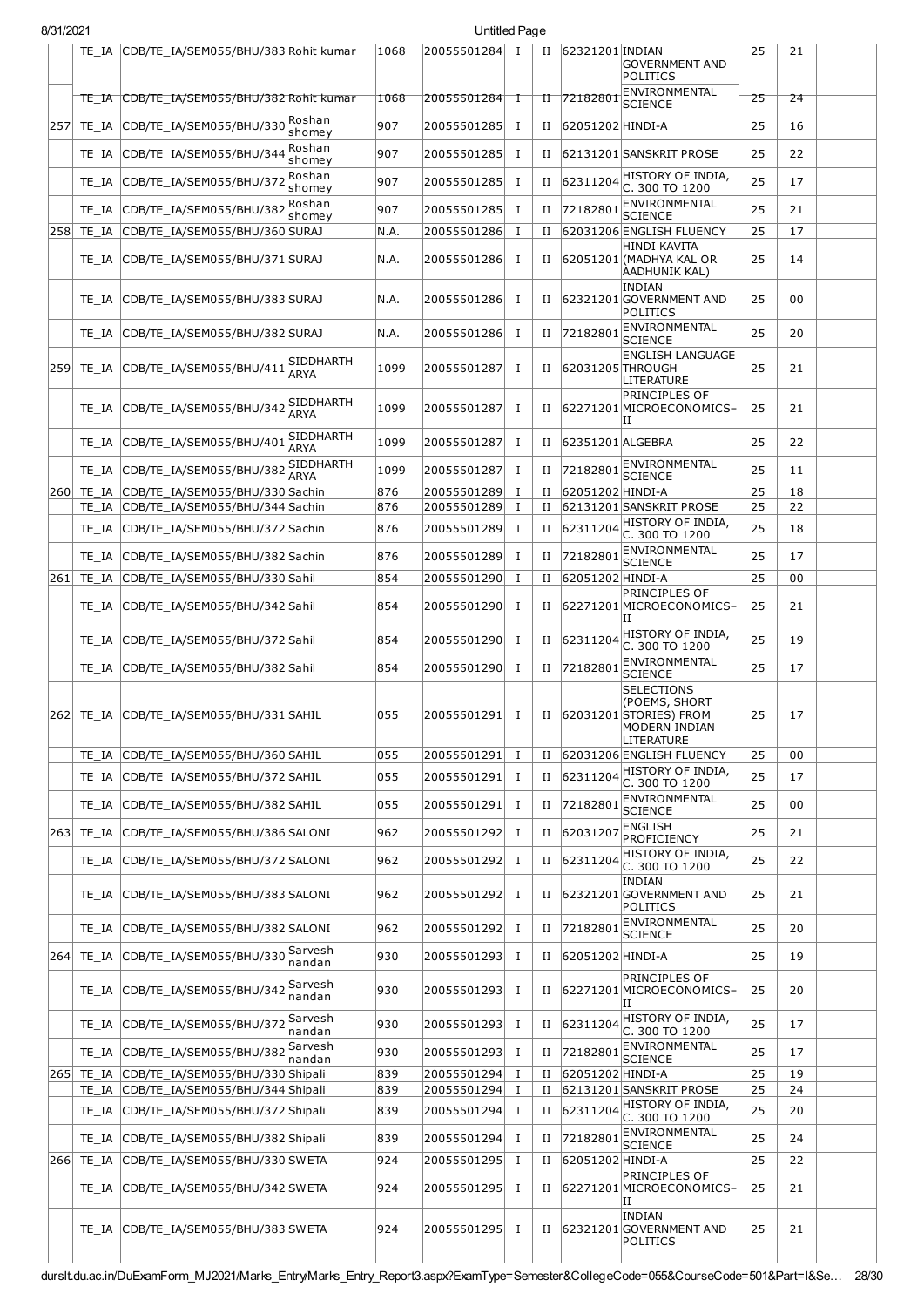| | TE_IA | CDB/TE_IA/SEM055/BHU/383 | Rohit kumar | 1068 | 20055501284 | I | II | 62321201 | INDIAN GOVERNMENT AND POLITICS | 25 | 21 | |
|---|---|---|---|---|---|---|---|---|---|---|---|---|
| | TE_IA | CDB/TE_IA/SEM055/BHU/382 | Rohit kumar | 1068 | 20055501284 | I | II | 72182801 | ENVIRONMENTAL SCIENCE | 25 | 24 | |
| 257 | TE_IA | CDB/TE_IA/SEM055/BHU/330 | Roshan shomey | 907 | 20055501285 | I | II | 62051202 | HINDI-A | 25 | 16 | |
| | TE_IA | CDB/TE_IA/SEM055/BHU/344 | Roshan shomey | 907 | 20055501285 | I | II | 62131201 | SANSKRIT PROSE | 25 | 22 | |
| | TE_IA | CDB/TE_IA/SEM055/BHU/372 | Roshan shomey | 907 | 20055501285 | I | II | 62311204 | HISTORY OF INDIA, C. 300 TO 1200 | 25 | 17 | |
| | TE_IA | CDB/TE_IA/SEM055/BHU/382 | Roshan shomey | 907 | 20055501285 | I | II | 72182801 | ENVIRONMENTAL SCIENCE | 25 | 21 | |
| 258 | TE_IA | CDB/TE_IA/SEM055/BHU/360 | SURAJ | N.A. | 20055501286 | I | II | 62031206 | ENGLISH FLUENCY | 25 | 17 | |
| | TE_IA | CDB/TE_IA/SEM055/BHU/371 | SURAJ | N.A. | 20055501286 | I | II | 62051201 | HINDI KAVITA (MADHYA KAL OR AADHUNIK KAL) | 25 | 14 | |
| | TE_IA | CDB/TE_IA/SEM055/BHU/383 | SURAJ | N.A. | 20055501286 | I | II | 62321201 | INDIAN GOVERNMENT AND POLITICS | 25 | 00 | |
| | TE_IA | CDB/TE_IA/SEM055/BHU/382 | SURAJ | N.A. | 20055501286 | I | II | 72182801 | ENVIRONMENTAL SCIENCE | 25 | 20 | |
| 259 | TE_IA | CDB/TE_IA/SEM055/BHU/411 | SIDDHARTH ARYA | 1099 | 20055501287 | I | II | 62031205 | ENGLISH LANGUAGE THROUGH LITERATURE | 25 | 21 | |
| | TE_IA | CDB/TE_IA/SEM055/BHU/342 | SIDDHARTH ARYA | 1099 | 20055501287 | I | II | 62271201 | PRINCIPLES OF MICROECONOMICS-II | 25 | 21 | |
| | TE_IA | CDB/TE_IA/SEM055/BHU/401 | SIDDHARTH ARYA | 1099 | 20055501287 | I | II | 62351201 | ALGEBRA | 25 | 22 | |
| | TE_IA | CDB/TE_IA/SEM055/BHU/382 | SIDDHARTH ARYA | 1099 | 20055501287 | I | II | 72182801 | ENVIRONMENTAL SCIENCE | 25 | 11 | |
| 260 | TE_IA | CDB/TE_IA/SEM055/BHU/330 | Sachin | 876 | 20055501289 | I | II | 62051202 | HINDI-A | 25 | 18 | |
| | TE_IA | CDB/TE_IA/SEM055/BHU/344 | Sachin | 876 | 20055501289 | I | II | 62131201 | SANSKRIT PROSE | 25 | 22 | |
| | TE_IA | CDB/TE_IA/SEM055/BHU/372 | Sachin | 876 | 20055501289 | I | II | 62311204 | HISTORY OF INDIA, C. 300 TO 1200 | 25 | 18 | |
| | TE_IA | CDB/TE_IA/SEM055/BHU/382 | Sachin | 876 | 20055501289 | I | II | 72182801 | ENVIRONMENTAL SCIENCE | 25 | 17 | |
| 261 | TE_IA | CDB/TE_IA/SEM055/BHU/330 | Sahil | 854 | 20055501290 | I | II | 62051202 | HINDI-A | 25 | 00 | |
| | TE_IA | CDB/TE_IA/SEM055/BHU/342 | Sahil | 854 | 20055501290 | I | II | 62271201 | PRINCIPLES OF MICROECONOMICS-II | 25 | 21 | |
| | TE_IA | CDB/TE_IA/SEM055/BHU/372 | Sahil | 854 | 20055501290 | I | II | 62311204 | HISTORY OF INDIA, C. 300 TO 1200 | 25 | 19 | |
| | TE_IA | CDB/TE_IA/SEM055/BHU/382 | Sahil | 854 | 20055501290 | I | II | 72182801 | ENVIRONMENTAL SCIENCE | 25 | 17 | |
| 262 | TE_IA | CDB/TE_IA/SEM055/BHU/331 | SAHIL | 055 | 20055501291 | I | II | 62031201 | SELECTIONS (POEMS, SHORT STORIES) FROM MODERN INDIAN LITERATURE | 25 | 17 | |
| | TE_IA | CDB/TE_IA/SEM055/BHU/360 | SAHIL | 055 | 20055501291 | I | II | 62031206 | ENGLISH FLUENCY | 25 | 00 | |
| | TE_IA | CDB/TE_IA/SEM055/BHU/372 | SAHIL | 055 | 20055501291 | I | II | 62311204 | HISTORY OF INDIA, C. 300 TO 1200 | 25 | 17 | |
| | TE_IA | CDB/TE_IA/SEM055/BHU/382 | SAHIL | 055 | 20055501291 | I | II | 72182801 | ENVIRONMENTAL SCIENCE | 25 | 00 | |
| 263 | TE_IA | CDB/TE_IA/SEM055/BHU/386 | SALONI | 962 | 20055501292 | I | II | 62031207 | ENGLISH PROFICIENCY | 25 | 21 | |
| | TE_IA | CDB/TE_IA/SEM055/BHU/372 | SALONI | 962 | 20055501292 | I | II | 62311204 | HISTORY OF INDIA, C. 300 TO 1200 | 25 | 22 | |
| | TE_IA | CDB/TE_IA/SEM055/BHU/383 | SALONI | 962 | 20055501292 | I | II | 62321201 | INDIAN GOVERNMENT AND POLITICS | 25 | 21 | |
| | TE_IA | CDB/TE_IA/SEM055/BHU/382 | SALONI | 962 | 20055501292 | I | II | 72182801 | ENVIRONMENTAL SCIENCE | 25 | 20 | |
| 264 | TE_IA | CDB/TE_IA/SEM055/BHU/330 | Sarvesh nandan | 930 | 20055501293 | I | II | 62051202 | HINDI-A | 25 | 19 | |
| | TE_IA | CDB/TE_IA/SEM055/BHU/342 | Sarvesh nandan | 930 | 20055501293 | I | II | 62271201 | PRINCIPLES OF MICROECONOMICS-II | 25 | 20 | |
| | TE_IA | CDB/TE_IA/SEM055/BHU/372 | Sarvesh nandan | 930 | 20055501293 | I | II | 62311204 | HISTORY OF INDIA, C. 300 TO 1200 | 25 | 17 | |
| | TE_IA | CDB/TE_IA/SEM055/BHU/382 | Sarvesh nandan | 930 | 20055501293 | I | II | 72182801 | ENVIRONMENTAL SCIENCE | 25 | 17 | |
| 265 | TE_IA | CDB/TE_IA/SEM055/BHU/330 | Shipali | 839 | 20055501294 | I | II | 62051202 | HINDI-A | 25 | 19 | |
| | TE_IA | CDB/TE_IA/SEM055/BHU/344 | Shipali | 839 | 20055501294 | I | II | 62131201 | SANSKRIT PROSE | 25 | 24 | |
| | TE_IA | CDB/TE_IA/SEM055/BHU/372 | Shipali | 839 | 20055501294 | I | II | 62311204 | HISTORY OF INDIA, C. 300 TO 1200 | 25 | 20 | |
| | TE_IA | CDB/TE_IA/SEM055/BHU/382 | Shipali | 839 | 20055501294 | I | II | 72182801 | ENVIRONMENTAL SCIENCE | 25 | 24 | |
| 266 | TE_IA | CDB/TE_IA/SEM055/BHU/330 | SWETA | 924 | 20055501295 | I | II | 62051202 | HINDI-A | 25 | 22 | |
| | TE_IA | CDB/TE_IA/SEM055/BHU/342 | SWETA | 924 | 20055501295 | I | II | 62271201 | PRINCIPLES OF MICROECONOMICS-II | 25 | 21 | |
| | TE_IA | CDB/TE_IA/SEM055/BHU/383 | SWETA | 924 | 20055501295 | I | II | 62321201 | INDIAN GOVERNMENT AND POLITICS | 25 | 21 | |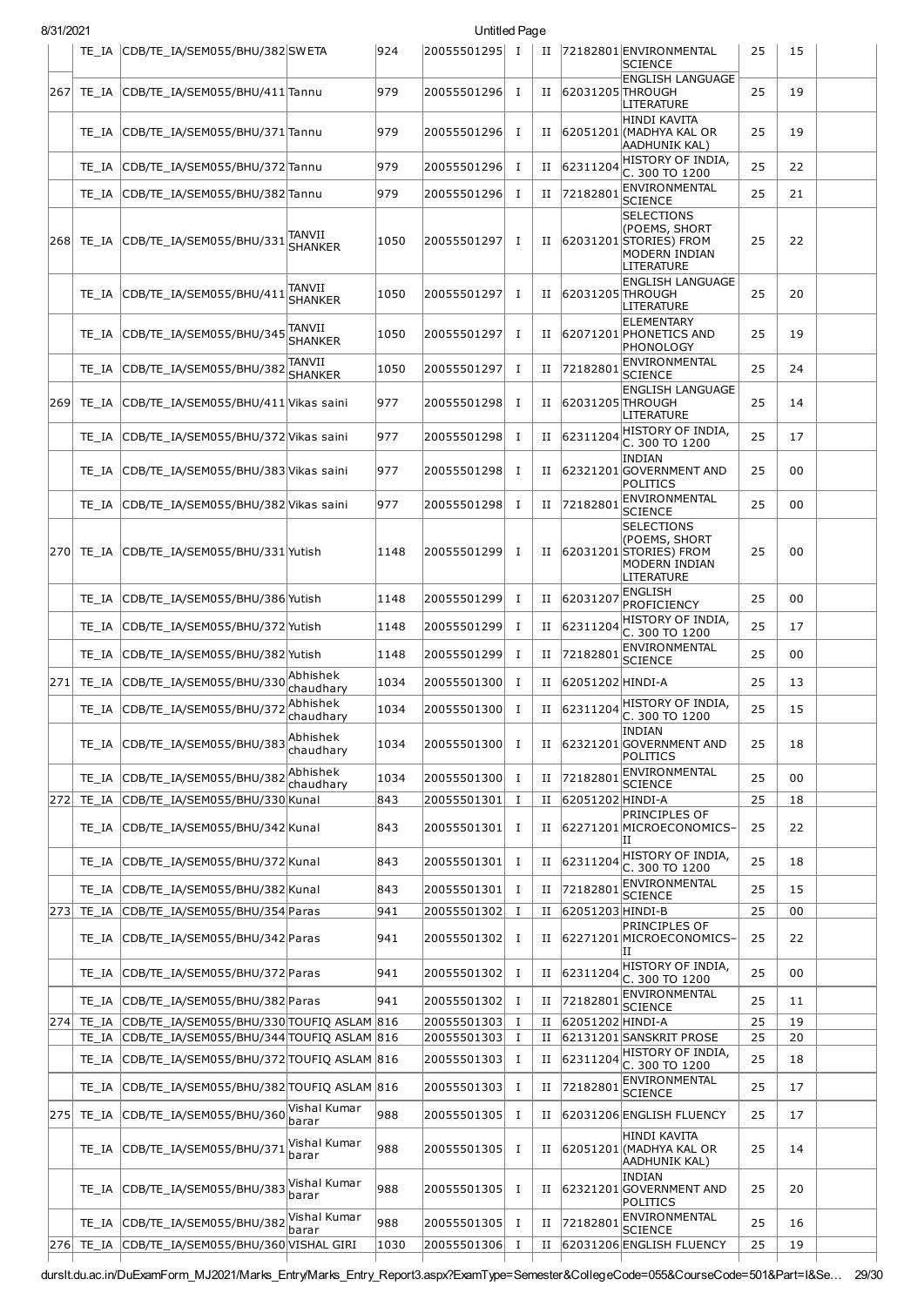|  |  |  |  |  |  |  |  |  |  |  |  |  |
|---|---|---|---|---|---|---|---|---|---|---|---|---|
|  | TE_IA | CDB/TE_IA/SEM055/BHU/382 | SWETA | 924 | 20055501295 | I | II | 72182801 | ENVIRONMENTAL SCIENCE | 25 | 15 |  |
| 267 | TE_IA | CDB/TE_IA/SEM055/BHU/411 | Tannu | 979 | 20055501296 | I | II | 62031205 | ENGLISH LANGUAGE THROUGH LITERATURE | 25 | 19 |  |
|  | TE_IA | CDB/TE_IA/SEM055/BHU/371 | Tannu | 979 | 20055501296 | I | II | 62051201 | HINDI KAVITA (MADHYA KAL OR AADHUNIK KAL) | 25 | 19 |  |
|  | TE_IA | CDB/TE_IA/SEM055/BHU/372 | Tannu | 979 | 20055501296 | I | II | 62311204 | HISTORY OF INDIA, C. 300 TO 1200 | 25 | 22 |  |
|  | TE_IA | CDB/TE_IA/SEM055/BHU/382 | Tannu | 979 | 20055501296 | I | II | 72182801 | ENVIRONMENTAL SCIENCE | 25 | 21 |  |
| 268 | TE_IA | CDB/TE_IA/SEM055/BHU/331 | TANVII SHANKER | 1050 | 20055501297 | I | II | 62031201 | SELECTIONS (POEMS, SHORT STORIES) FROM MODERN INDIAN LITERATURE | 25 | 22 |  |
|  | TE_IA | CDB/TE_IA/SEM055/BHU/411 | TANVII SHANKER | 1050 | 20055501297 | I | II | 62031205 | ENGLISH LANGUAGE THROUGH LITERATURE | 25 | 20 |  |
|  | TE_IA | CDB/TE_IA/SEM055/BHU/345 | TANVII SHANKER | 1050 | 20055501297 | I | II | 62071201 | ELEMENTARY PHONETICS AND PHONOLOGY | 25 | 19 |  |
|  | TE_IA | CDB/TE_IA/SEM055/BHU/382 | TANVII SHANKER | 1050 | 20055501297 | I | II | 72182801 | ENVIRONMENTAL SCIENCE | 25 | 24 |  |
| 269 | TE_IA | CDB/TE_IA/SEM055/BHU/411 | Vikas saini | 977 | 20055501298 | I | II | 62031205 | ENGLISH LANGUAGE THROUGH LITERATURE | 25 | 14 |  |
|  | TE_IA | CDB/TE_IA/SEM055/BHU/372 | Vikas saini | 977 | 20055501298 | I | II | 62311204 | HISTORY OF INDIA, C. 300 TO 1200 | 25 | 17 |  |
|  | TE_IA | CDB/TE_IA/SEM055/BHU/383 | Vikas saini | 977 | 20055501298 | I | II | 62321201 | INDIAN GOVERNMENT AND POLITICS | 25 | 00 |  |
|  | TE_IA | CDB/TE_IA/SEM055/BHU/382 | Vikas saini | 977 | 20055501298 | I | II | 72182801 | ENVIRONMENTAL SCIENCE | 25 | 00 |  |
| 270 | TE_IA | CDB/TE_IA/SEM055/BHU/331 | Yutish | 1148 | 20055501299 | I | II | 62031201 | SELECTIONS (POEMS, SHORT STORIES) FROM MODERN INDIAN LITERATURE | 25 | 00 |  |
|  | TE_IA | CDB/TE_IA/SEM055/BHU/386 | Yutish | 1148 | 20055501299 | I | II | 62031207 | ENGLISH PROFICIENCY | 25 | 00 |  |
|  | TE_IA | CDB/TE_IA/SEM055/BHU/372 | Yutish | 1148 | 20055501299 | I | II | 62311204 | HISTORY OF INDIA, C. 300 TO 1200 | 25 | 17 |  |
|  | TE_IA | CDB/TE_IA/SEM055/BHU/382 | Yutish | 1148 | 20055501299 | I | II | 72182801 | ENVIRONMENTAL SCIENCE | 25 | 00 |  |
| 271 | TE_IA | CDB/TE_IA/SEM055/BHU/330 | Abhishek chaudhary | 1034 | 20055501300 | I | II | 62051202 | HINDI-A | 25 | 13 |  |
|  | TE_IA | CDB/TE_IA/SEM055/BHU/372 | Abhishek chaudhary | 1034 | 20055501300 | I | II | 62311204 | HISTORY OF INDIA, C. 300 TO 1200 | 25 | 15 |  |
|  | TE_IA | CDB/TE_IA/SEM055/BHU/383 | Abhishek chaudhary | 1034 | 20055501300 | I | II | 62321201 | INDIAN GOVERNMENT AND POLITICS | 25 | 18 |  |
|  | TE_IA | CDB/TE_IA/SEM055/BHU/382 | Abhishek chaudhary | 1034 | 20055501300 | I | II | 72182801 | ENVIRONMENTAL SCIENCE | 25 | 00 |  |
| 272 | TE_IA | CDB/TE_IA/SEM055/BHU/330 | Kunal | 843 | 20055501301 | I | II | 62051202 | HINDI-A | 25 | 18 |  |
|  | TE_IA | CDB/TE_IA/SEM055/BHU/342 | Kunal | 843 | 20055501301 | I | II | 62271201 | PRINCIPLES OF MICROECONOMICS–II | 25 | 22 |  |
|  | TE_IA | CDB/TE_IA/SEM055/BHU/372 | Kunal | 843 | 20055501301 | I | II | 62311204 | HISTORY OF INDIA, C. 300 TO 1200 | 25 | 18 |  |
|  | TE_IA | CDB/TE_IA/SEM055/BHU/382 | Kunal | 843 | 20055501301 | I | II | 72182801 | ENVIRONMENTAL SCIENCE | 25 | 15 |  |
| 273 | TE_IA | CDB/TE_IA/SEM055/BHU/354 | Paras | 941 | 20055501302 | I | II | 62051203 | HINDI-B | 25 | 00 |  |
|  | TE_IA | CDB/TE_IA/SEM055/BHU/342 | Paras | 941 | 20055501302 | I | II | 62271201 | PRINCIPLES OF MICROECONOMICS–II | 25 | 22 |  |
|  | TE_IA | CDB/TE_IA/SEM055/BHU/372 | Paras | 941 | 20055501302 | I | II | 62311204 | HISTORY OF INDIA, C. 300 TO 1200 | 25 | 00 |  |
|  | TE_IA | CDB/TE_IA/SEM055/BHU/382 | Paras | 941 | 20055501302 | I | II | 72182801 | ENVIRONMENTAL SCIENCE | 25 | 11 |  |
| 274 | TE_IA | CDB/TE_IA/SEM055/BHU/330 | TOUFIQ ASLAM | 816 | 20055501303 | I | II | 62051202 | HINDI-A | 25 | 19 |  |
|  | TE_IA | CDB/TE_IA/SEM055/BHU/344 | TOUFIQ ASLAM | 816 | 20055501303 | I | II | 62131201 | SANSKRIT PROSE | 25 | 20 |  |
|  | TE_IA | CDB/TE_IA/SEM055/BHU/372 | TOUFIQ ASLAM | 816 | 20055501303 | I | II | 62311204 | HISTORY OF INDIA, C. 300 TO 1200 | 25 | 18 |  |
|  | TE_IA | CDB/TE_IA/SEM055/BHU/382 | TOUFIQ ASLAM | 816 | 20055501303 | I | II | 72182801 | ENVIRONMENTAL SCIENCE | 25 | 17 |  |
| 275 | TE_IA | CDB/TE_IA/SEM055/BHU/360 | Vishal Kumar barar | 988 | 20055501305 | I | II | 62031206 | ENGLISH FLUENCY | 25 | 17 |  |
|  | TE_IA | CDB/TE_IA/SEM055/BHU/371 | Vishal Kumar barar | 988 | 20055501305 | I | II | 62051201 | HINDI KAVITA (MADHYA KAL OR AADHUNIK KAL) | 25 | 14 |  |
|  | TE_IA | CDB/TE_IA/SEM055/BHU/383 | Vishal Kumar barar | 988 | 20055501305 | I | II | 62321201 | INDIAN GOVERNMENT AND POLITICS | 25 | 20 |  |
|  | TE_IA | CDB/TE_IA/SEM055/BHU/382 | Vishal Kumar barar | 988 | 20055501305 | I | II | 72182801 | ENVIRONMENTAL SCIENCE | 25 | 16 |  |
| 276 | TE_IA | CDB/TE_IA/SEM055/BHU/360 | VISHAL GIRI | 1030 | 20055501306 | I | II | 62031206 | ENGLISH FLUENCY | 25 | 19 |  |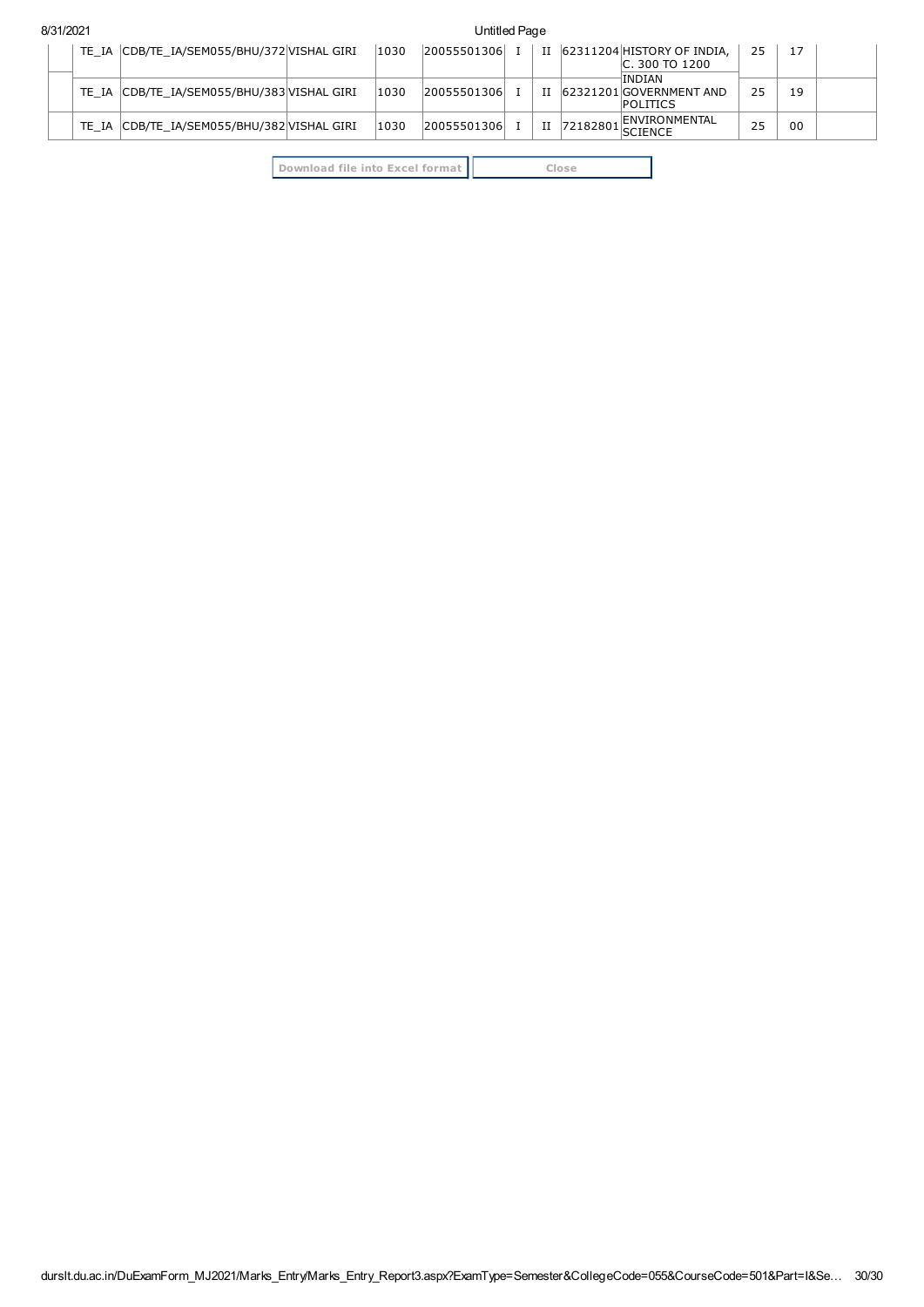| | | | | | | | | | | | | |
|---|---|---|---|---|---|---|---|---|---|---|---|---|
| | TE_IA | CDB/TE_IA/SEM055/BHU/372 | VISHAL GIRI | 1030 | 20055501306 | I | II | 62311204 | HISTORY OF INDIA, C. 300 TO 1200 | 25 | 17 | |
| | TE_IA | CDB/TE_IA/SEM055/BHU/383 | VISHAL GIRI | 1030 | 20055501306 | I | II | 62321201 | INDIAN GOVERNMENT AND POLITICS | 25 | 19 | |
| | TE_IA | CDB/TE_IA/SEM055/BHU/382 | VISHAL GIRI | 1030 | 20055501306 | I | II | 72182801 | ENVIRONMENTAL SCIENCE | 25 | 00 | |

Download file into Excel format    Close